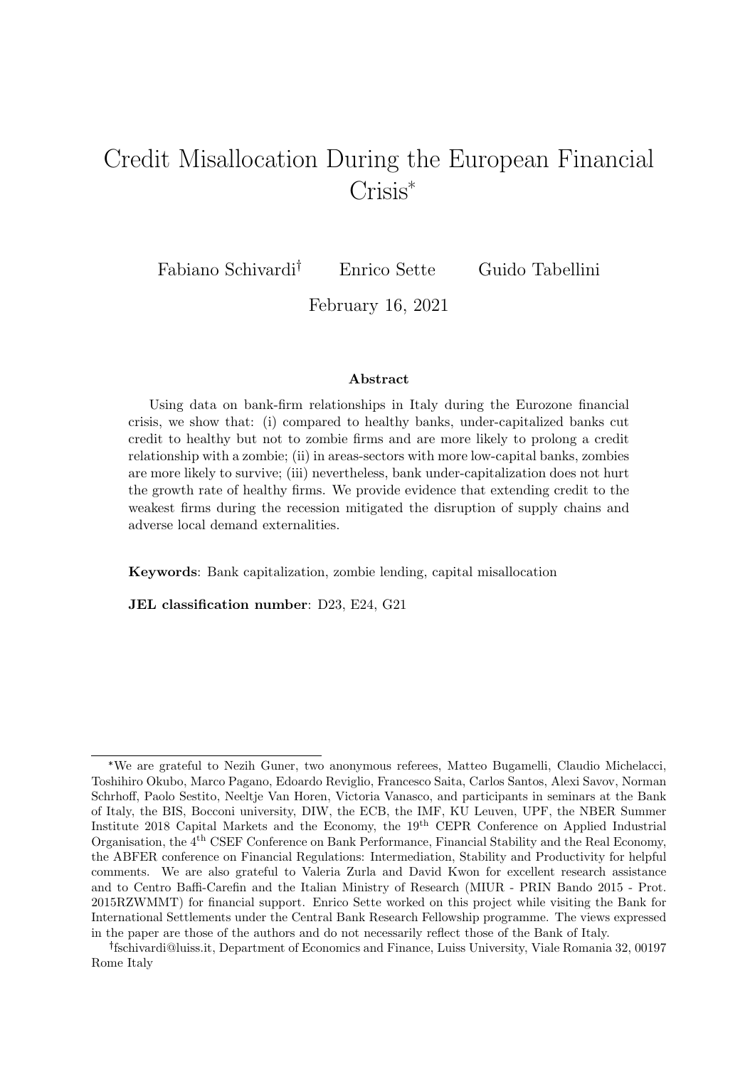# Credit Misallocation During the European Financial Crisis*

Fabiano Schivardi† Enrico Sette Guido Tabellini

February 16, 2021

### Abstract

Using data on bank-firm relationships in Italy during the Eurozone financial crisis, we show that: (i) compared to healthy banks, under-capitalized banks cut credit to healthy but not to zombie firms and are more likely to prolong a credit relationship with a zombie; (ii) in areas-sectors with more low-capital banks, zombies are more likely to survive; (iii) nevertheless, bank under-capitalization does not hurt the growth rate of healthy firms. We provide evidence that extending credit to the weakest firms during the recession mitigated the disruption of supply chains and adverse local demand externalities.

**Keywords**: Bank capitalization, zombie lending, capital misallocation

**JEL classification number**: D23, E24, G21

---

*We are grateful to Nezih Guner, two anonymous referees, Matteo Bugamelli, Claudio Michelacci, Toshihiro Okubo, Marco Pagano, Edoardo Reviglio, Francesco Saita, Carlos Santos, Alexi Savov, Norman Schrhoff, Paolo Sestito, Neeltje Van Horen, Victoria Vanasco, and participants in seminars at the Bank of Italy, the BIS, Bocconi university, DIW, the ECB, the IMF, KU Leuven, UPF, the NBER Summer Institute 2018 Capital Markets and the Economy, the 19th CEPR Conference on Applied Industrial Organisation, the 4th CSEF Conference on Bank Performance, Financial Stability and the Real Economy, the ABFER conference on Financial Regulations: Intermediation, Stability and Productivity for helpful comments. We are also grateful to Valeria Zurla and David Kwon for excellent research assistance and to Centro Baffi-Carefin and the Italian Ministry of Research (MIUR - PRIN Bando 2015 - Prot. 2015RZWMMT) for financial support. Enrico Sette worked on this project while visiting the Bank for International Settlements under the Central Bank Research Fellowship programme. The views expressed in the paper are those of the authors and do not necessarily reflect those of the Bank of Italy.

†fschivardi@luiss.it, Department of Economics and Finance, Luiss University, Viale Romania 32, 00197 Rome Italy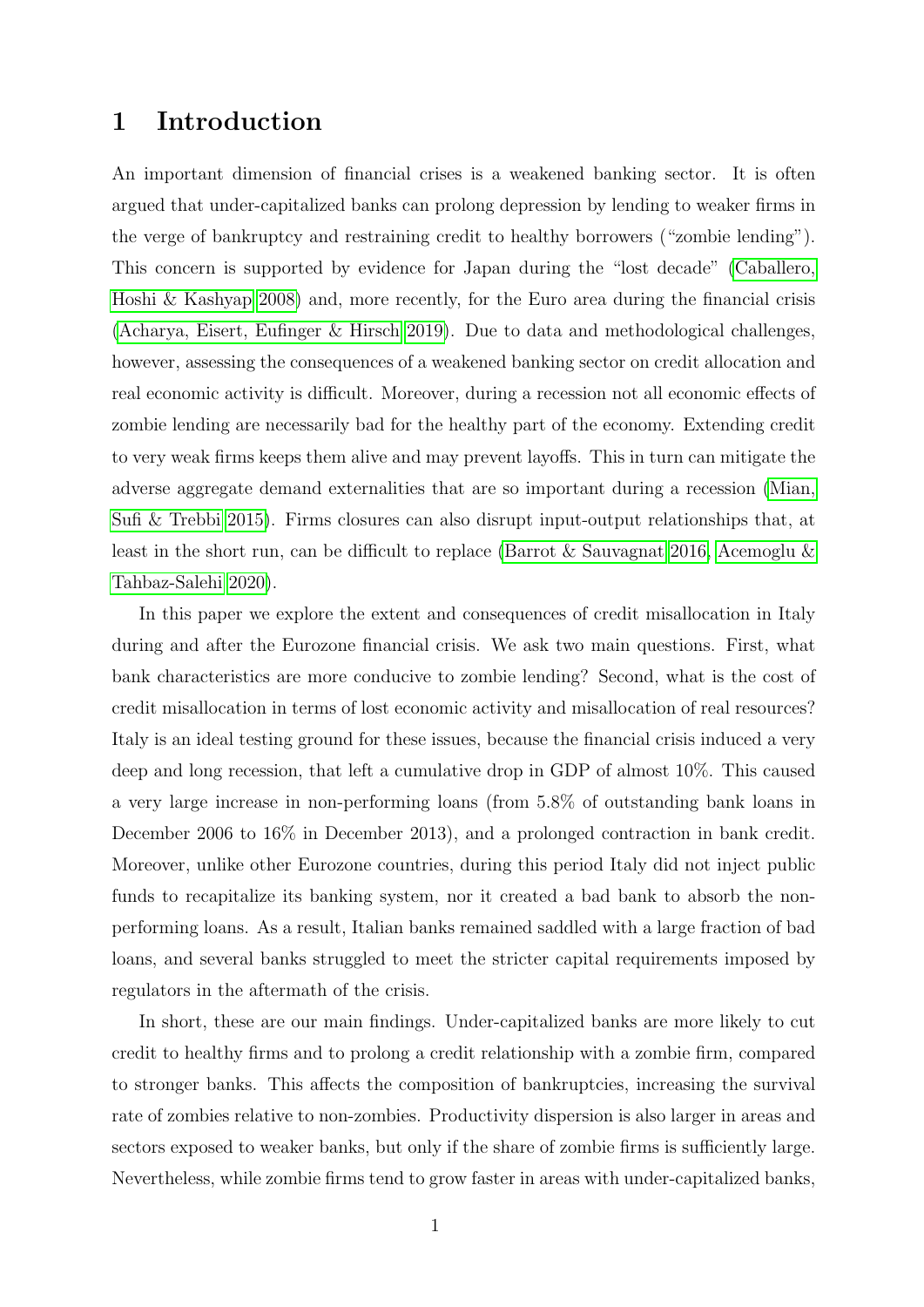# 1 Introduction

An important dimension of financial crises is a weakened banking sector. It is often argued that under-capitalized banks can prolong depression by lending to weaker firms in the verge of bankruptcy and restraining credit to healthy borrowers ("zombie lending"). This concern is supported by evidence for Japan during the "lost decade" (Caballero, Hoshi & Kashyap 2008) and, more recently, for the Euro area during the financial crisis (Acharya, Eisert, Eufinger & Hirsch 2019). Due to data and methodological challenges, however, assessing the consequences of a weakened banking sector on credit allocation and real economic activity is difficult. Moreover, during a recession not all economic effects of zombie lending are necessarily bad for the healthy part of the economy. Extending credit to very weak firms keeps them alive and may prevent layoffs. This in turn can mitigate the adverse aggregate demand externalities that are so important during a recession (Mian, Sufi & Trebbi 2015). Firms closures can also disrupt input-output relationships that, at least in the short run, can be difficult to replace (Barrot & Sauvagnat 2016, Acemoglu & Tahbaz-Salehi 2020).

In this paper we explore the extent and consequences of credit misallocation in Italy during and after the Eurozone financial crisis. We ask two main questions. First, what bank characteristics are more conducive to zombie lending? Second, what is the cost of credit misallocation in terms of lost economic activity and misallocation of real resources? Italy is an ideal testing ground for these issues, because the financial crisis induced a very deep and long recession, that left a cumulative drop in GDP of almost 10%. This caused a very large increase in non-performing loans (from 5.8% of outstanding bank loans in December 2006 to 16% in December 2013), and a prolonged contraction in bank credit. Moreover, unlike other Eurozone countries, during this period Italy did not inject public funds to recapitalize its banking system, nor it created a bad bank to absorb the non-performing loans. As a result, Italian banks remained saddled with a large fraction of bad loans, and several banks struggled to meet the stricter capital requirements imposed by regulators in the aftermath of the crisis.

In short, these are our main findings. Under-capitalized banks are more likely to cut credit to healthy firms and to prolong a credit relationship with a zombie firm, compared to stronger banks. This affects the composition of bankruptcies, increasing the survival rate of zombies relative to non-zombies. Productivity dispersion is also larger in areas and sectors exposed to weaker banks, but only if the share of zombie firms is sufficiently large. Nevertheless, while zombie firms tend to grow faster in areas with under-capitalized banks,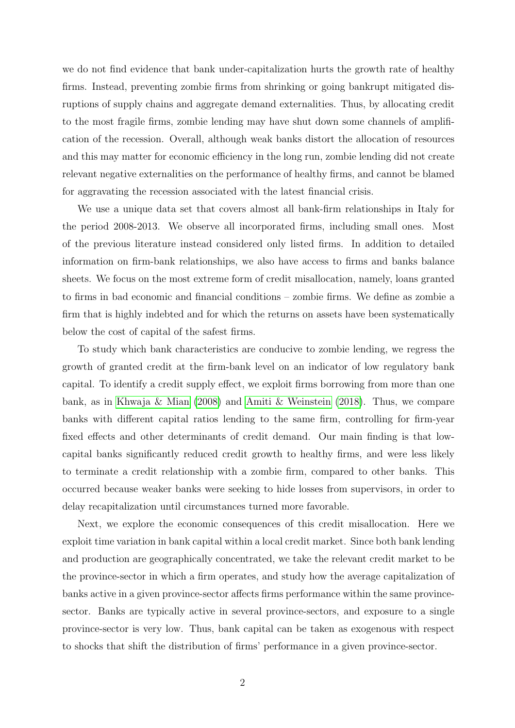we do not find evidence that bank under-capitalization hurts the growth rate of healthy firms. Instead, preventing zombie firms from shrinking or going bankrupt mitigated disruptions of supply chains and aggregate demand externalities. Thus, by allocating credit to the most fragile firms, zombie lending may have shut down some channels of amplification of the recession. Overall, although weak banks distort the allocation of resources and this may matter for economic efficiency in the long run, zombie lending did not create relevant negative externalities on the performance of healthy firms, and cannot be blamed for aggravating the recession associated with the latest financial crisis.

We use a unique data set that covers almost all bank-firm relationships in Italy for the period 2008-2013. We observe all incorporated firms, including small ones. Most of the previous literature instead considered only listed firms. In addition to detailed information on firm-bank relationships, we also have access to firms and banks balance sheets. We focus on the most extreme form of credit misallocation, namely, loans granted to firms in bad economic and financial conditions – zombie firms. We define as zombie a firm that is highly indebted and for which the returns on assets have been systematically below the cost of capital of the safest firms.

To study which bank characteristics are conducive to zombie lending, we regress the growth of granted credit at the firm-bank level on an indicator of low regulatory bank capital. To identify a credit supply effect, we exploit firms borrowing from more than one bank, as in Khwaja & Mian (2008) and Amiti & Weinstein (2018). Thus, we compare banks with different capital ratios lending to the same firm, controlling for firm-year fixed effects and other determinants of credit demand. Our main finding is that low-capital banks significantly reduced credit growth to healthy firms, and were less likely to terminate a credit relationship with a zombie firm, compared to other banks. This occurred because weaker banks were seeking to hide losses from supervisors, in order to delay recapitalization until circumstances turned more favorable.

Next, we explore the economic consequences of this credit misallocation. Here we exploit time variation in bank capital within a local credit market. Since both bank lending and production are geographically concentrated, we take the relevant credit market to be the province-sector in which a firm operates, and study how the average capitalization of banks active in a given province-sector affects firms performance within the same province-sector. Banks are typically active in several province-sectors, and exposure to a single province-sector is very low. Thus, bank capital can be taken as exogenous with respect to shocks that shift the distribution of firms' performance in a given province-sector.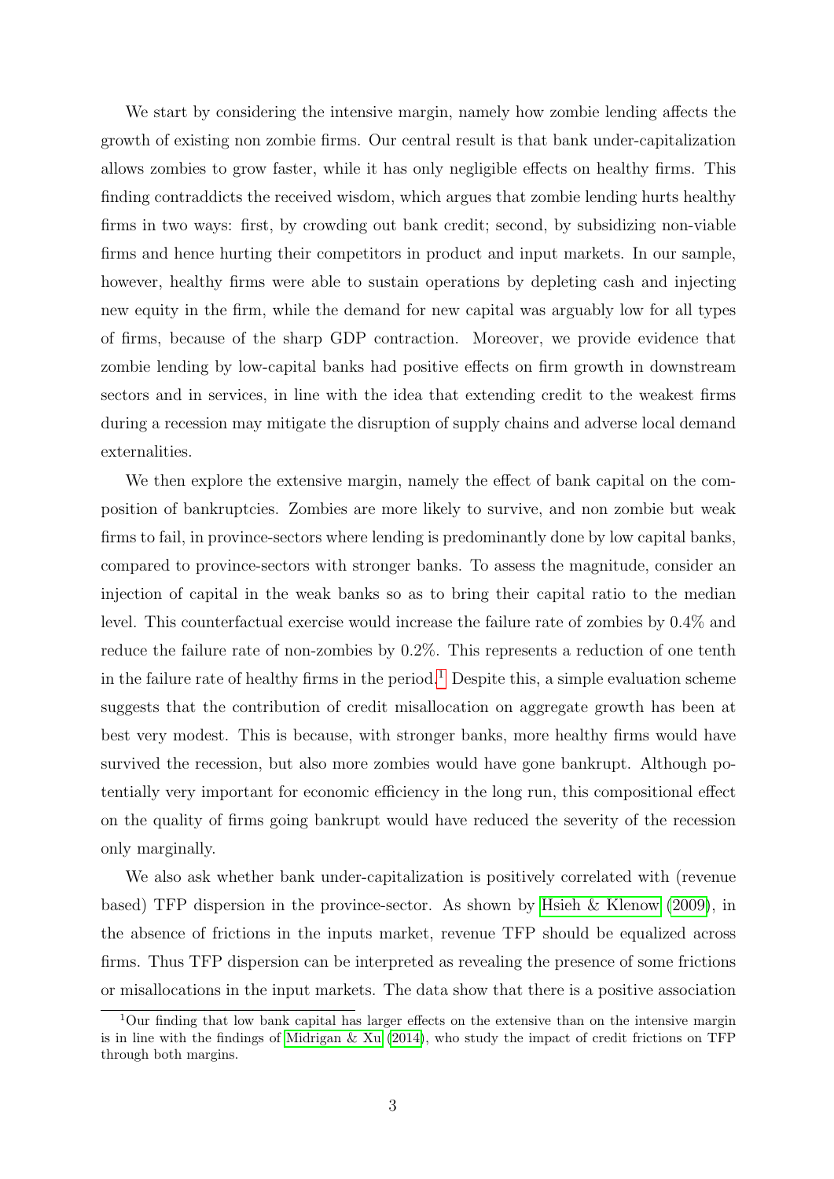We start by considering the intensive margin, namely how zombie lending affects the growth of existing non zombie firms. Our central result is that bank under-capitalization allows zombies to grow faster, while it has only negligible effects on healthy firms. This finding contraddicts the received wisdom, which argues that zombie lending hurts healthy firms in two ways: first, by crowding out bank credit; second, by subsidizing non-viable firms and hence hurting their competitors in product and input markets. In our sample, however, healthy firms were able to sustain operations by depleting cash and injecting new equity in the firm, while the demand for new capital was arguably low for all types of firms, because of the sharp GDP contraction. Moreover, we provide evidence that zombie lending by low-capital banks had positive effects on firm growth in downstream sectors and in services, in line with the idea that extending credit to the weakest firms during a recession may mitigate the disruption of supply chains and adverse local demand externalities.

We then explore the extensive margin, namely the effect of bank capital on the composition of bankruptcies. Zombies are more likely to survive, and non zombie but weak firms to fail, in province-sectors where lending is predominantly done by low capital banks, compared to province-sectors with stronger banks. To assess the magnitude, consider an injection of capital in the weak banks so as to bring their capital ratio to the median level. This counterfactual exercise would increase the failure rate of zombies by 0.4% and reduce the failure rate of non-zombies by 0.2%. This represents a reduction of one tenth in the failure rate of healthy firms in the period.[1] Despite this, a simple evaluation scheme suggests that the contribution of credit misallocation on aggregate growth has been at best very modest. This is because, with stronger banks, more healthy firms would have survived the recession, but also more zombies would have gone bankrupt. Although potentially very important for economic efficiency in the long run, this compositional effect on the quality of firms going bankrupt would have reduced the severity of the recession only marginally.

We also ask whether bank under-capitalization is positively correlated with (revenue based) TFP dispersion in the province-sector. As shown by Hsieh & Klenow (2009), in the absence of frictions in the inputs market, revenue TFP should be equalized across firms. Thus TFP dispersion can be interpreted as revealing the presence of some frictions or misallocations in the input markets. The data show that there is a positive association

[1] Our finding that low bank capital has larger effects on the extensive than on the intensive margin is in line with the findings of Midrigan & Xu (2014), who study the impact of credit frictions on TFP through both margins.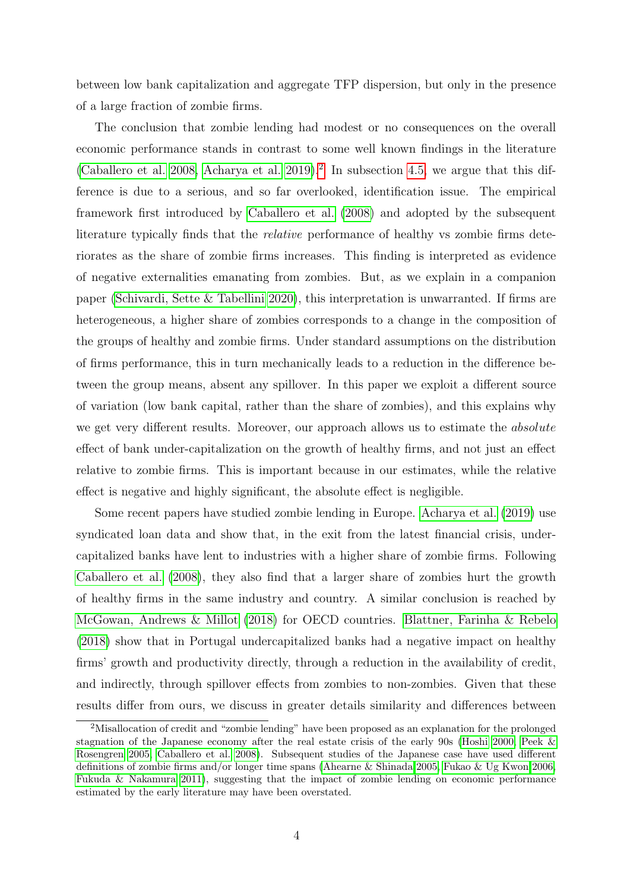between low bank capitalization and aggregate TFP dispersion, but only in the presence of a large fraction of zombie firms.

The conclusion that zombie lending had modest or no consequences on the overall economic performance stands in contrast to some well known findings in the literature (Caballero et al. 2008, Acharya et al. 2019).[2] In subsection 4.5, we argue that this difference is due to a serious, and so far overlooked, identification issue. The empirical framework first introduced by Caballero et al. (2008) and adopted by the subsequent literature typically finds that the *relative* performance of healthy vs zombie firms deteriorates as the share of zombie firms increases. This finding is interpreted as evidence of negative externalities emanating from zombies. But, as we explain in a companion paper (Schivardi, Sette & Tabellini 2020), this interpretation is unwarranted. If firms are heterogeneous, a higher share of zombies corresponds to a change in the composition of the groups of healthy and zombie firms. Under standard assumptions on the distribution of firms performance, this in turn mechanically leads to a reduction in the difference between the group means, absent any spillover. In this paper we exploit a different source of variation (low bank capital, rather than the share of zombies), and this explains why we get very different results. Moreover, our approach allows us to estimate the *absolute* effect of bank under-capitalization on the growth of healthy firms, and not just an effect relative to zombie firms. This is important because in our estimates, while the relative effect is negative and highly significant, the absolute effect is negligible.

Some recent papers have studied zombie lending in Europe. Acharya et al. (2019) use syndicated loan data and show that, in the exit from the latest financial crisis, undercapitalized banks have lent to industries with a higher share of zombie firms. Following Caballero et al. (2008), they also find that a larger share of zombies hurt the growth of healthy firms in the same industry and country. A similar conclusion is reached by McGowan, Andrews & Millot (2018) for OECD countries. Blattner, Farinha & Rebelo (2018) show that in Portugal undercapitalized banks had a negative impact on healthy firms' growth and productivity directly, through a reduction in the availability of credit, and indirectly, through spillover effects from zombies to non-zombies. Given that these results differ from ours, we discuss in greater details similarity and differences between

[2] Misallocation of credit and "zombie lending" have been proposed as an explanation for the prolonged stagnation of the Japanese economy after the real estate crisis of the early 90s (Hoshi 2000, Peek & Rosengren 2005, Caballero et al. 2008). Subsequent studies of the Japanese case have used different definitions of zombie firms and/or longer time spans (Ahearne & Shinada 2005, Fukao & Ug Kwon 2006, Fukuda & Nakamura 2011), suggesting that the impact of zombie lending on economic performance estimated by the early literature may have been overstated.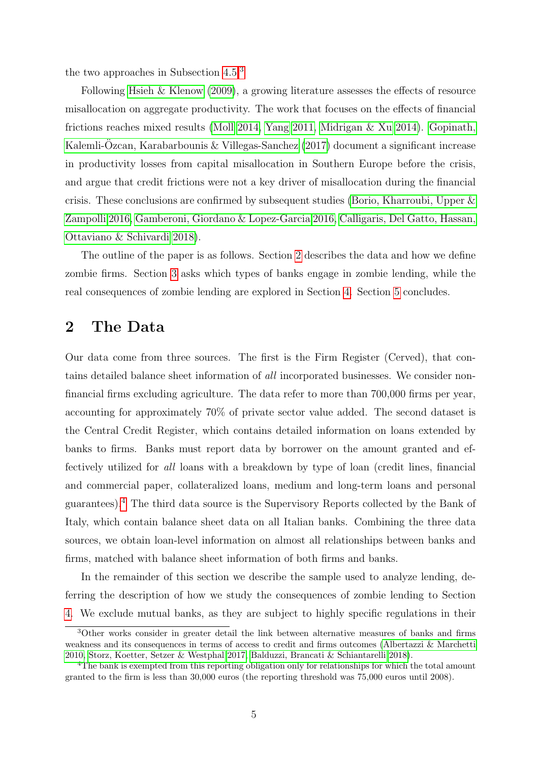the two approaches in Subsection 4.5.[3]

Following Hsieh & Klenow (2009), a growing literature assesses the effects of resource misallocation on aggregate productivity. The work that focuses on the effects of financial frictions reaches mixed results (Moll 2014, Yang 2011, Midrigan & Xu 2014). Gopinath, Kalemli-Özcan, Karabarbounis & Villegas-Sanchez (2017) document a significant increase in productivity losses from capital misallocation in Southern Europe before the crisis, and argue that credit frictions were not a key driver of misallocation during the financial crisis. These conclusions are confirmed by subsequent studies (Borio, Kharroubi, Upper & Zampolli 2016, Gamberoni, Giordano & Lopez-Garcia 2016, Calligaris, Del Gatto, Hassan, Ottaviano & Schivardi 2018).

The outline of the paper is as follows. Section 2 describes the data and how we define zombie firms. Section 3 asks which types of banks engage in zombie lending, while the real consequences of zombie lending are explored in Section 4. Section 5 concludes.

## 2 The Data

Our data come from three sources. The first is the Firm Register (Cerved), that contains detailed balance sheet information of *all* incorporated businesses. We consider non-financial firms excluding agriculture. The data refer to more than 700,000 firms per year, accounting for approximately 70% of private sector value added. The second dataset is the Central Credit Register, which contains detailed information on loans extended by banks to firms. Banks must report data by borrower on the amount granted and effectively utilized for *all* loans with a breakdown by type of loan (credit lines, financial and commercial paper, collateralized loans, medium and long-term loans and personal guarantees).[4] The third data source is the Supervisory Reports collected by the Bank of Italy, which contain balance sheet data on all Italian banks. Combining the three data sources, we obtain loan-level information on almost all relationships between banks and firms, matched with balance sheet information of both firms and banks.

In the remainder of this section we describe the sample used to analyze lending, deferring the description of how we study the consequences of zombie lending to Section 4. We exclude mutual banks, as they are subject to highly specific regulations in their

[3] Other works consider in greater detail the link between alternative measures of banks and firms weakness and its consequences in terms of access to credit and firms outcomes (Albertazzi & Marchetti 2010, Storz, Koetter, Setzer & Westphal 2017, Balduzzi, Brancati & Schiantarelli 2018).

[4] The bank is exempted from this reporting obligation only for relationships for which the total amount granted to the firm is less than 30,000 euros (the reporting threshold was 75,000 euros until 2008).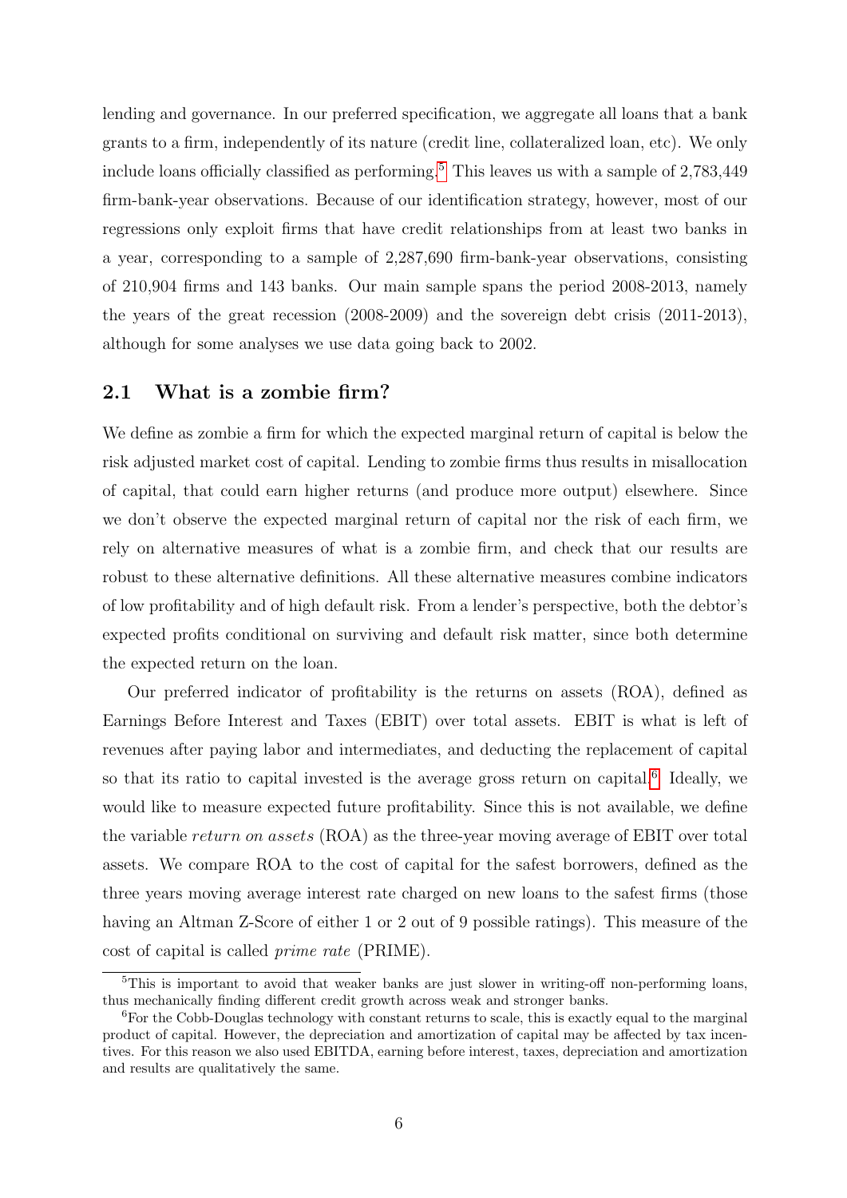lending and governance. In our preferred specification, we aggregate all loans that a bank grants to a firm, independently of its nature (credit line, collateralized loan, etc). We only include loans officially classified as performing.[5] This leaves us with a sample of 2,783,449 firm-bank-year observations. Because of our identification strategy, however, most of our regressions only exploit firms that have credit relationships from at least two banks in a year, corresponding to a sample of 2,287,690 firm-bank-year observations, consisting of 210,904 firms and 143 banks. Our main sample spans the period 2008-2013, namely the years of the great recession (2008-2009) and the sovereign debt crisis (2011-2013), although for some analyses we use data going back to 2002.

## 2.1 What is a zombie firm?

We define as zombie a firm for which the expected marginal return of capital is below the risk adjusted market cost of capital. Lending to zombie firms thus results in misallocation of capital, that could earn higher returns (and produce more output) elsewhere. Since we don't observe the expected marginal return of capital nor the risk of each firm, we rely on alternative measures of what is a zombie firm, and check that our results are robust to these alternative definitions. All these alternative measures combine indicators of low profitability and of high default risk. From a lender's perspective, both the debtor's expected profits conditional on surviving and default risk matter, since both determine the expected return on the loan.

Our preferred indicator of profitability is the returns on assets (ROA), defined as Earnings Before Interest and Taxes (EBIT) over total assets. EBIT is what is left of revenues after paying labor and intermediates, and deducting the replacement of capital so that its ratio to capital invested is the average gross return on capital.[6] Ideally, we would like to measure expected future profitability. Since this is not available, we define the variable *return on assets* (ROA) as the three-year moving average of EBIT over total assets. We compare ROA to the cost of capital for the safest borrowers, defined as the three years moving average interest rate charged on new loans to the safest firms (those having an Altman Z-Score of either 1 or 2 out of 9 possible ratings). This measure of the cost of capital is called *prime rate* (PRIME).

[5] This is important to avoid that weaker banks are just slower in writing-off non-performing loans, thus mechanically finding different credit growth across weak and stronger banks.

[6] For the Cobb-Douglas technology with constant returns to scale, this is exactly equal to the marginal product of capital. However, the depreciation and amortization of capital may be affected by tax incentives. For this reason we also used EBITDA, earning before interest, taxes, depreciation and amortization and results are qualitatively the same.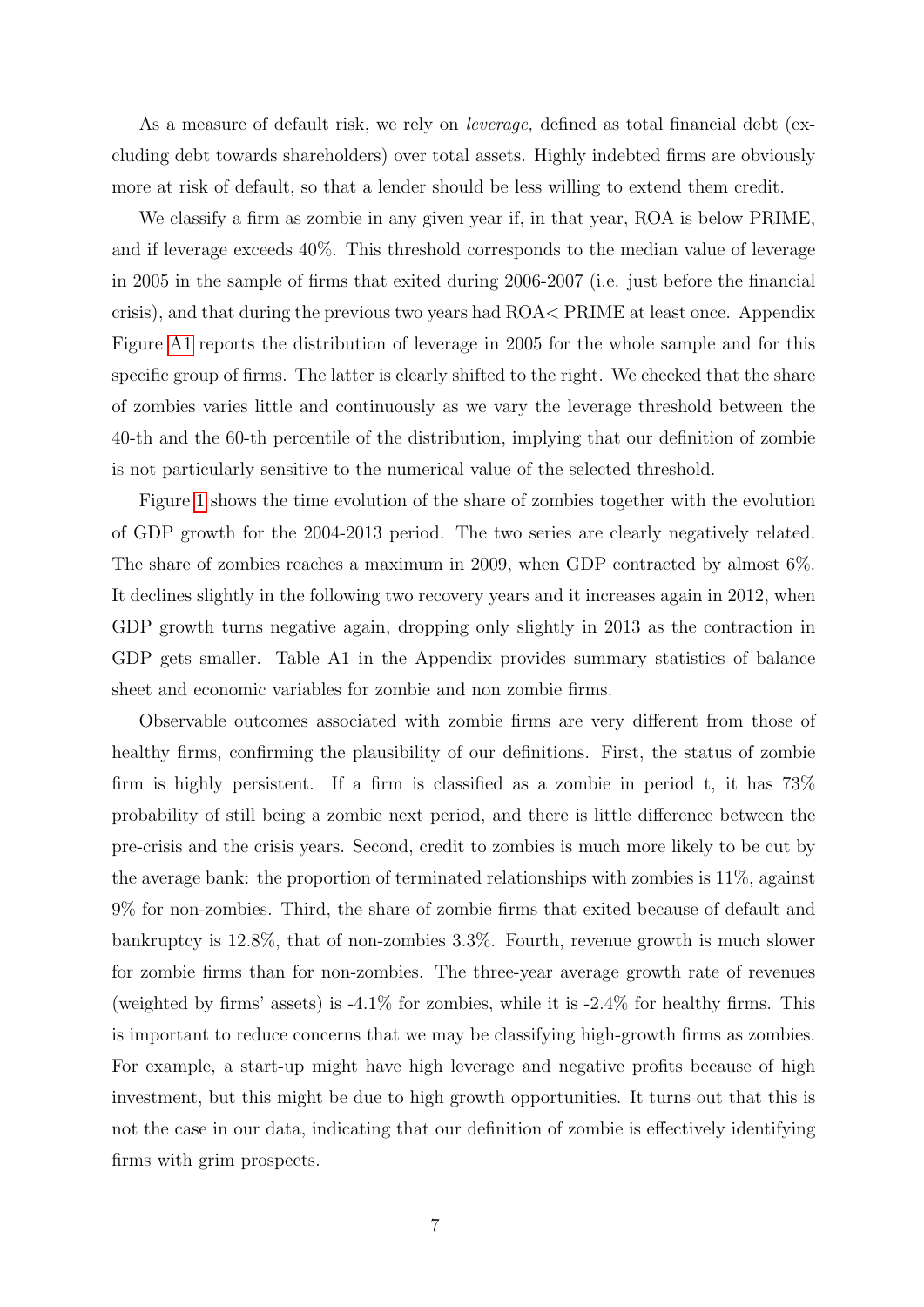As a measure of default risk, we rely on *leverage,* defined as total financial debt (excluding debt towards shareholders) over total assets. Highly indebted firms are obviously more at risk of default, so that a lender should be less willing to extend them credit.

We classify a firm as zombie in any given year if, in that year, ROA is below PRIME, and if leverage exceeds 40%. This threshold corresponds to the median value of leverage in 2005 in the sample of firms that exited during 2006-2007 (i.e. just before the financial crisis), and that during the previous two years had ROA< PRIME at least once. Appendix Figure A1 reports the distribution of leverage in 2005 for the whole sample and for this specific group of firms. The latter is clearly shifted to the right. We checked that the share of zombies varies little and continuously as we vary the leverage threshold between the 40-th and the 60-th percentile of the distribution, implying that our definition of zombie is not particularly sensitive to the numerical value of the selected threshold.

Figure 1 shows the time evolution of the share of zombies together with the evolution of GDP growth for the 2004-2013 period. The two series are clearly negatively related. The share of zombies reaches a maximum in 2009, when GDP contracted by almost 6%. It declines slightly in the following two recovery years and it increases again in 2012, when GDP growth turns negative again, dropping only slightly in 2013 as the contraction in GDP gets smaller. Table A1 in the Appendix provides summary statistics of balance sheet and economic variables for zombie and non zombie firms.

Observable outcomes associated with zombie firms are very different from those of healthy firms, confirming the plausibility of our definitions. First, the status of zombie firm is highly persistent. If a firm is classified as a zombie in period t, it has 73% probability of still being a zombie next period, and there is little difference between the pre-crisis and the crisis years. Second, credit to zombies is much more likely to be cut by the average bank: the proportion of terminated relationships with zombies is 11%, against 9% for non-zombies. Third, the share of zombie firms that exited because of default and bankruptcy is 12.8%, that of non-zombies 3.3%. Fourth, revenue growth is much slower for zombie firms than for non-zombies. The three-year average growth rate of revenues (weighted by firms' assets) is -4.1% for zombies, while it is -2.4% for healthy firms. This is important to reduce concerns that we may be classifying high-growth firms as zombies. For example, a start-up might have high leverage and negative profits because of high investment, but this might be due to high growth opportunities. It turns out that this is not the case in our data, indicating that our definition of zombie is effectively identifying firms with grim prospects.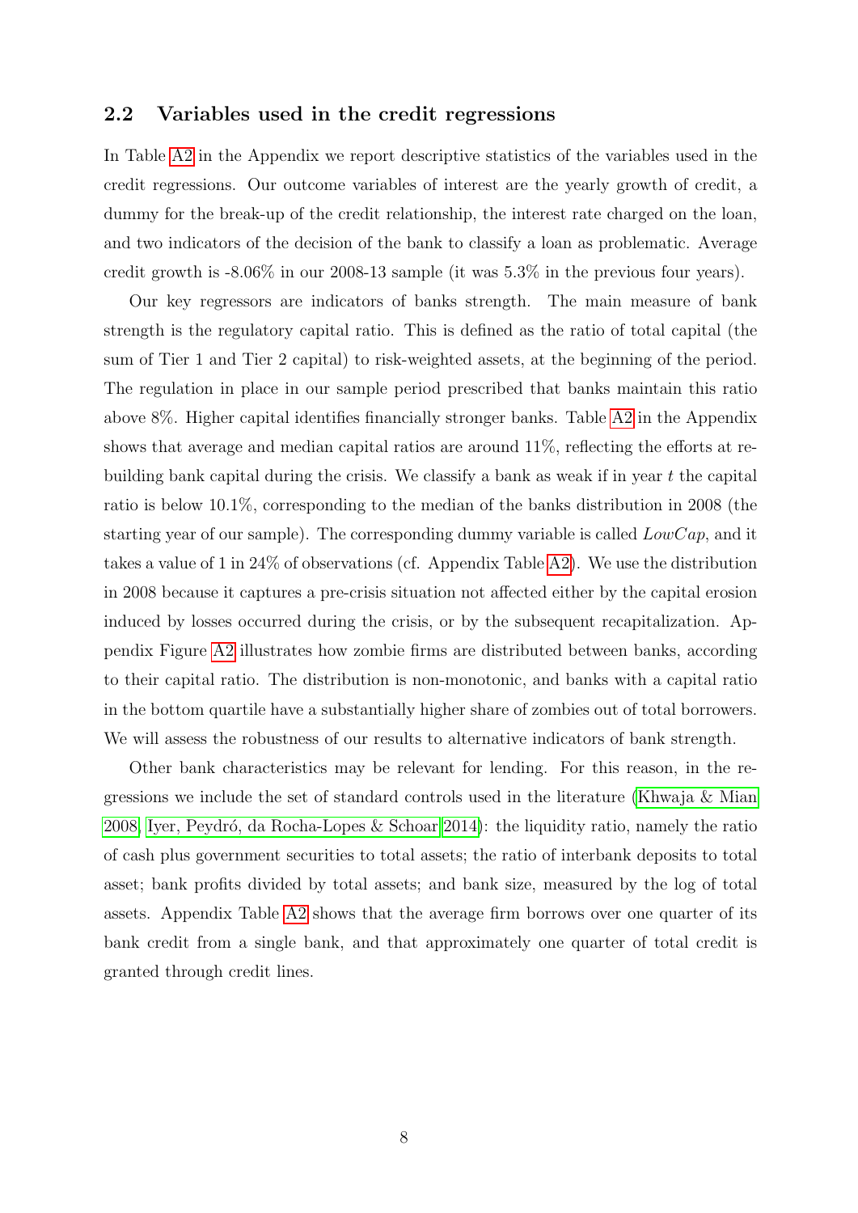## 2.2 Variables used in the credit regressions

In Table A2 in the Appendix we report descriptive statistics of the variables used in the credit regressions. Our outcome variables of interest are the yearly growth of credit, a dummy for the break-up of the credit relationship, the interest rate charged on the loan, and two indicators of the decision of the bank to classify a loan as problematic. Average credit growth is -8.06% in our 2008-13 sample (it was 5.3% in the previous four years).

Our key regressors are indicators of banks strength. The main measure of bank strength is the regulatory capital ratio. This is defined as the ratio of total capital (the sum of Tier 1 and Tier 2 capital) to risk-weighted assets, at the beginning of the period. The regulation in place in our sample period prescribed that banks maintain this ratio above 8%. Higher capital identifies financially stronger banks. Table A2 in the Appendix shows that average and median capital ratios are around 11%, reflecting the efforts at rebuilding bank capital during the crisis. We classify a bank as weak if in year $t$ the capital ratio is below 10.1%, corresponding to the median of the banks distribution in 2008 (the starting year of our sample). The corresponding dummy variable is called $LowCap$, and it takes a value of 1 in 24% of observations (cf. Appendix Table A2). We use the distribution in 2008 because it captures a pre-crisis situation not affected either by the capital erosion induced by losses occurred during the crisis, or by the subsequent recapitalization. Appendix Figure A2 illustrates how zombie firms are distributed between banks, according to their capital ratio. The distribution is non-monotonic, and banks with a capital ratio in the bottom quartile have a substantially higher share of zombies out of total borrowers. We will assess the robustness of our results to alternative indicators of bank strength.

Other bank characteristics may be relevant for lending. For this reason, in the regressions we include the set of standard controls used in the literature (Khwaja & Mian 2008, Iyer, Peydró, da Rocha-Lopes & Schoar 2014): the liquidity ratio, namely the ratio of cash plus government securities to total assets; the ratio of interbank deposits to total asset; bank profits divided by total assets; and bank size, measured by the log of total assets. Appendix Table A2 shows that the average firm borrows over one quarter of its bank credit from a single bank, and that approximately one quarter of total credit is granted through credit lines.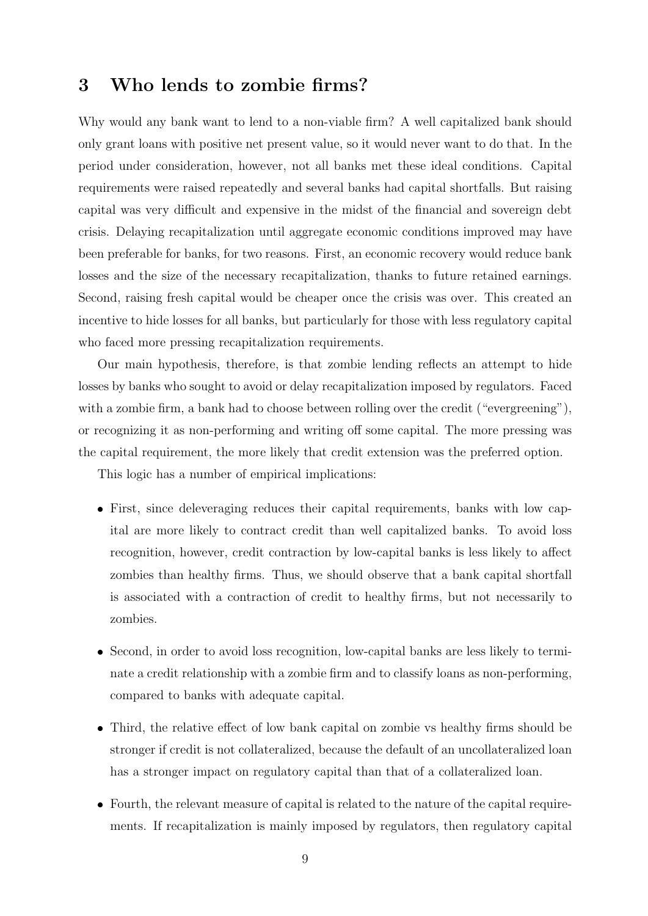## 3 Who lends to zombie firms?

Why would any bank want to lend to a non-viable firm? A well capitalized bank should only grant loans with positive net present value, so it would never want to do that. In the period under consideration, however, not all banks met these ideal conditions. Capital requirements were raised repeatedly and several banks had capital shortfalls. But raising capital was very difficult and expensive in the midst of the financial and sovereign debt crisis. Delaying recapitalization until aggregate economic conditions improved may have been preferable for banks, for two reasons. First, an economic recovery would reduce bank losses and the size of the necessary recapitalization, thanks to future retained earnings. Second, raising fresh capital would be cheaper once the crisis was over. This created an incentive to hide losses for all banks, but particularly for those with less regulatory capital who faced more pressing recapitalization requirements.

Our main hypothesis, therefore, is that zombie lending reflects an attempt to hide losses by banks who sought to avoid or delay recapitalization imposed by regulators. Faced with a zombie firm, a bank had to choose between rolling over the credit ("evergreening"), or recognizing it as non-performing and writing off some capital. The more pressing was the capital requirement, the more likely that credit extension was the preferred option.

This logic has a number of empirical implications:

- First, since deleveraging reduces their capital requirements, banks with low capital are more likely to contract credit than well capitalized banks. To avoid loss recognition, however, credit contraction by low-capital banks is less likely to affect zombies than healthy firms. Thus, we should observe that a bank capital shortfall is associated with a contraction of credit to healthy firms, but not necessarily to zombies.
- Second, in order to avoid loss recognition, low-capital banks are less likely to terminate a credit relationship with a zombie firm and to classify loans as non-performing, compared to banks with adequate capital.
- Third, the relative effect of low bank capital on zombie vs healthy firms should be stronger if credit is not collateralized, because the default of an uncollateralized loan has a stronger impact on regulatory capital than that of a collateralized loan.
- Fourth, the relevant measure of capital is related to the nature of the capital requirements. If recapitalization is mainly imposed by regulators, then regulatory capital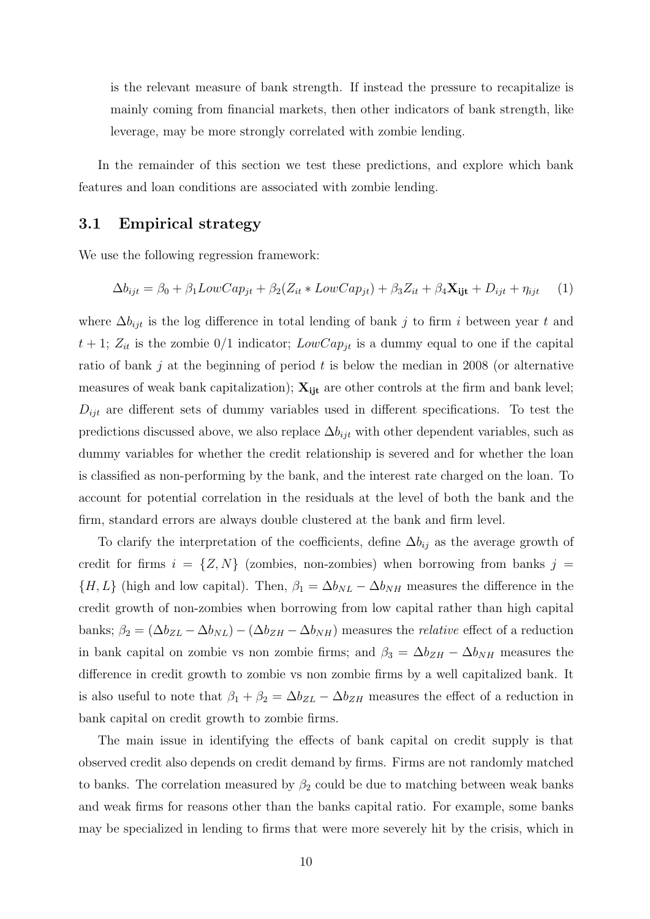is the relevant measure of bank strength. If instead the pressure to recapitalize is mainly coming from financial markets, then other indicators of bank strength, like leverage, may be more strongly correlated with zombie lending.

In the remainder of this section we test these predictions, and explore which bank features and loan conditions are associated with zombie lending.

## 3.1 Empirical strategy

We use the following regression framework:

$$\Delta b_{ijt} = \beta_0 + \beta_1 LowCap_{jt} + \beta_2 (Z_{it} * LowCap_{jt}) + \beta_3 Z_{it} + \beta_4 \mathbf{X_{ijt}} + D_{ijt} + \eta_{ijt} \quad (1)$$

where $\Delta b_{ijt}$ is the log difference in total lending of bank $j$ to firm $i$ between year $t$ and $t+1$; $Z_{it}$ is the zombie 0/1 indicator; $LowCap_{jt}$ is a dummy equal to one if the capital ratio of bank $j$ at the beginning of period $t$ is below the median in 2008 (or alternative measures of weak bank capitalization); $\mathbf{X_{ijt}}$ are other controls at the firm and bank level; $D_{ijt}$ are different sets of dummy variables used in different specifications. To test the predictions discussed above, we also replace $\Delta b_{ijt}$ with other dependent variables, such as dummy variables for whether the credit relationship is severed and for whether the loan is classified as non-performing by the bank, and the interest rate charged on the loan. To account for potential correlation in the residuals at the level of both the bank and the firm, standard errors are always double clustered at the bank and firm level.

To clarify the interpretation of the coefficients, define $\Delta b_{ij}$ as the average growth of credit for firms $i = \{Z, N\}$ (zombies, non-zombies) when borrowing from banks $j = \{H, L\}$ (high and low capital). Then, $\beta_1 = \Delta b_{NL} - \Delta b_{NH}$ measures the difference in the credit growth of non-zombies when borrowing from low capital rather than high capital banks; $\beta_2 = (\Delta b_{ZL} - \Delta b_{NL}) - (\Delta b_{ZH} - \Delta b_{NH})$ measures the *relative* effect of a reduction in bank capital on zombie vs non zombie firms; and $\beta_3 = \Delta b_{ZH} - \Delta b_{NH}$ measures the difference in credit growth to zombie vs non zombie firms by a well capitalized bank. It is also useful to note that $\beta_1 + \beta_2 = \Delta b_{ZL} - \Delta b_{ZH}$ measures the effect of a reduction in bank capital on credit growth to zombie firms.

The main issue in identifying the effects of bank capital on credit supply is that observed credit also depends on credit demand by firms. Firms are not randomly matched to banks. The correlation measured by $\beta_2$ could be due to matching between weak banks and weak firms for reasons other than the banks capital ratio. For example, some banks may be specialized in lending to firms that were more severely hit by the crisis, which in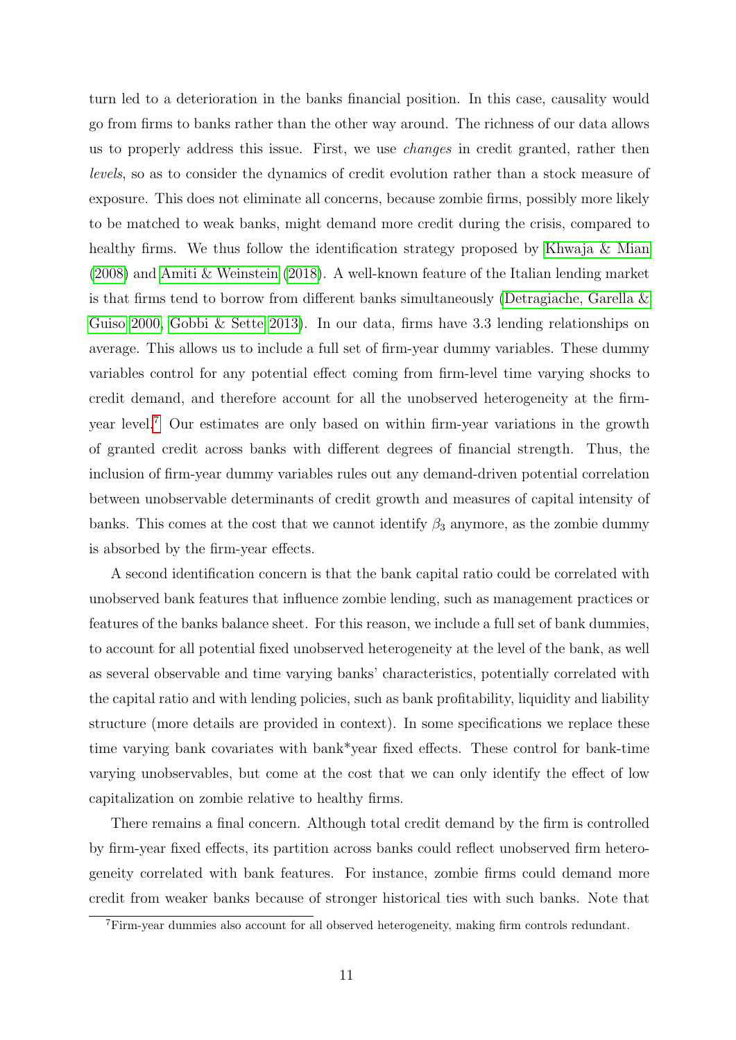turn led to a deterioration in the banks financial position. In this case, causality would go from firms to banks rather than the other way around. The richness of our data allows us to properly address this issue. First, we use *changes* in credit granted, rather then *levels*, so as to consider the dynamics of credit evolution rather than a stock measure of exposure. This does not eliminate all concerns, because zombie firms, possibly more likely to be matched to weak banks, might demand more credit during the crisis, compared to healthy firms. We thus follow the identification strategy proposed by Khwaja & Mian (2008) and Amiti & Weinstein (2018). A well-known feature of the Italian lending market is that firms tend to borrow from different banks simultaneously (Detragiache, Garella & Guiso 2000, Gobbi & Sette 2013). In our data, firms have 3.3 lending relationships on average. This allows us to include a full set of firm-year dummy variables. These dummy variables control for any potential effect coming from firm-level time varying shocks to credit demand, and therefore account for all the unobserved heterogeneity at the firm-year level.[7] Our estimates are only based on within firm-year variations in the growth of granted credit across banks with different degrees of financial strength. Thus, the inclusion of firm-year dummy variables rules out any demand-driven potential correlation between unobservable determinants of credit growth and measures of capital intensity of banks. This comes at the cost that we cannot identify $\beta_3$ anymore, as the zombie dummy is absorbed by the firm-year effects.

A second identification concern is that the bank capital ratio could be correlated with unobserved bank features that influence zombie lending, such as management practices or features of the banks balance sheet. For this reason, we include a full set of bank dummies, to account for all potential fixed unobserved heterogeneity at the level of the bank, as well as several observable and time varying banks' characteristics, potentially correlated with the capital ratio and with lending policies, such as bank profitability, liquidity and liability structure (more details are provided in context). In some specifications we replace these time varying bank covariates with bank*year fixed effects. These control for bank-time varying unobservables, but come at the cost that we can only identify the effect of low capitalization on zombie relative to healthy firms.

There remains a final concern. Although total credit demand by the firm is controlled by firm-year fixed effects, its partition across banks could reflect unobserved firm heterogeneity correlated with bank features. For instance, zombie firms could demand more credit from weaker banks because of stronger historical ties with such banks. Note that

[7] Firm-year dummies also account for all observed heterogeneity, making firm controls redundant.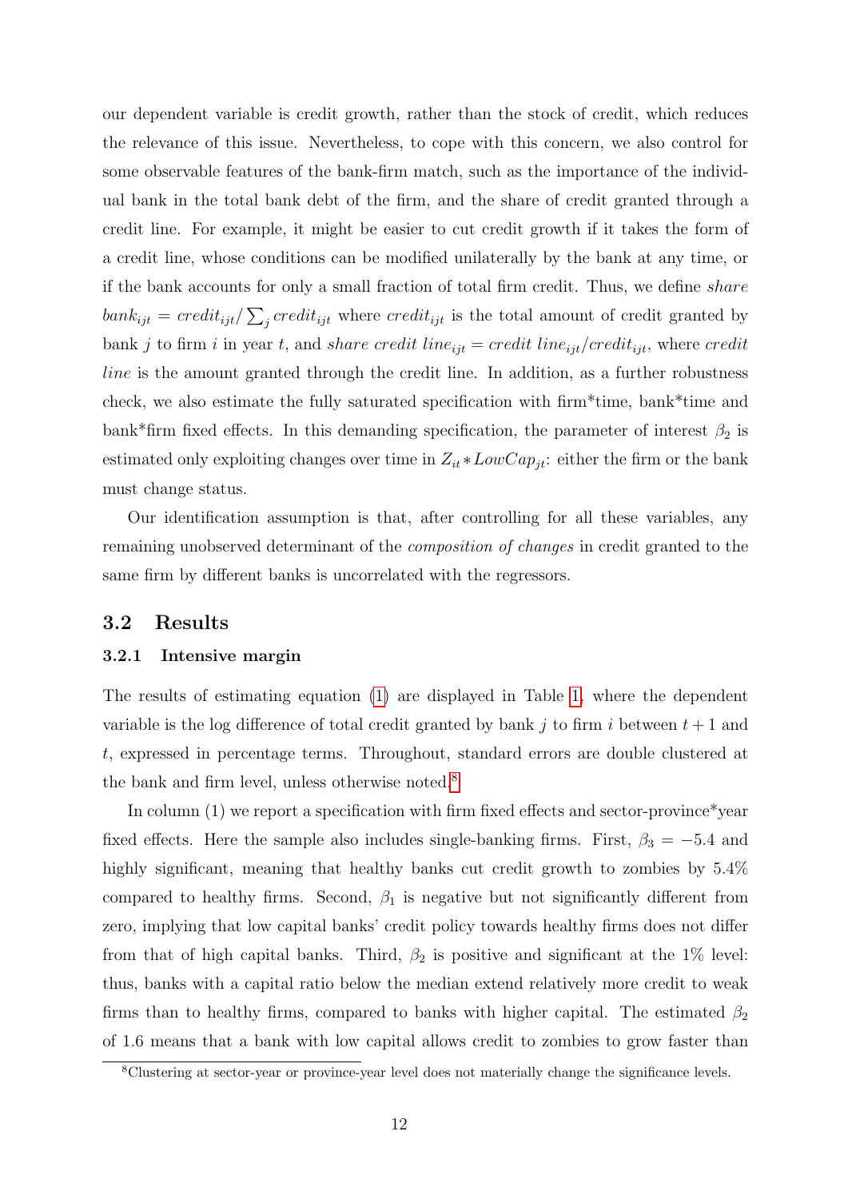our dependent variable is credit growth, rather than the stock of credit, which reduces the relevance of this issue. Nevertheless, to cope with this concern, we also control for some observable features of the bank-firm match, such as the importance of the individual bank in the total bank debt of the firm, and the share of credit granted through a credit line. For example, it might be easier to cut credit growth if it takes the form of a credit line, whose conditions can be modified unilaterally by the bank at any time, or if the bank accounts for only a small fraction of total firm credit. Thus, we define *share* $bank_{ijt} = credit_{ijt}/\sum_j credit_{ijt}$ where $credit_{ijt}$ is the total amount of credit granted by bank $j$ to firm $i$ in year $t$, and *share credit line*$_{ijt}$ = *credit line*$_{ijt}$/$credit_{ijt}$, where *credit line* is the amount granted through the credit line. In addition, as a further robustness check, we also estimate the fully saturated specification with firm*time, bank*time and bank*firm fixed effects. In this demanding specification, the parameter of interest $\beta_2$ is estimated only exploiting changes over time in $Z_{it} * LowCap_{jt}$: either the firm or the bank must change status.

Our identification assumption is that, after controlling for all these variables, any remaining unobserved determinant of the *composition of changes* in credit granted to the same firm by different banks is uncorrelated with the regressors.

## 3.2 Results

### 3.2.1 Intensive margin

The results of estimating equation (1) are displayed in Table 1, where the dependent variable is the log difference of total credit granted by bank $j$ to firm $i$ between $t+1$ and $t$, expressed in percentage terms. Throughout, standard errors are double clustered at the bank and firm level, unless otherwise noted.[8]

In column (1) we report a specification with firm fixed effects and sector-province*year fixed effects. Here the sample also includes single-banking firms. First, $\beta_3 = -5.4$ and highly significant, meaning that healthy banks cut credit growth to zombies by 5.4% compared to healthy firms. Second, $\beta_1$ is negative but not significantly different from zero, implying that low capital banks' credit policy towards healthy firms does not differ from that of high capital banks. Third, $\beta_2$ is positive and significant at the 1% level: thus, banks with a capital ratio below the median extend relatively more credit to weak firms than to healthy firms, compared to banks with higher capital. The estimated $\beta_2$ of 1.6 means that a bank with low capital allows credit to zombies to grow faster than

[8] Clustering at sector-year or province-year level does not materially change the significance levels.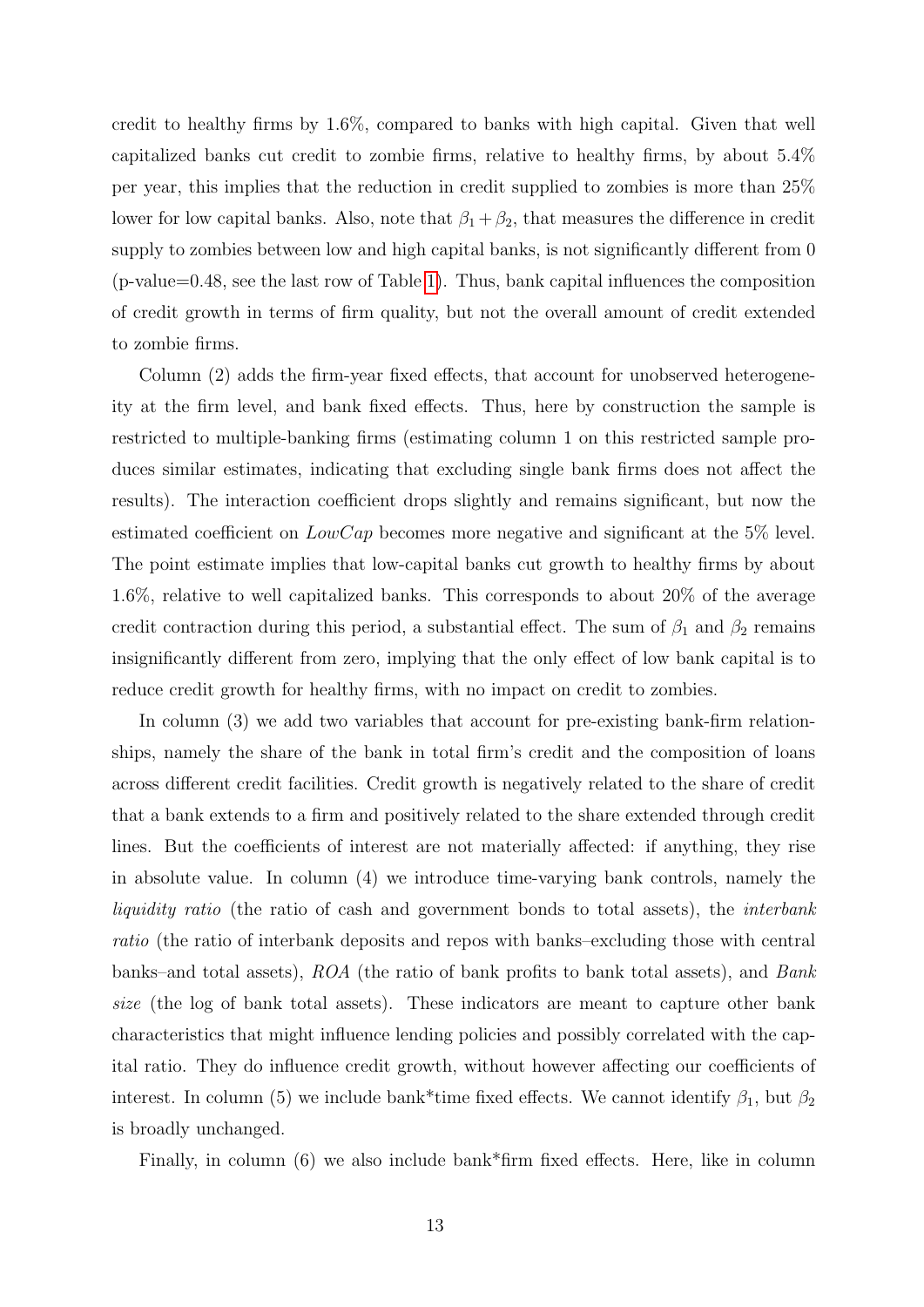credit to healthy firms by 1.6%, compared to banks with high capital. Given that well capitalized banks cut credit to zombie firms, relative to healthy firms, by about 5.4% per year, this implies that the reduction in credit supplied to zombies is more than 25% lower for low capital banks. Also, note that $\beta_1 + \beta_2$, that measures the difference in credit supply to zombies between low and high capital banks, is not significantly different from 0 (p-value=0.48, see the last row of Table 1). Thus, bank capital influences the composition of credit growth in terms of firm quality, but not the overall amount of credit extended to zombie firms.

Column (2) adds the firm-year fixed effects, that account for unobserved heterogeneity at the firm level, and bank fixed effects. Thus, here by construction the sample is restricted to multiple-banking firms (estimating column 1 on this restricted sample produces similar estimates, indicating that excluding single bank firms does not affect the results). The interaction coefficient drops slightly and remains significant, but now the estimated coefficient on *LowCap* becomes more negative and significant at the 5% level. The point estimate implies that low-capital banks cut growth to healthy firms by about 1.6%, relative to well capitalized banks. This corresponds to about 20% of the average credit contraction during this period, a substantial effect. The sum of $\beta_1$ and $\beta_2$ remains insignificantly different from zero, implying that the only effect of low bank capital is to reduce credit growth for healthy firms, with no impact on credit to zombies.

In column (3) we add two variables that account for pre-existing bank-firm relationships, namely the share of the bank in total firm's credit and the composition of loans across different credit facilities. Credit growth is negatively related to the share of credit that a bank extends to a firm and positively related to the share extended through credit lines. But the coefficients of interest are not materially affected: if anything, they rise in absolute value. In column (4) we introduce time-varying bank controls, namely the *liquidity ratio* (the ratio of cash and government bonds to total assets), the *interbank ratio* (the ratio of interbank deposits and repos with banks–excluding those with central banks–and total assets), *ROA* (the ratio of bank profits to bank total assets), and *Bank size* (the log of bank total assets). These indicators are meant to capture other bank characteristics that might influence lending policies and possibly correlated with the capital ratio. They do influence credit growth, without however affecting our coefficients of interest. In column (5) we include bank*time fixed effects. We cannot identify $\beta_1$, but $\beta_2$ is broadly unchanged.

Finally, in column (6) we also include bank*firm fixed effects. Here, like in column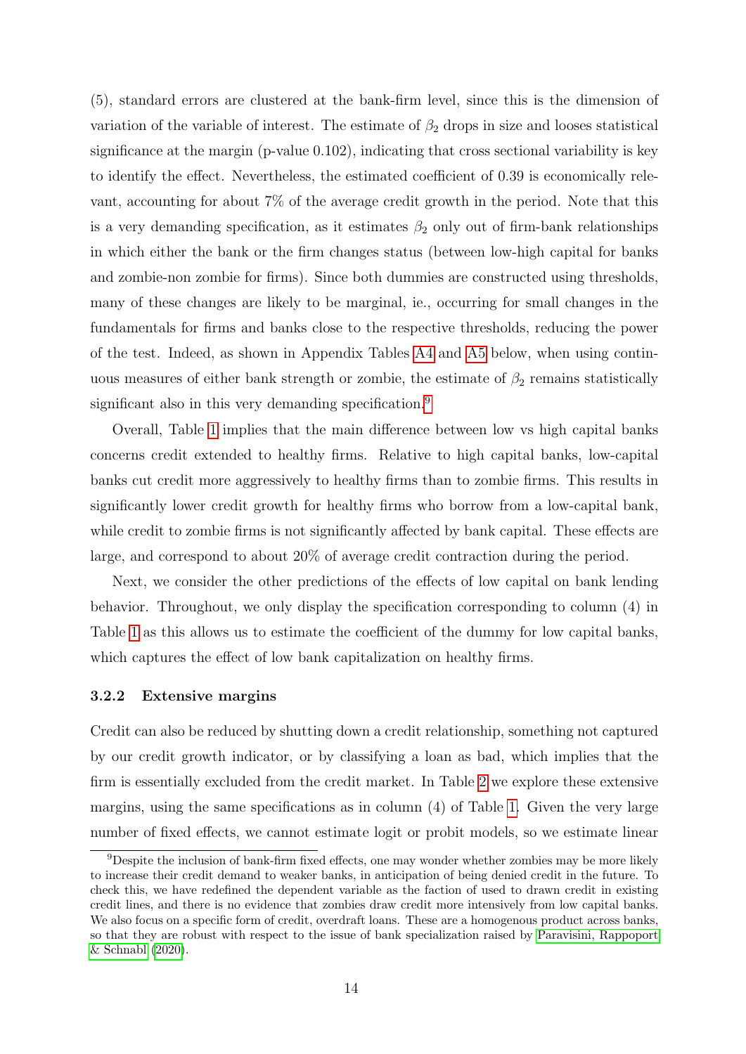(5), standard errors are clustered at the bank-firm level, since this is the dimension of variation of the variable of interest. The estimate of $\beta_2$ drops in size and looses statistical significance at the margin (p-value 0.102), indicating that cross sectional variability is key to identify the effect. Nevertheless, the estimated coefficient of 0.39 is economically relevant, accounting for about 7% of the average credit growth in the period. Note that this is a very demanding specification, as it estimates $\beta_2$ only out of firm-bank relationships in which either the bank or the firm changes status (between low-high capital for banks and zombie-non zombie for firms). Since both dummies are constructed using thresholds, many of these changes are likely to be marginal, ie., occurring for small changes in the fundamentals for firms and banks close to the respective thresholds, reducing the power of the test. Indeed, as shown in Appendix Tables A4 and A5 below, when using continuous measures of either bank strength or zombie, the estimate of $\beta_2$ remains statistically significant also in this very demanding specification.[9]

Overall, Table 1 implies that the main difference between low vs high capital banks concerns credit extended to healthy firms. Relative to high capital banks, low-capital banks cut credit more aggressively to healthy firms than to zombie firms. This results in significantly lower credit growth for healthy firms who borrow from a low-capital bank, while credit to zombie firms is not significantly affected by bank capital. These effects are large, and correspond to about 20% of average credit contraction during the period.

Next, we consider the other predictions of the effects of low capital on bank lending behavior. Throughout, we only display the specification corresponding to column (4) in Table 1 as this allows us to estimate the coefficient of the dummy for low capital banks, which captures the effect of low bank capitalization on healthy firms.

### 3.2.2 Extensive margins

Credit can also be reduced by shutting down a credit relationship, something not captured by our credit growth indicator, or by classifying a loan as bad, which implies that the firm is essentially excluded from the credit market. In Table 2 we explore these extensive margins, using the same specifications as in column (4) of Table 1. Given the very large number of fixed effects, we cannot estimate logit or probit models, so we estimate linear

[9] Despite the inclusion of bank-firm fixed effects, one may wonder whether zombies may be more likely to increase their credit demand to weaker banks, in anticipation of being denied credit in the future. To check this, we have redefined the dependent variable as the faction of used to drawn credit in existing credit lines, and there is no evidence that zombies draw credit more intensively from low capital banks. We also focus on a specific form of credit, overdraft loans. These are a homogenous product across banks, so that they are robust with respect to the issue of bank specialization raised by Paravisini, Rappoport & Schnabl (2020).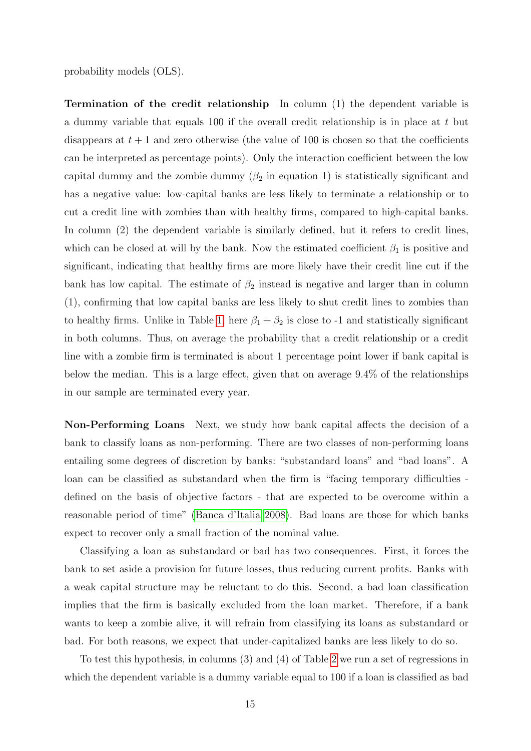probability models (OLS).

**Termination of the credit relationship** In column (1) the dependent variable is a dummy variable that equals 100 if the overall credit relationship is in place at $t$ but disappears at $t+1$ and zero otherwise (the value of 100 is chosen so that the coefficients can be interpreted as percentage points). Only the interaction coefficient between the low capital dummy and the zombie dummy ($\beta_2$ in equation 1) is statistically significant and has a negative value: low-capital banks are less likely to terminate a relationship or to cut a credit line with zombies than with healthy firms, compared to high-capital banks. In column (2) the dependent variable is similarly defined, but it refers to credit lines, which can be closed at will by the bank. Now the estimated coefficient $\beta_1$ is positive and significant, indicating that healthy firms are more likely have their credit line cut if the bank has low capital. The estimate of $\beta_2$ instead is negative and larger than in column (1), confirming that low capital banks are less likely to shut credit lines to zombies than to healthy firms. Unlike in Table 1, here $\beta_1 + \beta_2$ is close to -1 and statistically significant in both columns. Thus, on average the probability that a credit relationship or a credit line with a zombie firm is terminated is about 1 percentage point lower if bank capital is below the median. This is a large effect, given that on average 9.4% of the relationships in our sample are terminated every year.

**Non-Performing Loans** Next, we study how bank capital affects the decision of a bank to classify loans as non-performing. There are two classes of non-performing loans entailing some degrees of discretion by banks: "substandard loans" and "bad loans". A loan can be classified as substandard when the firm is "facing temporary difficulties - defined on the basis of objective factors - that are expected to be overcome within a reasonable period of time" (Banca d'Italia 2008). Bad loans are those for which banks expect to recover only a small fraction of the nominal value.

Classifying a loan as substandard or bad has two consequences. First, it forces the bank to set aside a provision for future losses, thus reducing current profits. Banks with a weak capital structure may be reluctant to do this. Second, a bad loan classification implies that the firm is basically excluded from the loan market. Therefore, if a bank wants to keep a zombie alive, it will refrain from classifying its loans as substandard or bad. For both reasons, we expect that under-capitalized banks are less likely to do so.

To test this hypothesis, in columns (3) and (4) of Table 2 we run a set of regressions in which the dependent variable is a dummy variable equal to 100 if a loan is classified as bad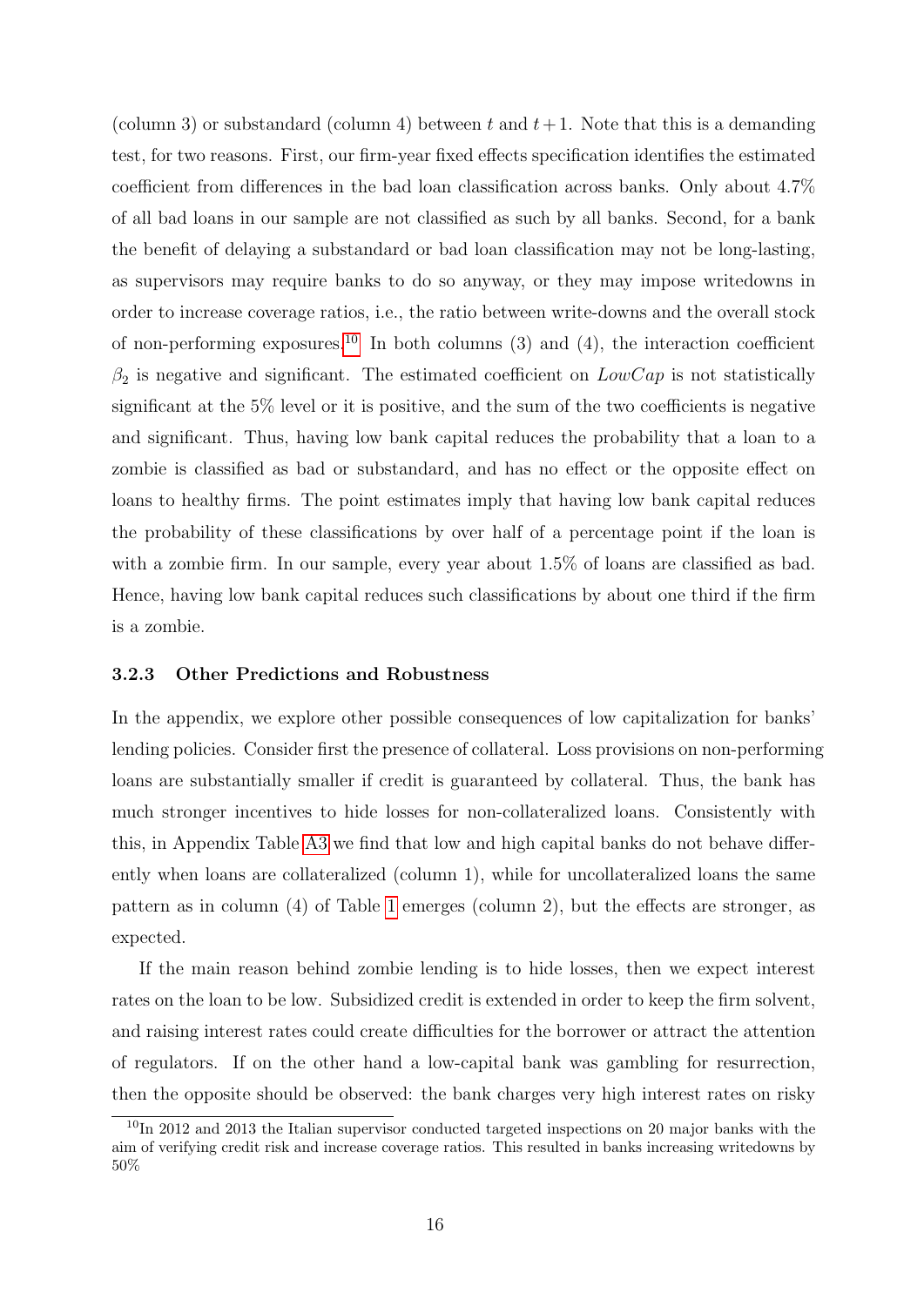(column 3) or substandard (column 4) between $t$ and $t+1$. Note that this is a demanding test, for two reasons. First, our firm-year fixed effects specification identifies the estimated coefficient from differences in the bad loan classification across banks. Only about 4.7% of all bad loans in our sample are not classified as such by all banks. Second, for a bank the benefit of delaying a substandard or bad loan classification may not be long-lasting, as supervisors may require banks to do so anyway, or they may impose writedowns in order to increase coverage ratios, i.e., the ratio between write-downs and the overall stock of non-performing exposures.[10] In both columns (3) and (4), the interaction coefficient $\beta_2$ is negative and significant. The estimated coefficient on $LowCap$ is not statistically significant at the 5% level or it is positive, and the sum of the two coefficients is negative and significant. Thus, having low bank capital reduces the probability that a loan to a zombie is classified as bad or substandard, and has no effect or the opposite effect on loans to healthy firms. The point estimates imply that having low bank capital reduces the probability of these classifications by over half of a percentage point if the loan is with a zombie firm. In our sample, every year about 1.5% of loans are classified as bad. Hence, having low bank capital reduces such classifications by about one third if the firm is a zombie.

### 3.2.3 Other Predictions and Robustness

In the appendix, we explore other possible consequences of low capitalization for banks' lending policies. Consider first the presence of collateral. Loss provisions on non-performing loans are substantially smaller if credit is guaranteed by collateral. Thus, the bank has much stronger incentives to hide losses for non-collateralized loans. Consistently with this, in Appendix Table A3 we find that low and high capital banks do not behave differently when loans are collateralized (column 1), while for uncollateralized loans the same pattern as in column (4) of Table 1 emerges (column 2), but the effects are stronger, as expected.

If the main reason behind zombie lending is to hide losses, then we expect interest rates on the loan to be low. Subsidized credit is extended in order to keep the firm solvent, and raising interest rates could create difficulties for the borrower or attract the attention of regulators. If on the other hand a low-capital bank was gambling for resurrection, then the opposite should be observed: the bank charges very high interest rates on risky

[10] In 2012 and 2013 the Italian supervisor conducted targeted inspections on 20 major banks with the aim of verifying credit risk and increase coverage ratios. This resulted in banks increasing writedowns by 50%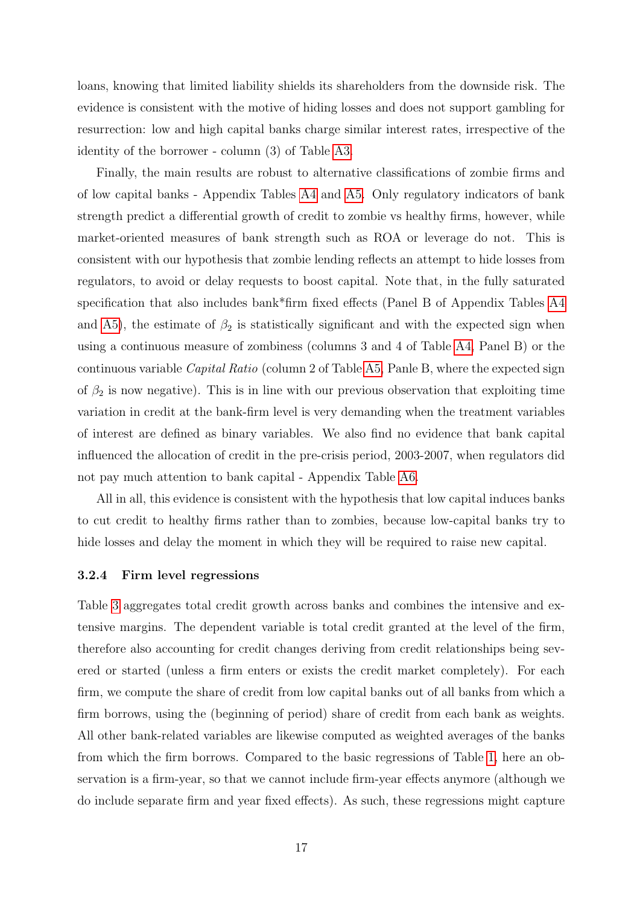loans, knowing that limited liability shields its shareholders from the downside risk. The evidence is consistent with the motive of hiding losses and does not support gambling for resurrection: low and high capital banks charge similar interest rates, irrespective of the identity of the borrower - column (3) of Table A3.

Finally, the main results are robust to alternative classifications of zombie firms and of low capital banks - Appendix Tables A4 and A5. Only regulatory indicators of bank strength predict a differential growth of credit to zombie vs healthy firms, however, while market-oriented measures of bank strength such as ROA or leverage do not. This is consistent with our hypothesis that zombie lending reflects an attempt to hide losses from regulators, to avoid or delay requests to boost capital. Note that, in the fully saturated specification that also includes bank*firm fixed effects (Panel B of Appendix Tables A4 and A5), the estimate of $\beta_2$ is statistically significant and with the expected sign when using a continuous measure of zombiness (columns 3 and 4 of Table A4, Panel B) or the continuous variable *Capital Ratio* (column 2 of Table A5, Panle B, where the expected sign of $\beta_2$ is now negative). This is in line with our previous observation that exploiting time variation in credit at the bank-firm level is very demanding when the treatment variables of interest are defined as binary variables. We also find no evidence that bank capital influenced the allocation of credit in the pre-crisis period, 2003-2007, when regulators did not pay much attention to bank capital - Appendix Table A6.

All in all, this evidence is consistent with the hypothesis that low capital induces banks to cut credit to healthy firms rather than to zombies, because low-capital banks try to hide losses and delay the moment in which they will be required to raise new capital.

### 3.2.4 Firm level regressions

Table 3 aggregates total credit growth across banks and combines the intensive and extensive margins. The dependent variable is total credit granted at the level of the firm, therefore also accounting for credit changes deriving from credit relationships being severed or started (unless a firm enters or exists the credit market completely). For each firm, we compute the share of credit from low capital banks out of all banks from which a firm borrows, using the (beginning of period) share of credit from each bank as weights. All other bank-related variables are likewise computed as weighted averages of the banks from which the firm borrows. Compared to the basic regressions of Table 1, here an observation is a firm-year, so that we cannot include firm-year effects anymore (although we do include separate firm and year fixed effects). As such, these regressions might capture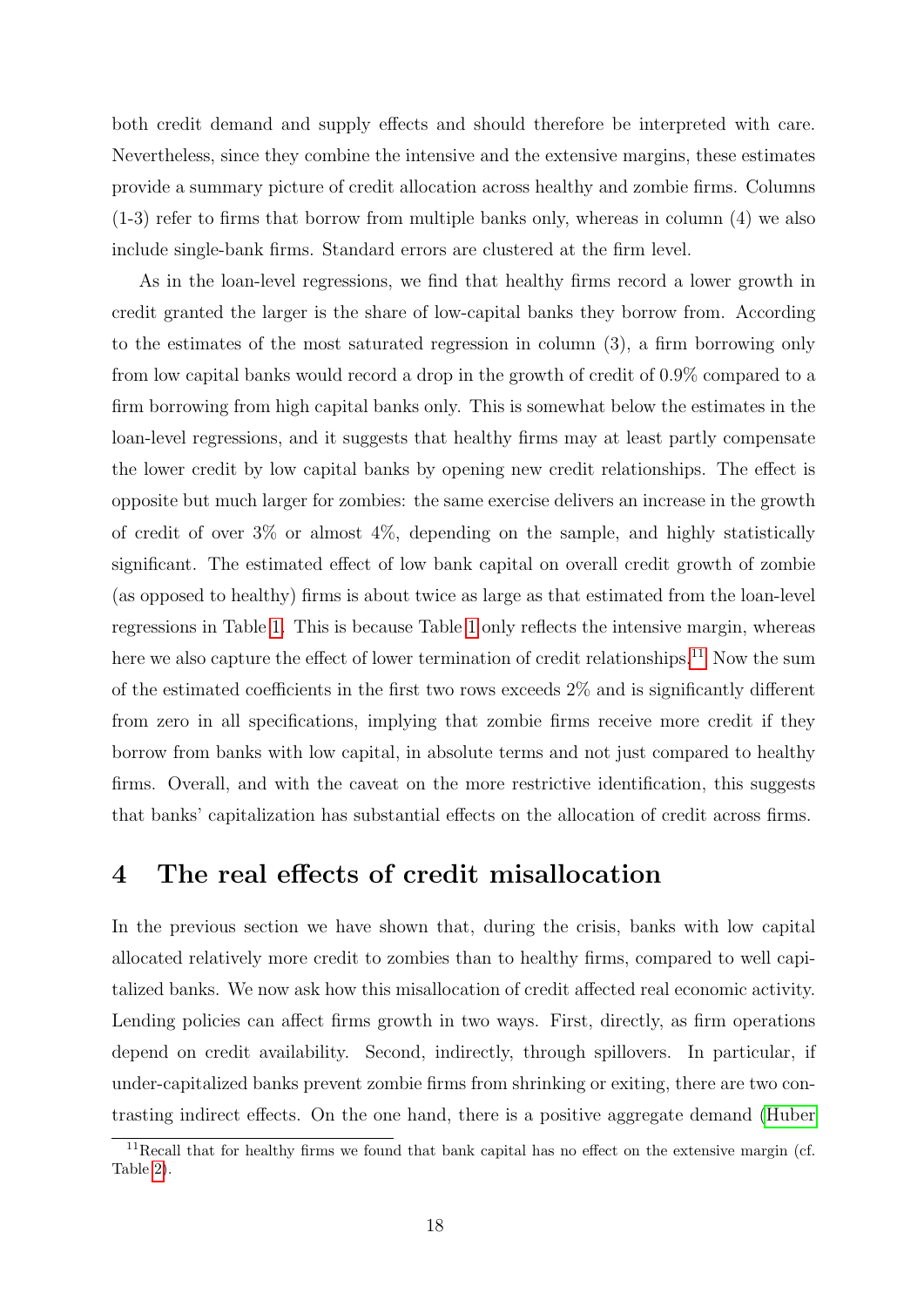both credit demand and supply effects and should therefore be interpreted with care. Nevertheless, since they combine the intensive and the extensive margins, these estimates provide a summary picture of credit allocation across healthy and zombie firms. Columns (1-3) refer to firms that borrow from multiple banks only, whereas in column (4) we also include single-bank firms. Standard errors are clustered at the firm level.

As in the loan-level regressions, we find that healthy firms record a lower growth in credit granted the larger is the share of low-capital banks they borrow from. According to the estimates of the most saturated regression in column (3), a firm borrowing only from low capital banks would record a drop in the growth of credit of 0.9% compared to a firm borrowing from high capital banks only. This is somewhat below the estimates in the loan-level regressions, and it suggests that healthy firms may at least partly compensate the lower credit by low capital banks by opening new credit relationships. The effect is opposite but much larger for zombies: the same exercise delivers an increase in the growth of credit of over 3% or almost 4%, depending on the sample, and highly statistically significant. The estimated effect of low bank capital on overall credit growth of zombie (as opposed to healthy) firms is about twice as large as that estimated from the loan-level regressions in Table 1. This is because Table 1 only reflects the intensive margin, whereas here we also capture the effect of lower termination of credit relationships.[11] Now the sum of the estimated coefficients in the first two rows exceeds 2% and is significantly different from zero in all specifications, implying that zombie firms receive more credit if they borrow from banks with low capital, in absolute terms and not just compared to healthy firms. Overall, and with the caveat on the more restrictive identification, this suggests that banks' capitalization has substantial effects on the allocation of credit across firms.

# 4 The real effects of credit misallocation

In the previous section we have shown that, during the crisis, banks with low capital allocated relatively more credit to zombies than to healthy firms, compared to well capitalized banks. We now ask how this misallocation of credit affected real economic activity. Lending policies can affect firms growth in two ways. First, directly, as firm operations depend on credit availability. Second, indirectly, through spillovers. In particular, if under-capitalized banks prevent zombie firms from shrinking or exiting, there are two contrasting indirect effects. On the one hand, there is a positive aggregate demand (Huber

[11] Recall that for healthy firms we found that bank capital has no effect on the extensive margin (cf. Table 2).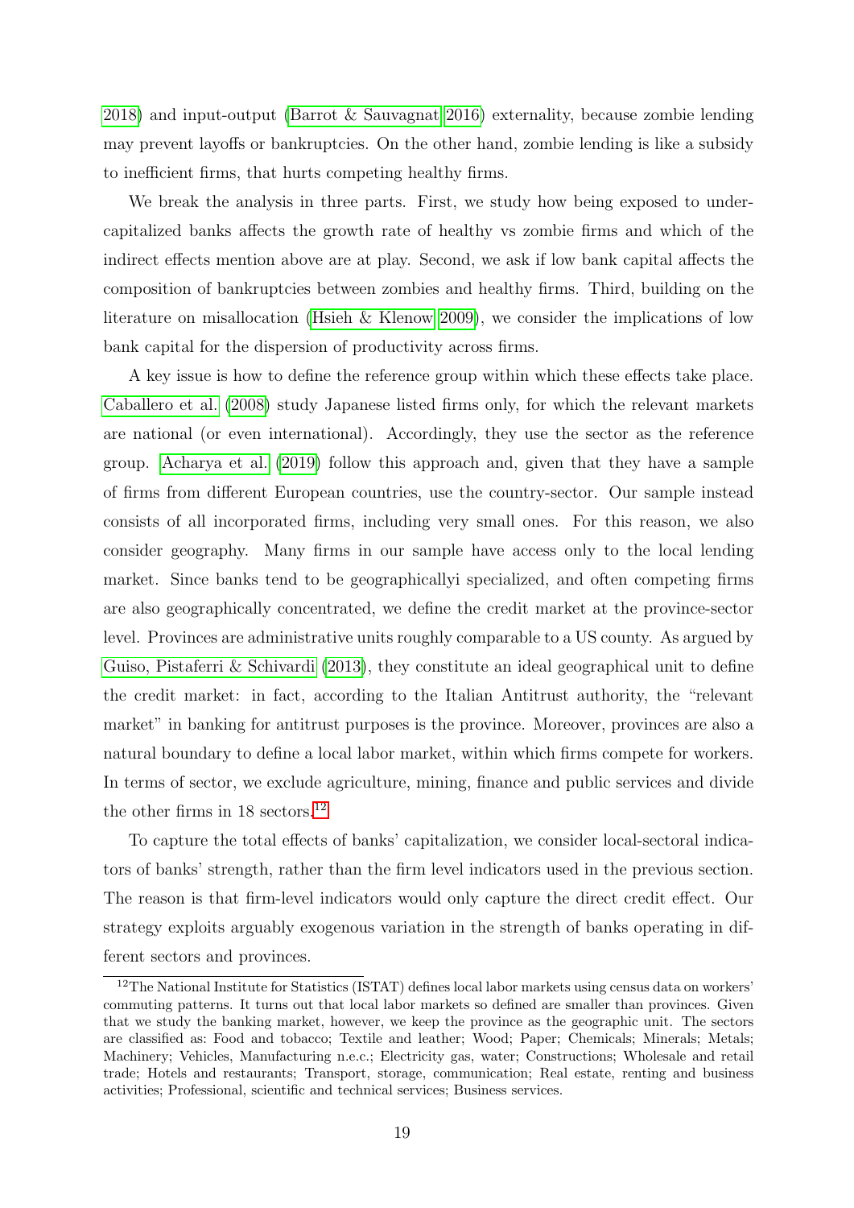2018) and input-output (Barrot & Sauvagnat 2016) externality, because zombie lending may prevent layoffs or bankruptcies. On the other hand, zombie lending is like a subsidy to inefficient firms, that hurts competing healthy firms.

We break the analysis in three parts. First, we study how being exposed to undercapitalized banks affects the growth rate of healthy vs zombie firms and which of the indirect effects mention above are at play. Second, we ask if low bank capital affects the composition of bankruptcies between zombies and healthy firms. Third, building on the literature on misallocation (Hsieh & Klenow 2009), we consider the implications of low bank capital for the dispersion of productivity across firms.

A key issue is how to define the reference group within which these effects take place. Caballero et al. (2008) study Japanese listed firms only, for which the relevant markets are national (or even international). Accordingly, they use the sector as the reference group. Acharya et al. (2019) follow this approach and, given that they have a sample of firms from different European countries, use the country-sector. Our sample instead consists of all incorporated firms, including very small ones. For this reason, we also consider geography. Many firms in our sample have access only to the local lending market. Since banks tend to be geographicallyi specialized, and often competing firms are also geographically concentrated, we define the credit market at the province-sector level. Provinces are administrative units roughly comparable to a US county. As argued by Guiso, Pistaferri & Schivardi (2013), they constitute an ideal geographical unit to define the credit market: in fact, according to the Italian Antitrust authority, the "relevant market" in banking for antitrust purposes is the province. Moreover, provinces are also a natural boundary to define a local labor market, within which firms compete for workers. In terms of sector, we exclude agriculture, mining, finance and public services and divide the other firms in 18 sectors.[12]

To capture the total effects of banks' capitalization, we consider local-sectoral indicators of banks' strength, rather than the firm level indicators used in the previous section. The reason is that firm-level indicators would only capture the direct credit effect. Our strategy exploits arguably exogenous variation in the strength of banks operating in different sectors and provinces.

[12]The National Institute for Statistics (ISTAT) defines local labor markets using census data on workers' commuting patterns. It turns out that local labor markets so defined are smaller than provinces. Given that we study the banking market, however, we keep the province as the geographic unit. The sectors are classified as: Food and tobacco; Textile and leather; Wood; Paper; Chemicals; Minerals; Metals; Machinery; Vehicles, Manufacturing n.e.c.; Electricity gas, water; Constructions; Wholesale and retail trade; Hotels and restaurants; Transport, storage, communication; Real estate, renting and business activities; Professional, scientific and technical services; Business services.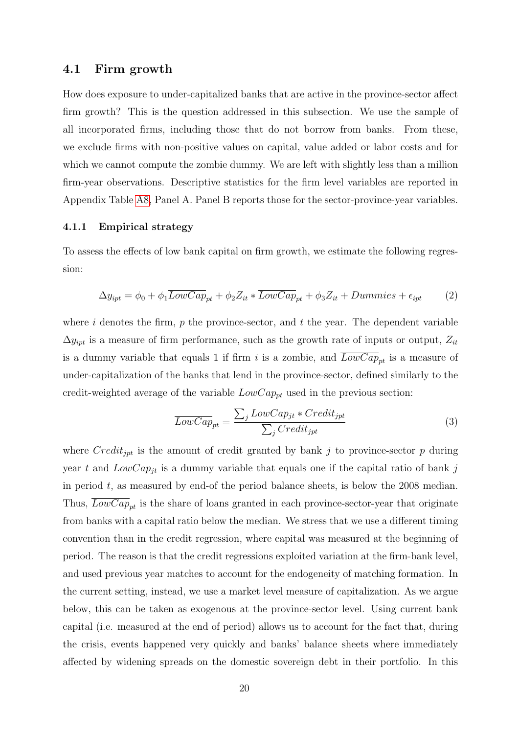## 4.1 Firm growth

How does exposure to under-capitalized banks that are active in the province-sector affect firm growth? This is the question addressed in this subsection. We use the sample of all incorporated firms, including those that do not borrow from banks. From these, we exclude firms with non-positive values on capital, value added or labor costs and for which we cannot compute the zombie dummy. We are left with slightly less than a million firm-year observations. Descriptive statistics for the firm level variables are reported in Appendix Table A8, Panel A. Panel B reports those for the sector-province-year variables.

### 4.1.1 Empirical strategy

To assess the effects of low bank capital on firm growth, we estimate the following regression:

$$\Delta y_{ipt} = \phi_0 + \phi_1 \overline{LowCap}_{pt} + \phi_2 Z_{it} * \overline{LowCap}_{pt} + \phi_3 Z_{it} + Dummies + \epsilon_{ipt} \tag{2}$$

where $i$ denotes the firm, $p$ the province-sector, and $t$ the year. The dependent variable $\Delta y_{ipt}$ is a measure of firm performance, such as the growth rate of inputs or output, $Z_{it}$ is a dummy variable that equals 1 if firm $i$ is a zombie, and $\overline{LowCap}_{pt}$ is a measure of under-capitalization of the banks that lend in the province-sector, defined similarly to the credit-weighted average of the variable $LowCap_{pt}$ used in the previous section:

$$\overline{LowCap}_{pt} = \frac{\sum_j LowCap_{jt} * Credit_{jpt}}{\sum_j Credit_{jpt}} \tag{3}$$

where $Credit_{jpt}$ is the amount of credit granted by bank $j$ to province-sector $p$ during year $t$ and $LowCap_{jt}$ is a dummy variable that equals one if the capital ratio of bank $j$ in period $t$, as measured by end-of the period balance sheets, is below the 2008 median. Thus, $\overline{LowCap}_{pt}$ is the share of loans granted in each province-sector-year that originate from banks with a capital ratio below the median. We stress that we use a different timing convention than in the credit regression, where capital was measured at the beginning of period. The reason is that the credit regressions exploited variation at the firm-bank level, and used previous year matches to account for the endogeneity of matching formation. In the current setting, instead, we use a market level measure of capitalization. As we argue below, this can be taken as exogenous at the province-sector level. Using current bank capital (i.e. measured at the end of period) allows us to account for the fact that, during the crisis, events happened very quickly and banks' balance sheets where immediately affected by widening spreads on the domestic sovereign debt in their portfolio. In this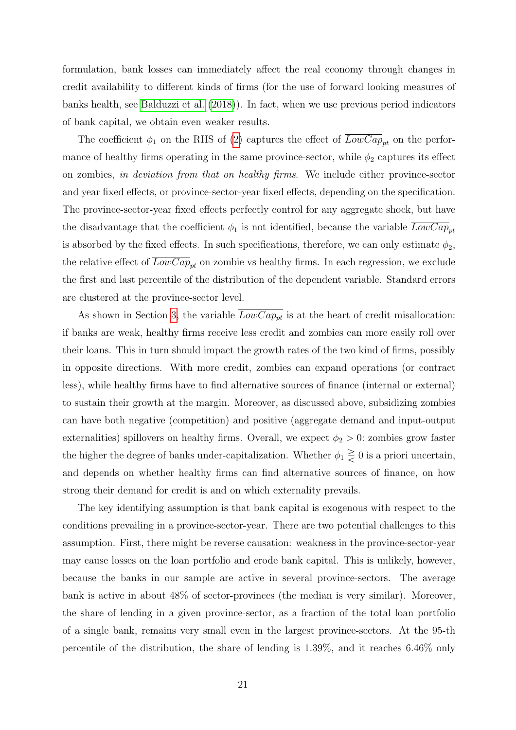formulation, bank losses can immediately affect the real economy through changes in credit availability to different kinds of firms (for the use of forward looking measures of banks health, see Balduzzi et al. (2018)). In fact, when we use previous period indicators of bank capital, we obtain even weaker results.

The coefficient $\phi_1$ on the RHS of (2) captures the effect of $\overline{LowCap}_{pt}$ on the performance of healthy firms operating in the same province-sector, while $\phi_2$ captures its effect on zombies, *in deviation from that on healthy firms*. We include either province-sector and year fixed effects, or province-sector-year fixed effects, depending on the specification. The province-sector-year fixed effects perfectly control for any aggregate shock, but have the disadvantage that the coefficient $\phi_1$ is not identified, because the variable $\overline{LowCap}_{pt}$ is absorbed by the fixed effects. In such specifications, therefore, we can only estimate $\phi_2$, the relative effect of $\overline{LowCap}_{pt}$ on zombie vs healthy firms. In each regression, we exclude the first and last percentile of the distribution of the dependent variable. Standard errors are clustered at the province-sector level.

As shown in Section 3, the variable $\overline{LowCap}_{pt}$ is at the heart of credit misallocation: if banks are weak, healthy firms receive less credit and zombies can more easily roll over their loans. This in turn should impact the growth rates of the two kind of firms, possibly in opposite directions. With more credit, zombies can expand operations (or contract less), while healthy firms have to find alternative sources of finance (internal or external) to sustain their growth at the margin. Moreover, as discussed above, subsidizing zombies can have both negative (competition) and positive (aggregate demand and input-output externalities) spillovers on healthy firms. Overall, we expect $\phi_2 > 0$: zombies grow faster the higher the degree of banks under-capitalization. Whether $\phi_1 \gtreqless 0$ is a priori uncertain, and depends on whether healthy firms can find alternative sources of finance, on how strong their demand for credit is and on which externality prevails.

The key identifying assumption is that bank capital is exogenous with respect to the conditions prevailing in a province-sector-year. There are two potential challenges to this assumption. First, there might be reverse causation: weakness in the province-sector-year may cause losses on the loan portfolio and erode bank capital. This is unlikely, however, because the banks in our sample are active in several province-sectors. The average bank is active in about 48% of sector-provinces (the median is very similar). Moreover, the share of lending in a given province-sector, as a fraction of the total loan portfolio of a single bank, remains very small even in the largest province-sectors. At the 95-th percentile of the distribution, the share of lending is 1.39%, and it reaches 6.46% only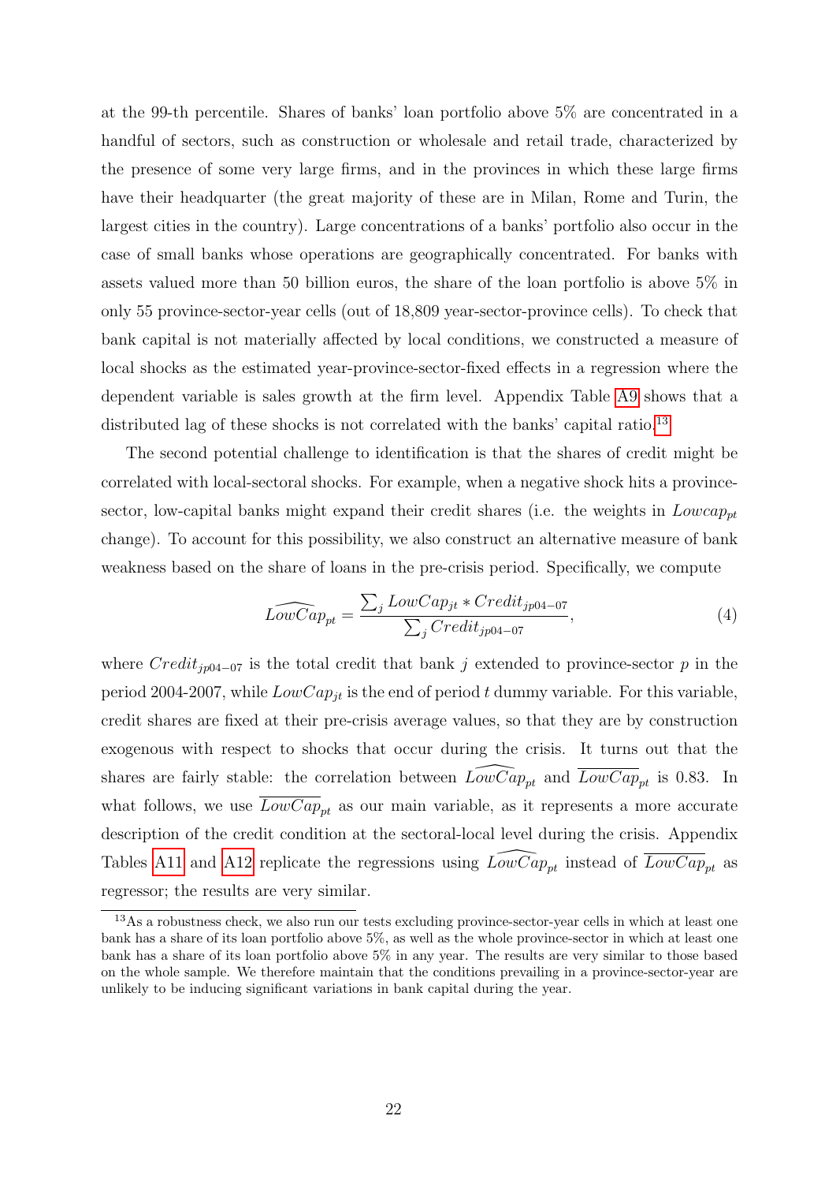at the 99-th percentile. Shares of banks' loan portfolio above 5% are concentrated in a handful of sectors, such as construction or wholesale and retail trade, characterized by the presence of some very large firms, and in the provinces in which these large firms have their headquarter (the great majority of these are in Milan, Rome and Turin, the largest cities in the country). Large concentrations of a banks' portfolio also occur in the case of small banks whose operations are geographically concentrated. For banks with assets valued more than 50 billion euros, the share of the loan portfolio is above 5% in only 55 province-sector-year cells (out of 18,809 year-sector-province cells). To check that bank capital is not materially affected by local conditions, we constructed a measure of local shocks as the estimated year-province-sector-fixed effects in a regression where the dependent variable is sales growth at the firm level. Appendix Table A9 shows that a distributed lag of these shocks is not correlated with the banks' capital ratio.[13]

The second potential challenge to identification is that the shares of credit might be correlated with local-sectoral shocks. For example, when a negative shock hits a province-sector, low-capital banks might expand their credit shares (i.e. the weights in $Lowcap_{pt}$ change). To account for this possibility, we also construct an alternative measure of bank weakness based on the share of loans in the pre-crisis period. Specifically, we compute

$$\widehat{LowCap}_{pt} = \frac{\sum_j LowCap_{jt} * Credit_{jp04-07}}{\sum_j Credit_{jp04-07}}, \tag{4}$$

where $Credit_{jp04-07}$ is the total credit that bank $j$ extended to province-sector $p$ in the period 2004-2007, while $LowCap_{jt}$ is the end of period $t$ dummy variable. For this variable, credit shares are fixed at their pre-crisis average values, so that they are by construction exogenous with respect to shocks that occur during the crisis. It turns out that the shares are fairly stable: the correlation between $\widehat{LowCap}_{pt}$ and $\overline{LowCap}_{pt}$ is 0.83. In what follows, we use $\overline{LowCap}_{pt}$ as our main variable, as it represents a more accurate description of the credit condition at the sectoral-local level during the crisis. Appendix Tables A11 and A12 replicate the regressions using $\widehat{LowCap}_{pt}$ instead of $\overline{LowCap}_{pt}$ as regressor; the results are very similar.

[13] As a robustness check, we also run our tests excluding province-sector-year cells in which at least one bank has a share of its loan portfolio above 5%, as well as the whole province-sector in which at least one bank has a share of its loan portfolio above 5% in any year. The results are very similar to those based on the whole sample. We therefore maintain that the conditions prevailing in a province-sector-year are unlikely to be inducing significant variations in bank capital during the year.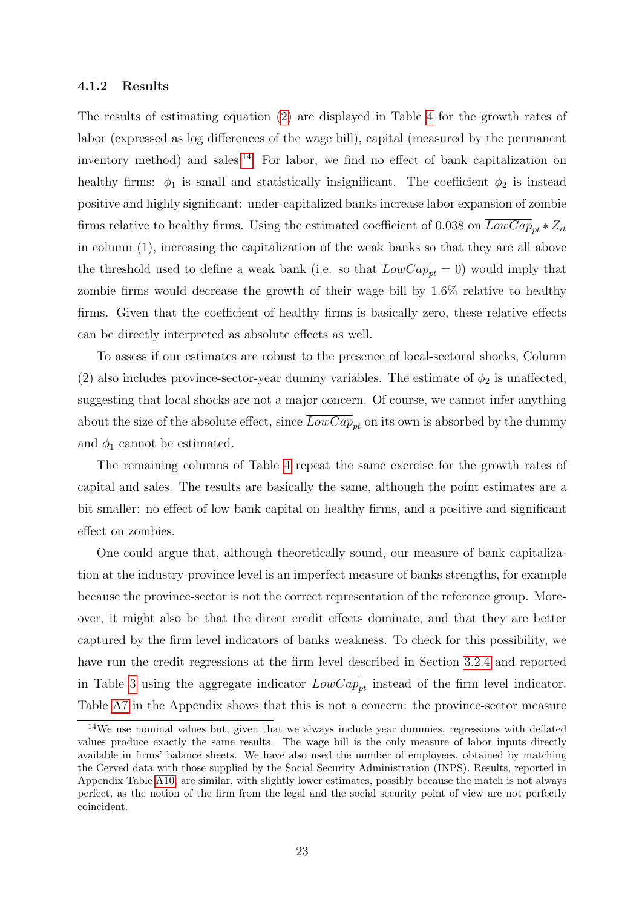#### 4.1.2 Results

The results of estimating equation (2) are displayed in Table 4 for the growth rates of labor (expressed as log differences of the wage bill), capital (measured by the permanent inventory method) and sales.[14] For labor, we find no effect of bank capitalization on healthy firms: $\phi_1$ is small and statistically insignificant. The coefficient $\phi_2$ is instead positive and highly significant: under-capitalized banks increase labor expansion of zombie firms relative to healthy firms. Using the estimated coefficient of 0.038 on $\overline{LowCap}_{pt} * Z_{it}$ in column (1), increasing the capitalization of the weak banks so that they are all above the threshold used to define a weak bank (i.e. so that $\overline{LowCap}_{pt} = 0$) would imply that zombie firms would decrease the growth of their wage bill by 1.6% relative to healthy firms. Given that the coefficient of healthy firms is basically zero, these relative effects can be directly interpreted as absolute effects as well.

To assess if our estimates are robust to the presence of local-sectoral shocks, Column (2) also includes province-sector-year dummy variables. The estimate of $\phi_2$ is unaffected, suggesting that local shocks are not a major concern. Of course, we cannot infer anything about the size of the absolute effect, since $\overline{LowCap}_{pt}$ on its own is absorbed by the dummy and $\phi_1$ cannot be estimated.

The remaining columns of Table 4 repeat the same exercise for the growth rates of capital and sales. The results are basically the same, although the point estimates are a bit smaller: no effect of low bank capital on healthy firms, and a positive and significant effect on zombies.

One could argue that, although theoretically sound, our measure of bank capitalization at the industry-province level is an imperfect measure of banks strengths, for example because the province-sector is not the correct representation of the reference group. Moreover, it might also be that the direct credit effects dominate, and that they are better captured by the firm level indicators of banks weakness. To check for this possibility, we have run the credit regressions at the firm level described in Section 3.2.4 and reported in Table 3 using the aggregate indicator $\overline{LowCap}_{pt}$ instead of the firm level indicator. Table A7 in the Appendix shows that this is not a concern: the province-sector measure

[14] We use nominal values but, given that we always include year dummies, regressions with deflated values produce exactly the same results. The wage bill is the only measure of labor inputs directly available in firms' balance sheets. We have also used the number of employees, obtained by matching the Cerved data with those supplied by the Social Security Administration (INPS). Results, reported in Appendix Table A10, are similar, with slightly lower estimates, possibly because the match is not always perfect, as the notion of the firm from the legal and the social security point of view are not perfectly coincident.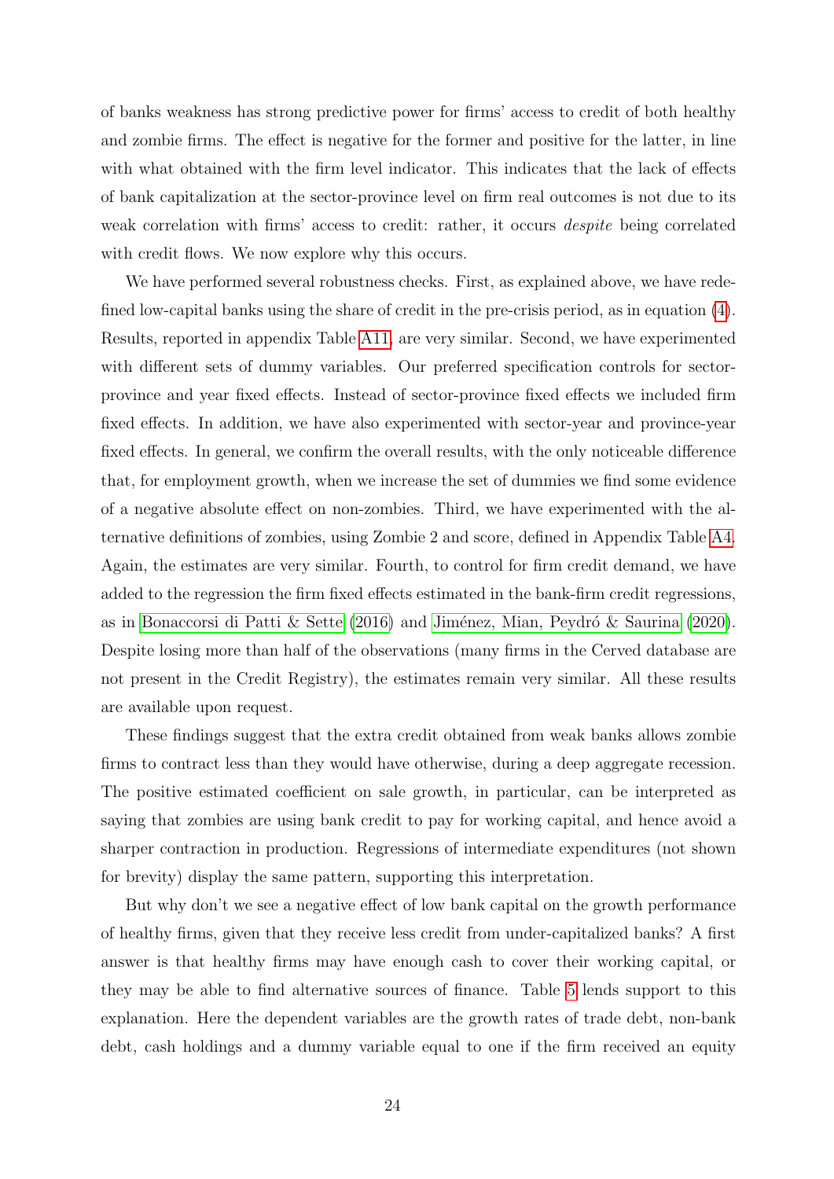of banks weakness has strong predictive power for firms' access to credit of both healthy and zombie firms. The effect is negative for the former and positive for the latter, in line with what obtained with the firm level indicator. This indicates that the lack of effects of bank capitalization at the sector-province level on firm real outcomes is not due to its weak correlation with firms' access to credit: rather, it occurs *despite* being correlated with credit flows. We now explore why this occurs.

We have performed several robustness checks. First, as explained above, we have redefined low-capital banks using the share of credit in the pre-crisis period, as in equation (4). Results, reported in appendix Table A11, are very similar. Second, we have experimented with different sets of dummy variables. Our preferred specification controls for sector-province and year fixed effects. Instead of sector-province fixed effects we included firm fixed effects. In addition, we have also experimented with sector-year and province-year fixed effects. In general, we confirm the overall results, with the only noticeable difference that, for employment growth, when we increase the set of dummies we find some evidence of a negative absolute effect on non-zombies. Third, we have experimented with the alternative definitions of zombies, using Zombie 2 and score, defined in Appendix Table A4. Again, the estimates are very similar. Fourth, to control for firm credit demand, we have added to the regression the firm fixed effects estimated in the bank-firm credit regressions, as in Bonaccorsi di Patti & Sette (2016) and Jiménez, Mian, Peydró & Saurina (2020). Despite losing more than half of the observations (many firms in the Cerved database are not present in the Credit Registry), the estimates remain very similar. All these results are available upon request.

These findings suggest that the extra credit obtained from weak banks allows zombie firms to contract less than they would have otherwise, during a deep aggregate recession. The positive estimated coefficient on sale growth, in particular, can be interpreted as saying that zombies are using bank credit to pay for working capital, and hence avoid a sharper contraction in production. Regressions of intermediate expenditures (not shown for brevity) display the same pattern, supporting this interpretation.

But why don't we see a negative effect of low bank capital on the growth performance of healthy firms, given that they receive less credit from under-capitalized banks? A first answer is that healthy firms may have enough cash to cover their working capital, or they may be able to find alternative sources of finance. Table 5 lends support to this explanation. Here the dependent variables are the growth rates of trade debt, non-bank debt, cash holdings and a dummy variable equal to one if the firm received an equity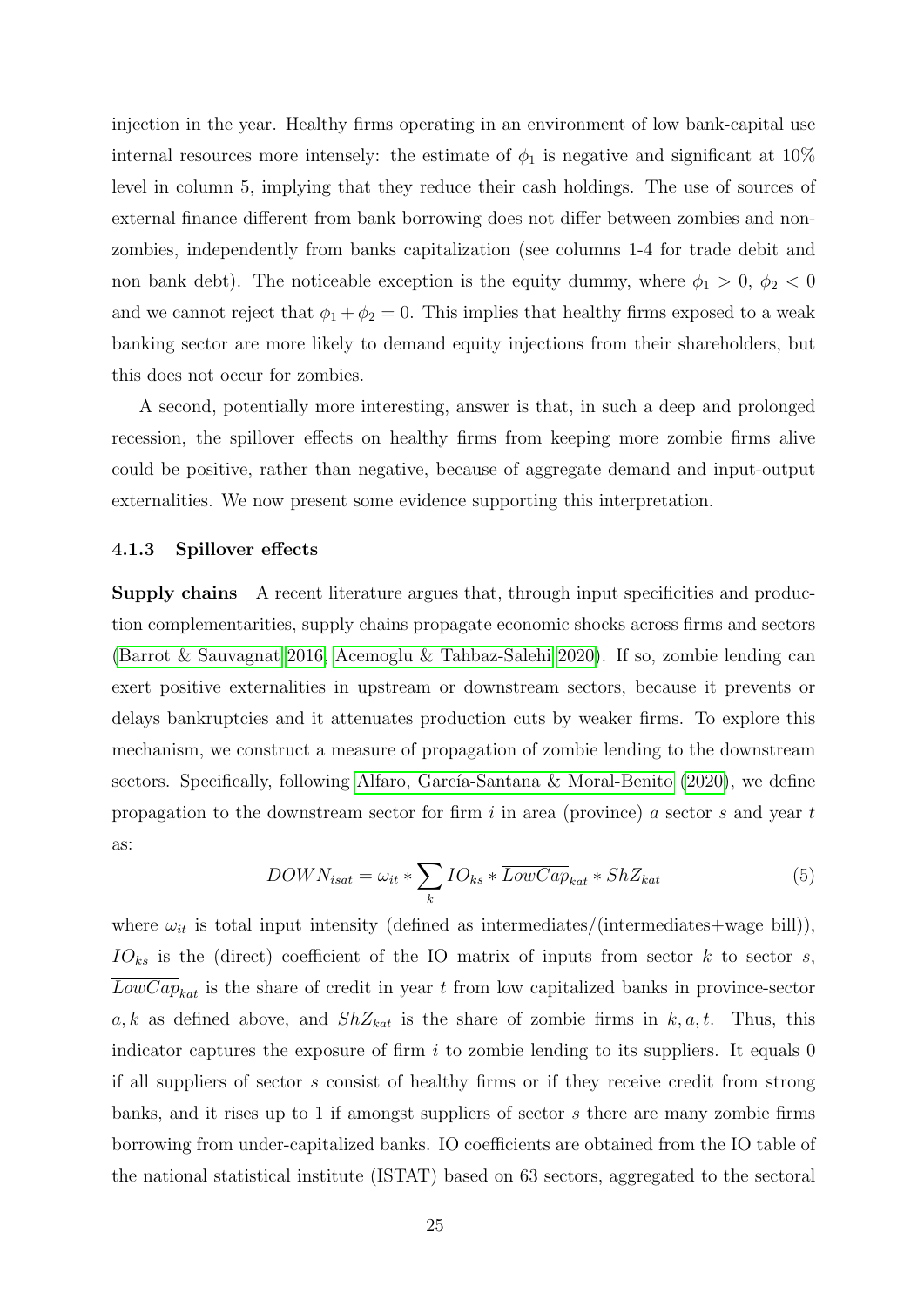injection in the year. Healthy firms operating in an environment of low bank-capital use internal resources more intensely: the estimate of $\phi_1$ is negative and significant at 10% level in column 5, implying that they reduce their cash holdings. The use of sources of external finance different from bank borrowing does not differ between zombies and non-zombies, independently from banks capitalization (see columns 1-4 for trade debit and non bank debt). The noticeable exception is the equity dummy, where $\phi_1 > 0$, $\phi_2 < 0$ and we cannot reject that $\phi_1 + \phi_2 = 0$. This implies that healthy firms exposed to a weak banking sector are more likely to demand equity injections from their shareholders, but this does not occur for zombies.

A second, potentially more interesting, answer is that, in such a deep and prolonged recession, the spillover effects on healthy firms from keeping more zombie firms alive could be positive, rather than negative, because of aggregate demand and input-output externalities. We now present some evidence supporting this interpretation.

### 4.1.3 Spillover effects

**Supply chains** A recent literature argues that, through input specificities and production complementarities, supply chains propagate economic shocks across firms and sectors (Barrot & Sauvagnat 2016, Acemoglu & Tahbaz-Salehi 2020). If so, zombie lending can exert positive externalities in upstream or downstream sectors, because it prevents or delays bankruptcies and it attenuates production cuts by weaker firms. To explore this mechanism, we construct a measure of propagation of zombie lending to the downstream sectors. Specifically, following Alfaro, García-Santana & Moral-Benito (2020), we define propagation to the downstream sector for firm $i$ in area (province) $a$ sector $s$ and year $t$ as:

$$DOWN_{isat} = \omega_{it} * \sum_{k} IO_{ks} * \overline{LowCap}_{kat} * ShZ_{kat} \tag{5}$$

where $\omega_{it}$ is total input intensity (defined as intermediates/(intermediates+wage bill)), $IO_{ks}$ is the (direct) coefficient of the IO matrix of inputs from sector $k$ to sector $s$, $\overline{LowCap}_{kat}$ is the share of credit in year $t$ from low capitalized banks in province-sector $a, k$ as defined above, and $ShZ_{kat}$ is the share of zombie firms in $k, a, t$. Thus, this indicator captures the exposure of firm $i$ to zombie lending to its suppliers. It equals 0 if all suppliers of sector $s$ consist of healthy firms or if they receive credit from strong banks, and it rises up to 1 if amongst suppliers of sector $s$ there are many zombie firms borrowing from under-capitalized banks. IO coefficients are obtained from the IO table of the national statistical institute (ISTAT) based on 63 sectors, aggregated to the sectoral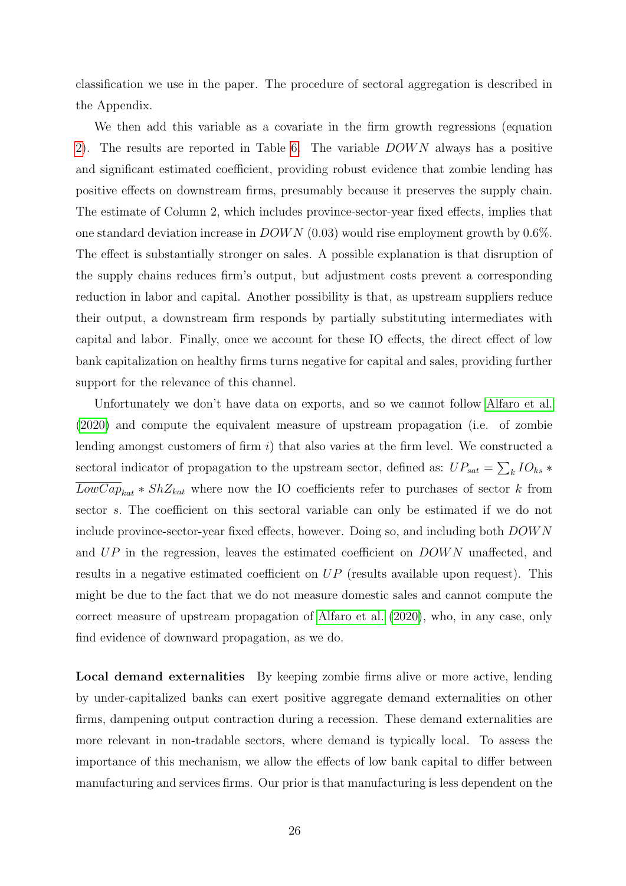classification we use in the paper. The procedure of sectoral aggregation is described in the Appendix.

We then add this variable as a covariate in the firm growth regressions (equation 2). The results are reported in Table 6. The variable $DOWN$ always has a positive and significant estimated coefficient, providing robust evidence that zombie lending has positive effects on downstream firms, presumably because it preserves the supply chain. The estimate of Column 2, which includes province-sector-year fixed effects, implies that one standard deviation increase in $DOWN$ (0.03) would rise employment growth by 0.6%. The effect is substantially stronger on sales. A possible explanation is that disruption of the supply chains reduces firm's output, but adjustment costs prevent a corresponding reduction in labor and capital. Another possibility is that, as upstream suppliers reduce their output, a downstream firm responds by partially substituting intermediates with capital and labor. Finally, once we account for these IO effects, the direct effect of low bank capitalization on healthy firms turns negative for capital and sales, providing further support for the relevance of this channel.

Unfortunately we don't have data on exports, and so we cannot follow Alfaro et al. (2020) and compute the equivalent measure of upstream propagation (i.e. of zombie lending amongst customers of firm $i$) that also varies at the firm level. We constructed a sectoral indicator of propagation to the upstream sector, defined as: $UP_{sat} = \sum_k IO_{ks} * \overline{LowCap}_{kat} * ShZ_{kat}$ where now the IO coefficients refer to purchases of sector $k$ from sector $s$. The coefficient on this sectoral variable can only be estimated if we do not include province-sector-year fixed effects, however. Doing so, and including both $DOWN$ and $UP$ in the regression, leaves the estimated coefficient on $DOWN$ unaffected, and results in a negative estimated coefficient on $UP$ (results available upon request). This might be due to the fact that we do not measure domestic sales and cannot compute the correct measure of upstream propagation of Alfaro et al. (2020), who, in any case, only find evidence of downward propagation, as we do.

**Local demand externalities** By keeping zombie firms alive or more active, lending by under-capitalized banks can exert positive aggregate demand externalities on other firms, dampening output contraction during a recession. These demand externalities are more relevant in non-tradable sectors, where demand is typically local. To assess the importance of this mechanism, we allow the effects of low bank capital to differ between manufacturing and services firms. Our prior is that manufacturing is less dependent on the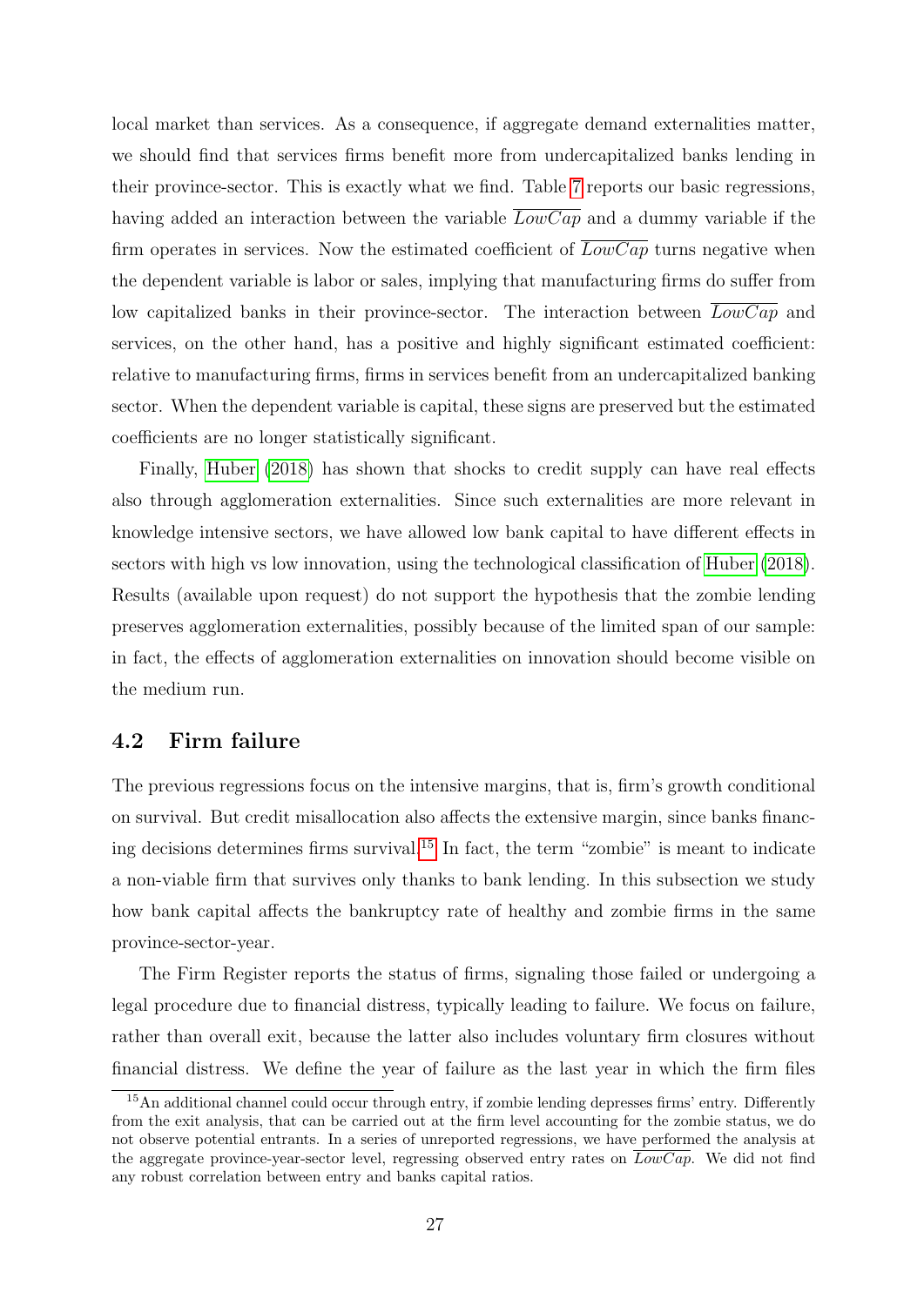local market than services. As a consequence, if aggregate demand externalities matter, we should find that services firms benefit more from undercapitalized banks lending in their province-sector. This is exactly what we find. Table 7 reports our basic regressions, having added an interaction between the variable $\overline{LowCap}$ and a dummy variable if the firm operates in services. Now the estimated coefficient of $\overline{LowCap}$ turns negative when the dependent variable is labor or sales, implying that manufacturing firms do suffer from low capitalized banks in their province-sector. The interaction between $\overline{LowCap}$ and services, on the other hand, has a positive and highly significant estimated coefficient: relative to manufacturing firms, firms in services benefit from an undercapitalized banking sector. When the dependent variable is capital, these signs are preserved but the estimated coefficients are no longer statistically significant.

Finally, Huber (2018) has shown that shocks to credit supply can have real effects also through agglomeration externalities. Since such externalities are more relevant in knowledge intensive sectors, we have allowed low bank capital to have different effects in sectors with high vs low innovation, using the technological classification of Huber (2018). Results (available upon request) do not support the hypothesis that the zombie lending preserves agglomeration externalities, possibly because of the limited span of our sample: in fact, the effects of agglomeration externalities on innovation should become visible on the medium run.

## 4.2 Firm failure

The previous regressions focus on the intensive margins, that is, firm's growth conditional on survival. But credit misallocation also affects the extensive margin, since banks financing decisions determines firms survival.[15] In fact, the term "zombie" is meant to indicate a non-viable firm that survives only thanks to bank lending. In this subsection we study how bank capital affects the bankruptcy rate of healthy and zombie firms in the same province-sector-year.

The Firm Register reports the status of firms, signaling those failed or undergoing a legal procedure due to financial distress, typically leading to failure. We focus on failure, rather than overall exit, because the latter also includes voluntary firm closures without financial distress. We define the year of failure as the last year in which the firm files

[15] An additional channel could occur through entry, if zombie lending depresses firms' entry. Differently from the exit analysis, that can be carried out at the firm level accounting for the zombie status, we do not observe potential entrants. In a series of unreported regressions, we have performed the analysis at the aggregate province-year-sector level, regressing observed entry rates on $\overline{LowCap}$. We did not find any robust correlation between entry and banks capital ratios.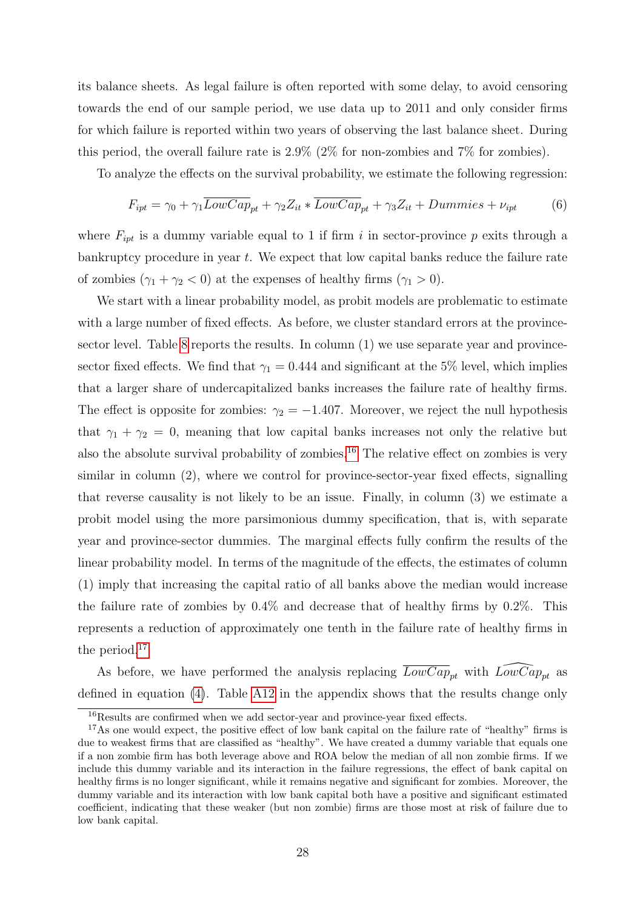its balance sheets. As legal failure is often reported with some delay, to avoid censoring towards the end of our sample period, we use data up to 2011 and only consider firms for which failure is reported within two years of observing the last balance sheet. During this period, the overall failure rate is 2.9% (2% for non-zombies and 7% for zombies).

To analyze the effects on the survival probability, we estimate the following regression:

$$F_{ipt} = \gamma_0 + \gamma_1 \overline{LowCap}_{pt} + \gamma_2 Z_{it} * \overline{LowCap}_{pt} + \gamma_3 Z_{it} + Dummies + \nu_{ipt} \tag{6}$$

where $F_{ipt}$ is a dummy variable equal to 1 if firm $i$ in sector-province $p$ exits through a bankruptcy procedure in year $t$. We expect that low capital banks reduce the failure rate of zombies ($\gamma_1 + \gamma_2 < 0$) at the expenses of healthy firms ($\gamma_1 > 0$).

We start with a linear probability model, as probit models are problematic to estimate with a large number of fixed effects. As before, we cluster standard errors at the province-sector level. Table 8 reports the results. In column (1) we use separate year and province-sector fixed effects. We find that $\gamma_1 = 0.444$ and significant at the 5% level, which implies that a larger share of undercapitalized banks increases the failure rate of healthy firms. The effect is opposite for zombies: $\gamma_2 = -1.407$. Moreover, we reject the null hypothesis that $\gamma_1 + \gamma_2 = 0$, meaning that low capital banks increases not only the relative but also the absolute survival probability of zombies.[16] The relative effect on zombies is very similar in column (2), where we control for province-sector-year fixed effects, signalling that reverse causality is not likely to be an issue. Finally, in column (3) we estimate a probit model using the more parsimonious dummy specification, that is, with separate year and province-sector dummies. The marginal effects fully confirm the results of the linear probability model. In terms of the magnitude of the effects, the estimates of column (1) imply that increasing the capital ratio of all banks above the median would increase the failure rate of zombies by 0.4% and decrease that of healthy firms by 0.2%. This represents a reduction of approximately one tenth in the failure rate of healthy firms in the period.[17]

As before, we have performed the analysis replacing $\overline{LowCap}_{pt}$ with $\widehat{LowCap}_{pt}$ as defined in equation (4). Table A12 in the appendix shows that the results change only

[16] Results are confirmed when we add sector-year and province-year fixed effects.

[17] As one would expect, the positive effect of low bank capital on the failure rate of "healthy" firms is due to weakest firms that are classified as "healthy". We have created a dummy variable that equals one if a non zombie firm has both leverage above and ROA below the median of all non zombie firms. If we include this dummy variable and its interaction in the failure regressions, the effect of bank capital on healthy firms is no longer significant, while it remains negative and significant for zombies. Moreover, the dummy variable and its interaction with low bank capital both have a positive and significant estimated coefficient, indicating that these weaker (but non zombie) firms are those most at risk of failure due to low bank capital.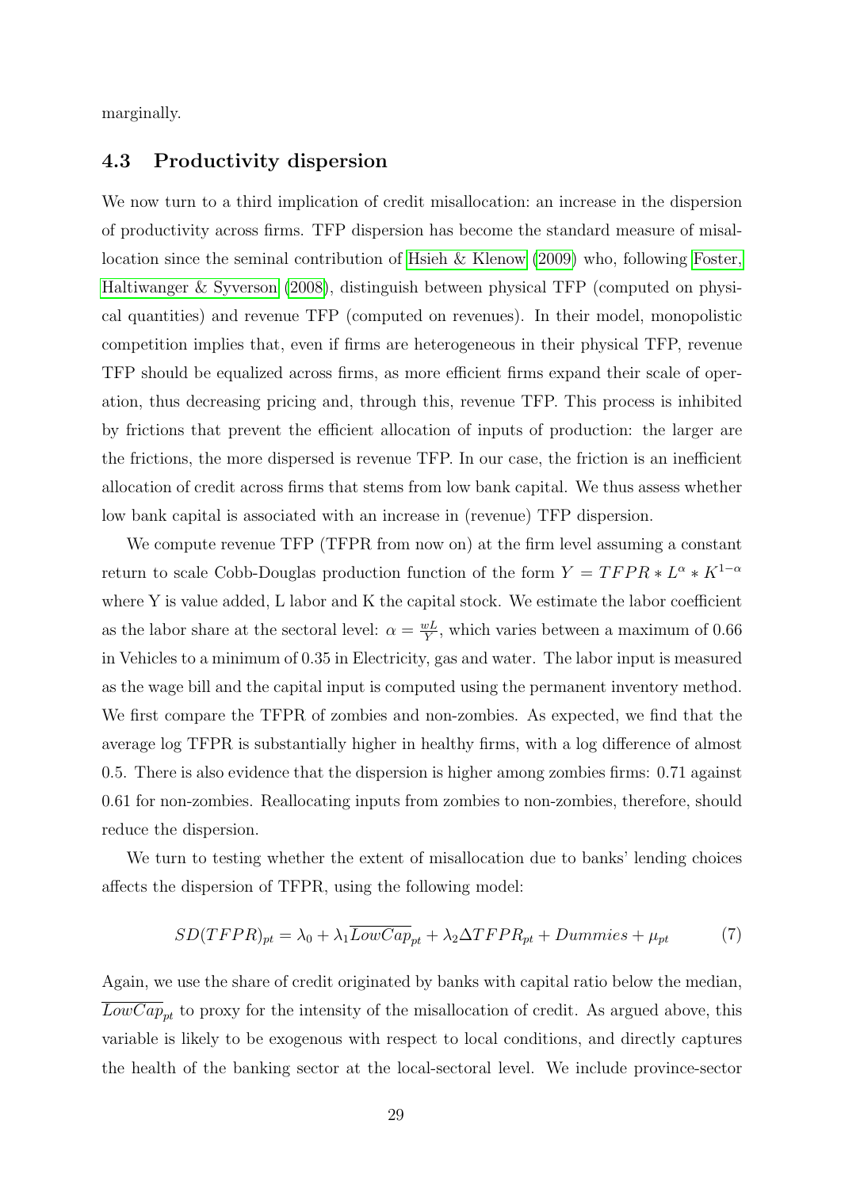marginally.

### 4.3 Productivity dispersion

We now turn to a third implication of credit misallocation: an increase in the dispersion of productivity across firms. TFP dispersion has become the standard measure of misallocation since the seminal contribution of Hsieh & Klenow (2009) who, following Foster, Haltiwanger & Syverson (2008), distinguish between physical TFP (computed on physical quantities) and revenue TFP (computed on revenues). In their model, monopolistic competition implies that, even if firms are heterogeneous in their physical TFP, revenue TFP should be equalized across firms, as more efficient firms expand their scale of operation, thus decreasing pricing and, through this, revenue TFP. This process is inhibited by frictions that prevent the efficient allocation of inputs of production: the larger are the frictions, the more dispersed is revenue TFP. In our case, the friction is an inefficient allocation of credit across firms that stems from low bank capital. We thus assess whether low bank capital is associated with an increase in (revenue) TFP dispersion.

We compute revenue TFP (TFPR from now on) at the firm level assuming a constant return to scale Cobb-Douglas production function of the form $Y = TFPR * L^{\alpha} * K^{1-\alpha}$ where Y is value added, L labor and K the capital stock. We estimate the labor coefficient as the labor share at the sectoral level: $\alpha = \frac{wL}{Y}$, which varies between a maximum of 0.66 in Vehicles to a minimum of 0.35 in Electricity, gas and water. The labor input is measured as the wage bill and the capital input is computed using the permanent inventory method. We first compare the TFPR of zombies and non-zombies. As expected, we find that the average log TFPR is substantially higher in healthy firms, with a log difference of almost 0.5. There is also evidence that the dispersion is higher among zombies firms: 0.71 against 0.61 for non-zombies. Reallocating inputs from zombies to non-zombies, therefore, should reduce the dispersion.

We turn to testing whether the extent of misallocation due to banks' lending choices affects the dispersion of TFPR, using the following model:

$$SD(TFPR)_{pt} = \lambda_0 + \lambda_1 \overline{LowCap}_{pt} + \lambda_2 \Delta TFPR_{pt} + Dummies + \mu_{pt} \tag{7}$$

Again, we use the share of credit originated by banks with capital ratio below the median, $\overline{LowCap}_{pt}$ to proxy for the intensity of the misallocation of credit. As argued above, this variable is likely to be exogenous with respect to local conditions, and directly captures the health of the banking sector at the local-sectoral level. We include province-sector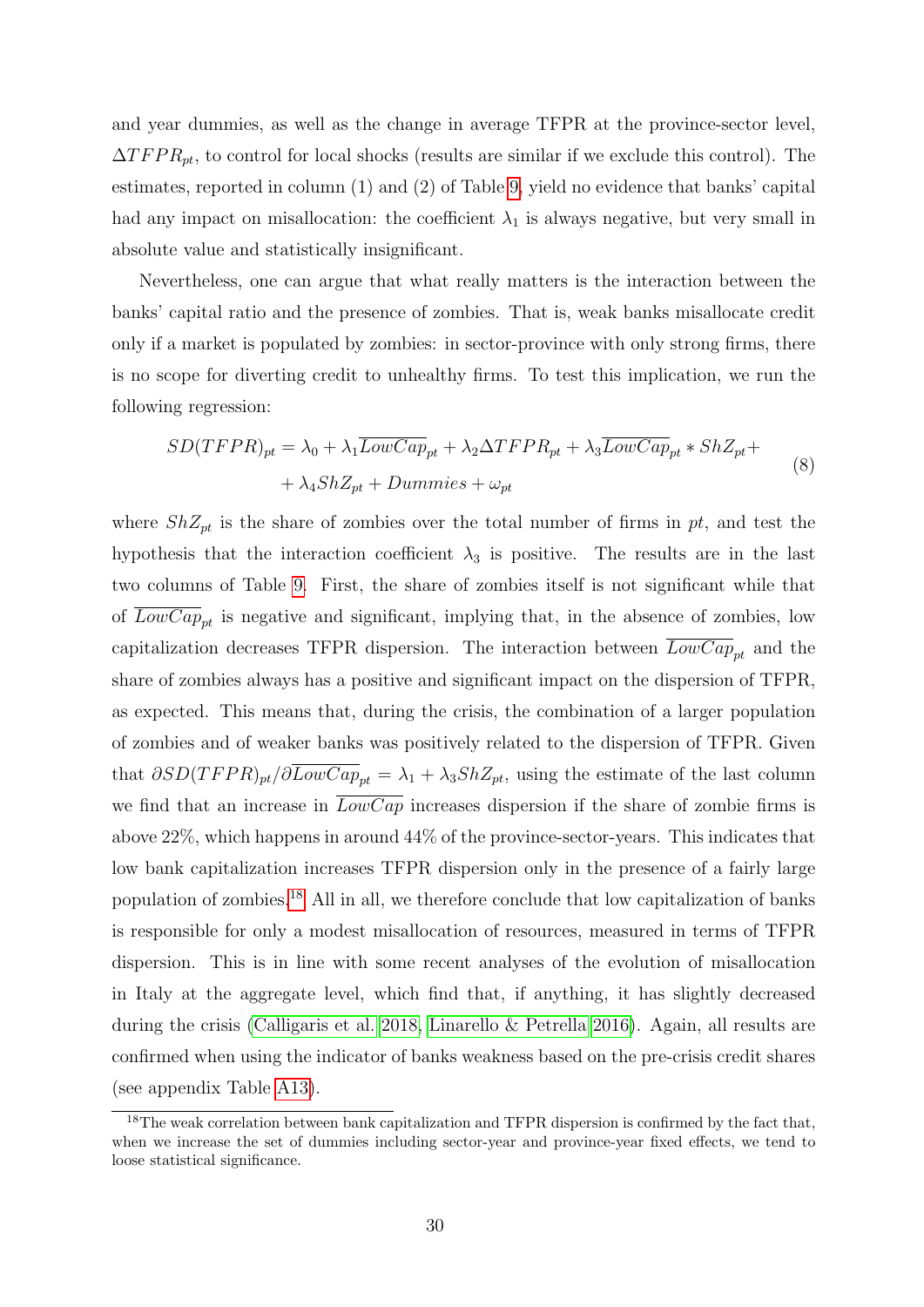and year dummies, as well as the change in average TFPR at the province-sector level, $\Delta TFPR_{pt}$, to control for local shocks (results are similar if we exclude this control). The estimates, reported in column (1) and (2) of Table 9, yield no evidence that banks' capital had any impact on misallocation: the coefficient $\lambda_1$ is always negative, but very small in absolute value and statistically insignificant.

Nevertheless, one can argue that what really matters is the interaction between the banks' capital ratio and the presence of zombies. That is, weak banks misallocate credit only if a market is populated by zombies: in sector-province with only strong firms, there is no scope for diverting credit to unhealthy firms. To test this implication, we run the following regression:

$$SD(TFPR)_{pt} = \lambda_0 + \lambda_1 \overline{LowCap}_{pt} + \lambda_2 \Delta TFPR_{pt} + \lambda_3 \overline{LowCap}_{pt} * ShZ_{pt} + \\ + \lambda_4 ShZ_{pt} + Dummies + \omega_{pt} \tag{8}$$

where $ShZ_{pt}$ is the share of zombies over the total number of firms in $pt$, and test the hypothesis that the interaction coefficient $\lambda_3$ is positive. The results are in the last two columns of Table 9. First, the share of zombies itself is not significant while that of $\overline{LowCap}_{pt}$ is negative and significant, implying that, in the absence of zombies, low capitalization decreases TFPR dispersion. The interaction between $\overline{LowCap}_{pt}$ and the share of zombies always has a positive and significant impact on the dispersion of TFPR, as expected. This means that, during the crisis, the combination of a larger population of zombies and of weaker banks was positively related to the dispersion of TFPR. Given that $\partial SD(TFPR)_{pt}/\partial \overline{LowCap}_{pt} = \lambda_1 + \lambda_3 ShZ_{pt}$, using the estimate of the last column we find that an increase in $\overline{LowCap}$ increases dispersion if the share of zombie firms is above 22%, which happens in around 44% of the province-sector-years. This indicates that low bank capitalization increases TFPR dispersion only in the presence of a fairly large population of zombies.[18] All in all, we therefore conclude that low capitalization of banks is responsible for only a modest misallocation of resources, measured in terms of TFPR dispersion. This is in line with some recent analyses of the evolution of misallocation in Italy at the aggregate level, which find that, if anything, it has slightly decreased during the crisis (Calligaris et al. 2018, Linarello & Petrella 2016). Again, all results are confirmed when using the indicator of banks weakness based on the pre-crisis credit shares (see appendix Table A13).

[18] The weak correlation between bank capitalization and TFPR dispersion is confirmed by the fact that, when we increase the set of dummies including sector-year and province-year fixed effects, we tend to loose statistical significance.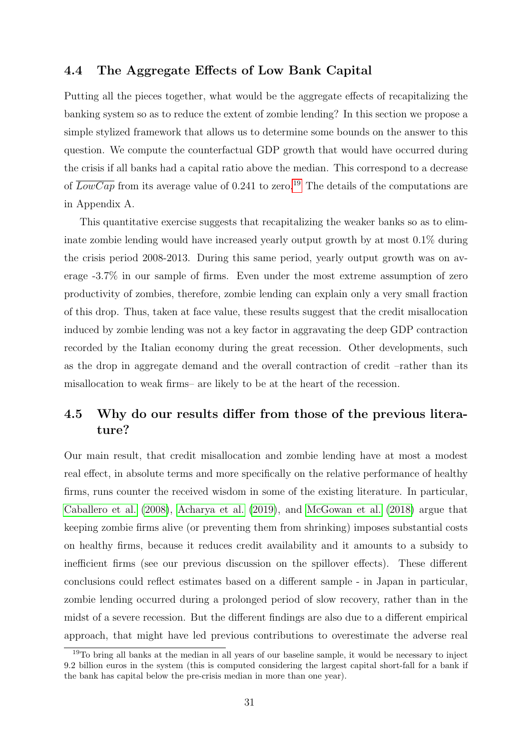### 4.4 The Aggregate Effects of Low Bank Capital

Putting all the pieces together, what would be the aggregate effects of recapitalizing the banking system so as to reduce the extent of zombie lending? In this section we propose a simple stylized framework that allows us to determine some bounds on the answer to this question. We compute the counterfactual GDP growth that would have occurred during the crisis if all banks had a capital ratio above the median. This correspond to a decrease of $\overline{LowCap}$ from its average value of 0.241 to zero.[19] The details of the computations are in Appendix A.

This quantitative exercise suggests that recapitalizing the weaker banks so as to eliminate zombie lending would have increased yearly output growth by at most 0.1% during the crisis period 2008-2013. During this same period, yearly output growth was on average -3.7% in our sample of firms. Even under the most extreme assumption of zero productivity of zombies, therefore, zombie lending can explain only a very small fraction of this drop. Thus, taken at face value, these results suggest that the credit misallocation induced by zombie lending was not a key factor in aggravating the deep GDP contraction recorded by the Italian economy during the great recession. Other developments, such as the drop in aggregate demand and the overall contraction of credit –rather than its misallocation to weak firms– are likely to be at the heart of the recession.

### 4.5 Why do our results differ from those of the previous literature?

Our main result, that credit misallocation and zombie lending have at most a modest real effect, in absolute terms and more specifically on the relative performance of healthy firms, runs counter the received wisdom in some of the existing literature. In particular, Caballero et al. (2008), Acharya et al. (2019), and McGowan et al. (2018) argue that keeping zombie firms alive (or preventing them from shrinking) imposes substantial costs on healthy firms, because it reduces credit availability and it amounts to a subsidy to inefficient firms (see our previous discussion on the spillover effects). These different conclusions could reflect estimates based on a different sample - in Japan in particular, zombie lending occurred during a prolonged period of slow recovery, rather than in the midst of a severe recession. But the different findings are also due to a different empirical approach, that might have led previous contributions to overestimate the adverse real

[19] To bring all banks at the median in all years of our baseline sample, it would be necessary to inject 9.2 billion euros in the system (this is computed considering the largest capital short-fall for a bank if the bank has capital below the pre-crisis median in more than one year).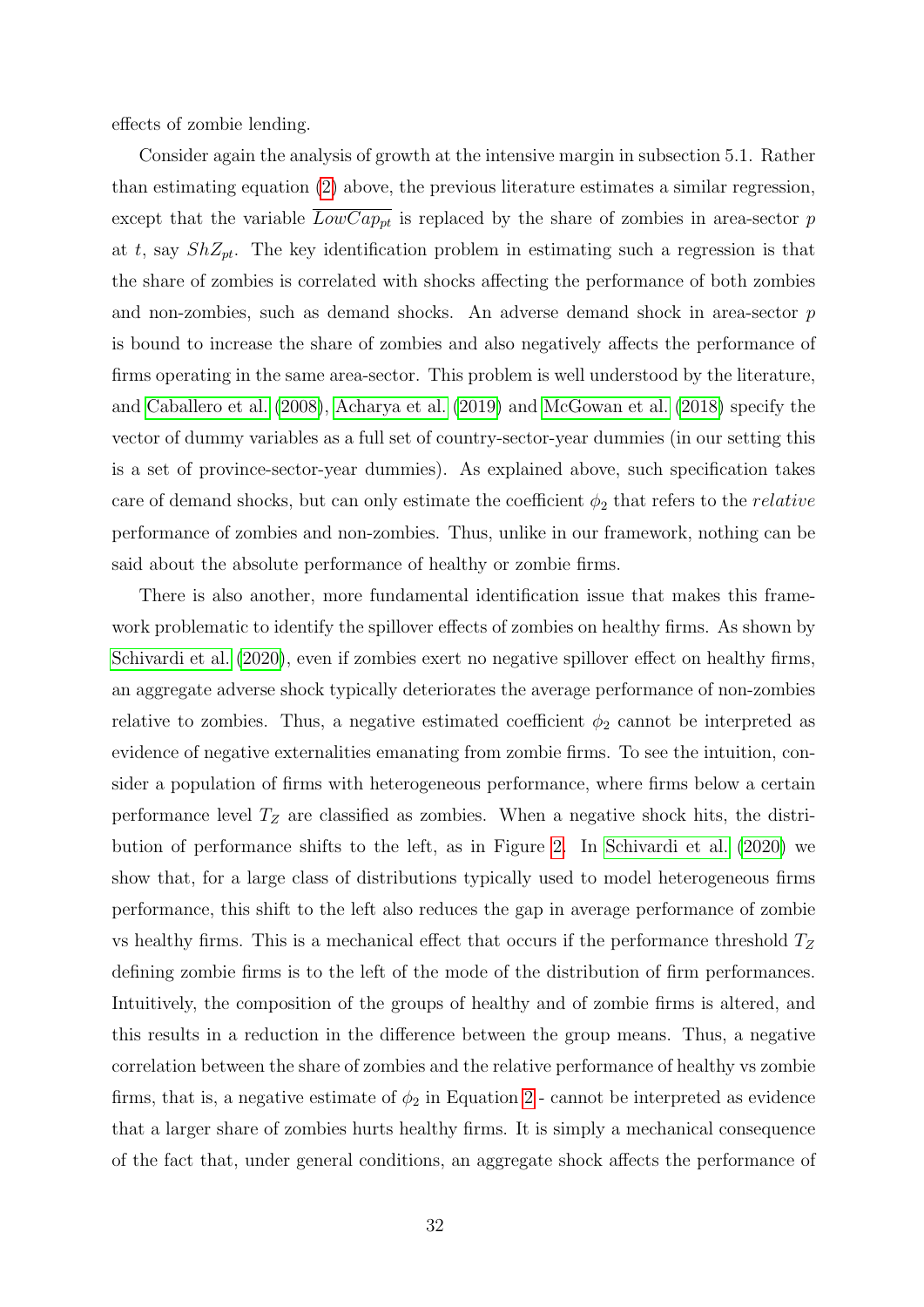effects of zombie lending.

Consider again the analysis of growth at the intensive margin in subsection 5.1. Rather than estimating equation (2) above, the previous literature estimates a similar regression, except that the variable $\overline{LowCap_{pt}}$ is replaced by the share of zombies in area-sector $p$ at $t$, say $ShZ_{pt}$. The key identification problem in estimating such a regression is that the share of zombies is correlated with shocks affecting the performance of both zombies and non-zombies, such as demand shocks. An adverse demand shock in area-sector $p$ is bound to increase the share of zombies and also negatively affects the performance of firms operating in the same area-sector. This problem is well understood by the literature, and Caballero et al. (2008), Acharya et al. (2019) and McGowan et al. (2018) specify the vector of dummy variables as a full set of country-sector-year dummies (in our setting this is a set of province-sector-year dummies). As explained above, such specification takes care of demand shocks, but can only estimate the coefficient $\phi_2$ that refers to the *relative* performance of zombies and non-zombies. Thus, unlike in our framework, nothing can be said about the absolute performance of healthy or zombie firms.

There is also another, more fundamental identification issue that makes this framework problematic to identify the spillover effects of zombies on healthy firms. As shown by Schivardi et al. (2020), even if zombies exert no negative spillover effect on healthy firms, an aggregate adverse shock typically deteriorates the average performance of non-zombies relative to zombies. Thus, a negative estimated coefficient $\phi_2$ cannot be interpreted as evidence of negative externalities emanating from zombie firms. To see the intuition, consider a population of firms with heterogeneous performance, where firms below a certain performance level $T_Z$ are classified as zombies. When a negative shock hits, the distribution of performance shifts to the left, as in Figure 2. In Schivardi et al. (2020) we show that, for a large class of distributions typically used to model heterogeneous firms performance, this shift to the left also reduces the gap in average performance of zombie vs healthy firms. This is a mechanical effect that occurs if the performance threshold $T_Z$ defining zombie firms is to the left of the mode of the distribution of firm performances. Intuitively, the composition of the groups of healthy and of zombie firms is altered, and this results in a reduction in the difference between the group means. Thus, a negative correlation between the share of zombies and the relative performance of healthy vs zombie firms, that is, a negative estimate of $\phi_2$ in Equation 2 - cannot be interpreted as evidence that a larger share of zombies hurts healthy firms. It is simply a mechanical consequence of the fact that, under general conditions, an aggregate shock affects the performance of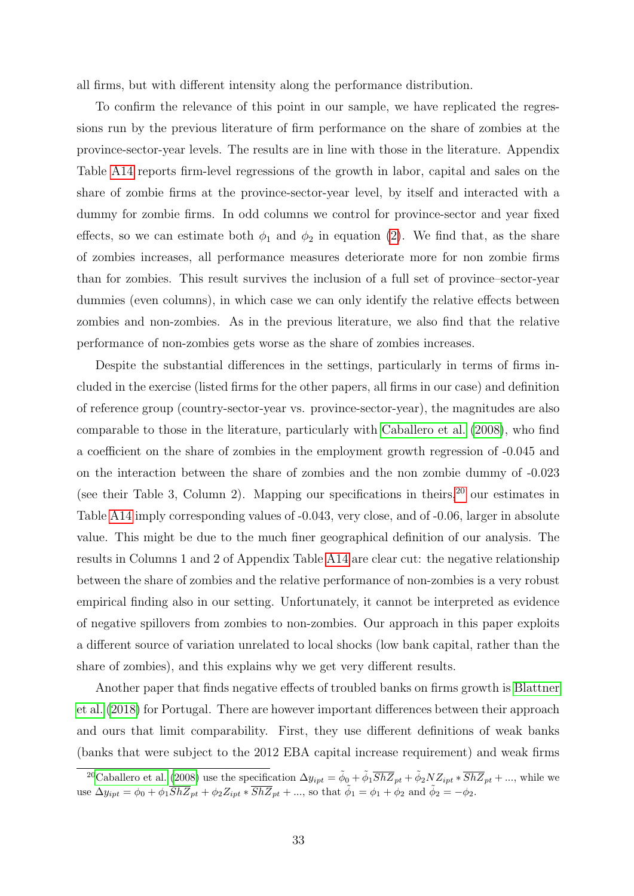all firms, but with different intensity along the performance distribution.

To confirm the relevance of this point in our sample, we have replicated the regressions run by the previous literature of firm performance on the share of zombies at the province-sector-year levels. The results are in line with those in the literature. Appendix Table A14 reports firm-level regressions of the growth in labor, capital and sales on the share of zombie firms at the province-sector-year level, by itself and interacted with a dummy for zombie firms. In odd columns we control for province-sector and year fixed effects, so we can estimate both $\phi_1$ and $\phi_2$ in equation (2). We find that, as the share of zombies increases, all performance measures deteriorate more for non zombie firms than for zombies. This result survives the inclusion of a full set of province–sector-year dummies (even columns), in which case we can only identify the relative effects between zombies and non-zombies. As in the previous literature, we also find that the relative performance of non-zombies gets worse as the share of zombies increases.

Despite the substantial differences in the settings, particularly in terms of firms included in the exercise (listed firms for the other papers, all firms in our case) and definition of reference group (country-sector-year vs. province-sector-year), the magnitudes are also comparable to those in the literature, particularly with Caballero et al. (2008), who find a coefficient on the share of zombies in the employment growth regression of -0.045 and on the interaction between the share of zombies and the non zombie dummy of -0.023 (see their Table 3, Column 2). Mapping our specifications in theirs,[20] our estimates in Table A14 imply corresponding values of -0.043, very close, and of -0.06, larger in absolute value. This might be due to the much finer geographical definition of our analysis. The results in Columns 1 and 2 of Appendix Table A14 are clear cut: the negative relationship between the share of zombies and the relative performance of non-zombies is a very robust empirical finding also in our setting. Unfortunately, it cannot be interpreted as evidence of negative spillovers from zombies to non-zombies. Our approach in this paper exploits a different source of variation unrelated to local shocks (low bank capital, rather than the share of zombies), and this explains why we get very different results.

Another paper that finds negative effects of troubled banks on firms growth is Blattner et al. (2018) for Portugal. There are however important differences between their approach and ours that limit comparability. First, they use different definitions of weak banks (banks that were subject to the 2012 EBA capital increase requirement) and weak firms

[20] Caballero et al. (2008) use the specification $\Delta y_{ipt} = \tilde{\phi}_0 + \tilde{\phi}_1 \overline{ShZ}_{pt} + \tilde{\phi}_2 NZ_{ipt} * \overline{ShZ}_{pt} + ...$, while we use $\Delta y_{ipt} = \phi_0 + \phi_1 \overline{ShZ}_{pt} + \phi_2 Z_{ipt} * \overline{ShZ}_{pt} + ...$, so that $\tilde{\phi}_1 = \phi_1 + \phi_2$ and $\tilde{\phi}_2 = -\phi_2$.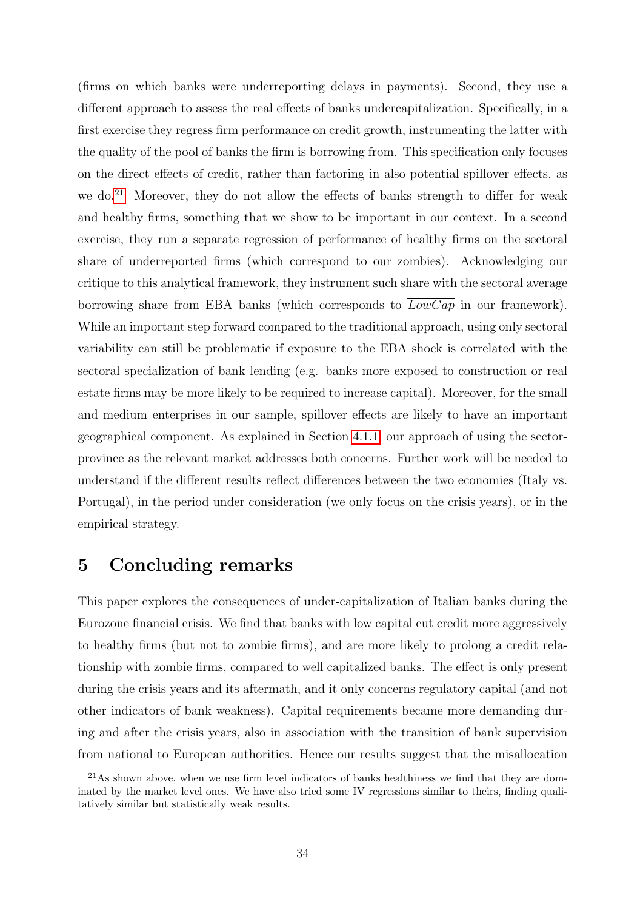(firms on which banks were underreporting delays in payments). Second, they use a different approach to assess the real effects of banks undercapitalization. Specifically, in a first exercise they regress firm performance on credit growth, instrumenting the latter with the quality of the pool of banks the firm is borrowing from. This specification only focuses on the direct effects of credit, rather than factoring in also potential spillover effects, as we do.[21] Moreover, they do not allow the effects of banks strength to differ for weak and healthy firms, something that we show to be important in our context. In a second exercise, they run a separate regression of performance of healthy firms on the sectoral share of underreported firms (which correspond to our zombies). Acknowledging our critique to this analytical framework, they instrument such share with the sectoral average borrowing share from EBA banks (which corresponds to $\overline{LowCap}$ in our framework). While an important step forward compared to the traditional approach, using only sectoral variability can still be problematic if exposure to the EBA shock is correlated with the sectoral specialization of bank lending (e.g. banks more exposed to construction or real estate firms may be more likely to be required to increase capital). Moreover, for the small and medium enterprises in our sample, spillover effects are likely to have an important geographical component. As explained in Section 4.1.1, our approach of using the sector-province as the relevant market addresses both concerns. Further work will be needed to understand if the different results reflect differences between the two economies (Italy vs. Portugal), in the period under consideration (we only focus on the crisis years), or in the empirical strategy.

# 5 Concluding remarks

This paper explores the consequences of under-capitalization of Italian banks during the Eurozone financial crisis. We find that banks with low capital cut credit more aggressively to healthy firms (but not to zombie firms), and are more likely to prolong a credit relationship with zombie firms, compared to well capitalized banks. The effect is only present during the crisis years and its aftermath, and it only concerns regulatory capital (and not other indicators of bank weakness). Capital requirements became more demanding during and after the crisis years, also in association with the transition of bank supervision from national to European authorities. Hence our results suggest that the misallocation

[21] As shown above, when we use firm level indicators of banks healthiness we find that they are dominated by the market level ones. We have also tried some IV regressions similar to theirs, finding qualitatively similar but statistically weak results.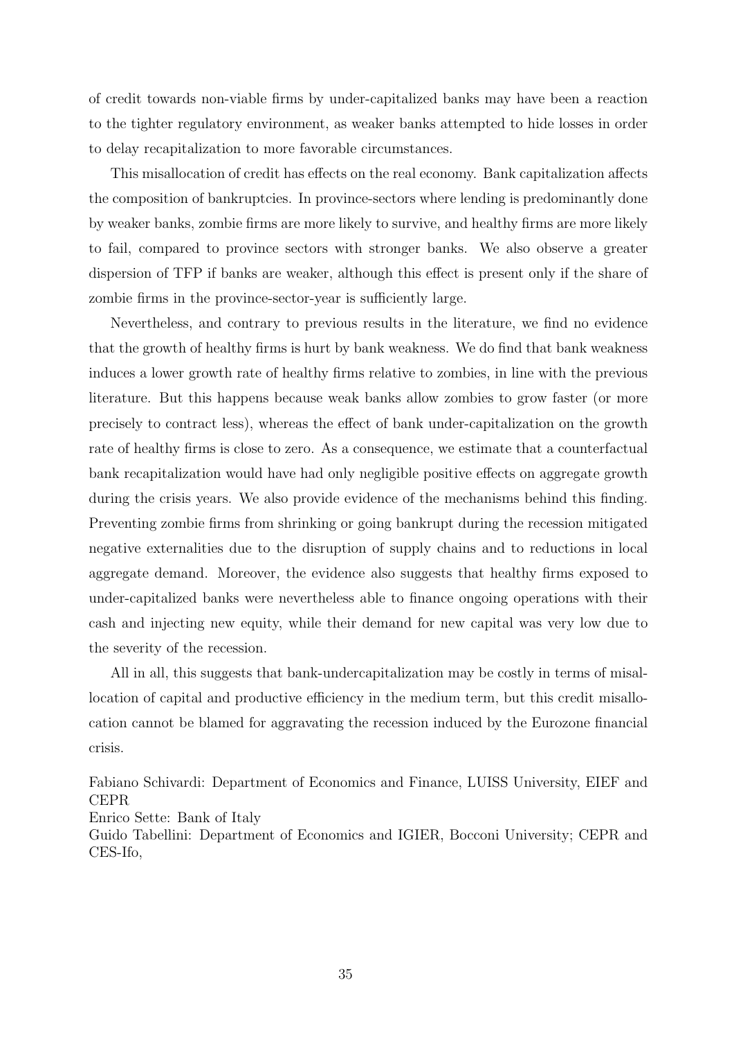of credit towards non-viable firms by under-capitalized banks may have been a reaction to the tighter regulatory environment, as weaker banks attempted to hide losses in order to delay recapitalization to more favorable circumstances.

This misallocation of credit has effects on the real economy. Bank capitalization affects the composition of bankruptcies. In province-sectors where lending is predominantly done by weaker banks, zombie firms are more likely to survive, and healthy firms are more likely to fail, compared to province sectors with stronger banks. We also observe a greater dispersion of TFP if banks are weaker, although this effect is present only if the share of zombie firms in the province-sector-year is sufficiently large.

Nevertheless, and contrary to previous results in the literature, we find no evidence that the growth of healthy firms is hurt by bank weakness. We do find that bank weakness induces a lower growth rate of healthy firms relative to zombies, in line with the previous literature. But this happens because weak banks allow zombies to grow faster (or more precisely to contract less), whereas the effect of bank under-capitalization on the growth rate of healthy firms is close to zero. As a consequence, we estimate that a counterfactual bank recapitalization would have had only negligible positive effects on aggregate growth during the crisis years. We also provide evidence of the mechanisms behind this finding. Preventing zombie firms from shrinking or going bankrupt during the recession mitigated negative externalities due to the disruption of supply chains and to reductions in local aggregate demand. Moreover, the evidence also suggests that healthy firms exposed to under-capitalized banks were nevertheless able to finance ongoing operations with their cash and injecting new equity, while their demand for new capital was very low due to the severity of the recession.

All in all, this suggests that bank-undercapitalization may be costly in terms of misallocation of capital and productive efficiency in the medium term, but this credit misallocation cannot be blamed for aggravating the recession induced by the Eurozone financial crisis.

Fabiano Schivardi: Department of Economics and Finance, LUISS University, EIEF and CEPR
Enrico Sette: Bank of Italy
Guido Tabellini: Department of Economics and IGIER, Bocconi University; CEPR and CES-Ifo,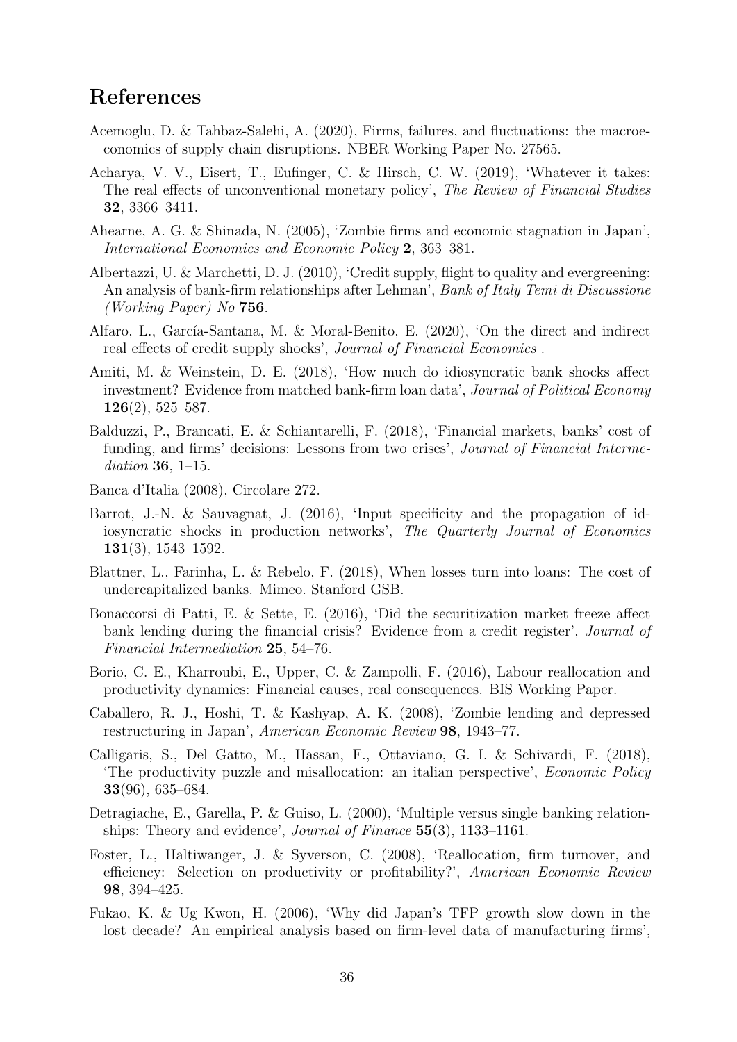# References

Acemoglu, D. & Tahbaz-Salehi, A. (2020), Firms, failures, and fluctuations: the macroeconomics of supply chain disruptions. NBER Working Paper No. 27565.

Acharya, V. V., Eisert, T., Eufinger, C. & Hirsch, C. W. (2019), 'Whatever it takes: The real effects of unconventional monetary policy', *The Review of Financial Studies* **32**, 3366–3411.

Ahearne, A. G. & Shinada, N. (2005), 'Zombie firms and economic stagnation in Japan', *International Economics and Economic Policy* **2**, 363–381.

Albertazzi, U. & Marchetti, D. J. (2010), 'Credit supply, flight to quality and evergreening: An analysis of bank-firm relationships after Lehman', *Bank of Italy Temi di Discussione (Working Paper) No* **756**.

Alfaro, L., García-Santana, M. & Moral-Benito, E. (2020), 'On the direct and indirect real effects of credit supply shocks', *Journal of Financial Economics* .

Amiti, M. & Weinstein, D. E. (2018), 'How much do idiosyncratic bank shocks affect investment? Evidence from matched bank-firm loan data', *Journal of Political Economy* **126**(2), 525–587.

Balduzzi, P., Brancati, E. & Schiantarelli, F. (2018), 'Financial markets, banks' cost of funding, and firms' decisions: Lessons from two crises', *Journal of Financial Intermediation* **36**, 1–15.

Banca d'Italia (2008), Circolare 272.

Barrot, J.-N. & Sauvagnat, J. (2016), 'Input specificity and the propagation of idiosyncratic shocks in production networks', *The Quarterly Journal of Economics* **131**(3), 1543–1592.

Blattner, L., Farinha, L. & Rebelo, F. (2018), When losses turn into loans: The cost of undercapitalized banks. Mimeo. Stanford GSB.

Bonaccorsi di Patti, E. & Sette, E. (2016), 'Did the securitization market freeze affect bank lending during the financial crisis? Evidence from a credit register', *Journal of Financial Intermediation* **25**, 54–76.

Borio, C. E., Kharroubi, E., Upper, C. & Zampolli, F. (2016), Labour reallocation and productivity dynamics: Financial causes, real consequences. BIS Working Paper.

Caballero, R. J., Hoshi, T. & Kashyap, A. K. (2008), 'Zombie lending and depressed restructuring in Japan', *American Economic Review* **98**, 1943–77.

Calligaris, S., Del Gatto, M., Hassan, F., Ottaviano, G. I. & Schivardi, F. (2018), 'The productivity puzzle and misallocation: an italian perspective', *Economic Policy* **33**(96), 635–684.

Detragiache, E., Garella, P. & Guiso, L. (2000), 'Multiple versus single banking relationships: Theory and evidence', *Journal of Finance* **55**(3), 1133–1161.

Foster, L., Haltiwanger, J. & Syverson, C. (2008), 'Reallocation, firm turnover, and efficiency: Selection on productivity or profitability?', *American Economic Review* **98**, 394–425.

Fukao, K. & Ug Kwon, H. (2006), 'Why did Japan's TFP growth slow down in the lost decade? An empirical analysis based on firm-level data of manufacturing firms',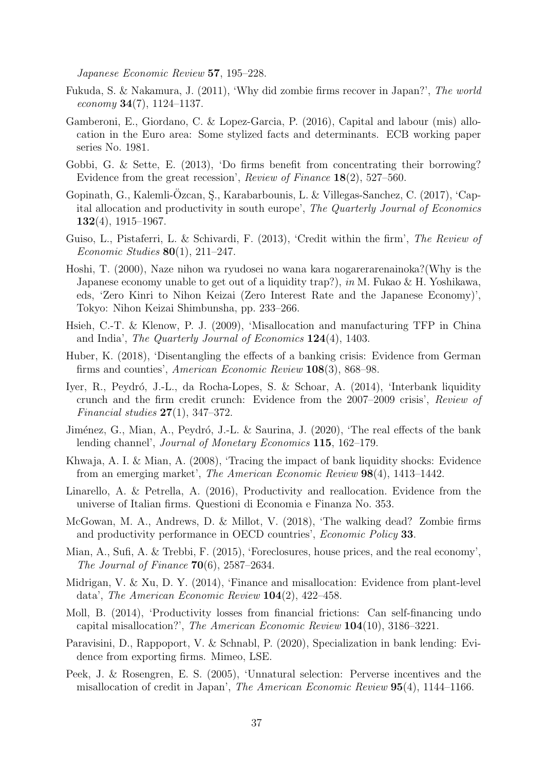*Japanese Economic Review* **57**, 195–228.

Fukuda, S. & Nakamura, J. (2011), 'Why did zombie firms recover in Japan?', *The world economy* **34**(7), 1124–1137.

Gamberoni, E., Giordano, C. & Lopez-Garcia, P. (2016), Capital and labour (mis) allocation in the Euro area: Some stylized facts and determinants. ECB working paper series No. 1981.

Gobbi, G. & Sette, E. (2013), 'Do firms benefit from concentrating their borrowing? Evidence from the great recession', *Review of Finance* **18**(2), 527–560.

Gopinath, G., Kalemli-Özcan, Ş., Karabarbounis, L. & Villegas-Sanchez, C. (2017), 'Capital allocation and productivity in south europe', *The Quarterly Journal of Economics* **132**(4), 1915–1967.

Guiso, L., Pistaferri, L. & Schivardi, F. (2013), 'Credit within the firm', *The Review of Economic Studies* **80**(1), 211–247.

Hoshi, T. (2000), Naze nihon wa ryudosei no wana kara nogarerarenainoka?(Why is the Japanese economy unable to get out of a liquidity trap?), *in* M. Fukao & H. Yoshikawa, eds, 'Zero Kinri to Nihon Keizai (Zero Interest Rate and the Japanese Economy)', Tokyo: Nihon Keizai Shimbunsha, pp. 233–266.

Hsieh, C.-T. & Klenow, P. J. (2009), 'Misallocation and manufacturing TFP in China and India', *The Quarterly Journal of Economics* **124**(4), 1403.

Huber, K. (2018), 'Disentangling the effects of a banking crisis: Evidence from German firms and counties', *American Economic Review* **108**(3), 868–98.

Iyer, R., Peydró, J.-L., da Rocha-Lopes, S. & Schoar, A. (2014), 'Interbank liquidity crunch and the firm credit crunch: Evidence from the 2007–2009 crisis', *Review of Financial studies* **27**(1), 347–372.

Jiménez, G., Mian, A., Peydró, J.-L. & Saurina, J. (2020), 'The real effects of the bank lending channel', *Journal of Monetary Economics* **115**, 162–179.

Khwaja, A. I. & Mian, A. (2008), 'Tracing the impact of bank liquidity shocks: Evidence from an emerging market', *The American Economic Review* **98**(4), 1413–1442.

Linarello, A. & Petrella, A. (2016), Productivity and reallocation. Evidence from the universe of Italian firms. Questioni di Economia e Finanza No. 353.

McGowan, M. A., Andrews, D. & Millot, V. (2018), 'The walking dead? Zombie firms and productivity performance in OECD countries', *Economic Policy* **33**.

Mian, A., Sufi, A. & Trebbi, F. (2015), 'Foreclosures, house prices, and the real economy', *The Journal of Finance* **70**(6), 2587–2634.

Midrigan, V. & Xu, D. Y. (2014), 'Finance and misallocation: Evidence from plant-level data', *The American Economic Review* **104**(2), 422–458.

Moll, B. (2014), 'Productivity losses from financial frictions: Can self-financing undo capital misallocation?', *The American Economic Review* **104**(10), 3186–3221.

Paravisini, D., Rappoport, V. & Schnabl, P. (2020), Specialization in bank lending: Evidence from exporting firms. Mimeo, LSE.

Peek, J. & Rosengren, E. S. (2005), 'Unnatural selection: Perverse incentives and the misallocation of credit in Japan', *The American Economic Review* **95**(4), 1144–1166.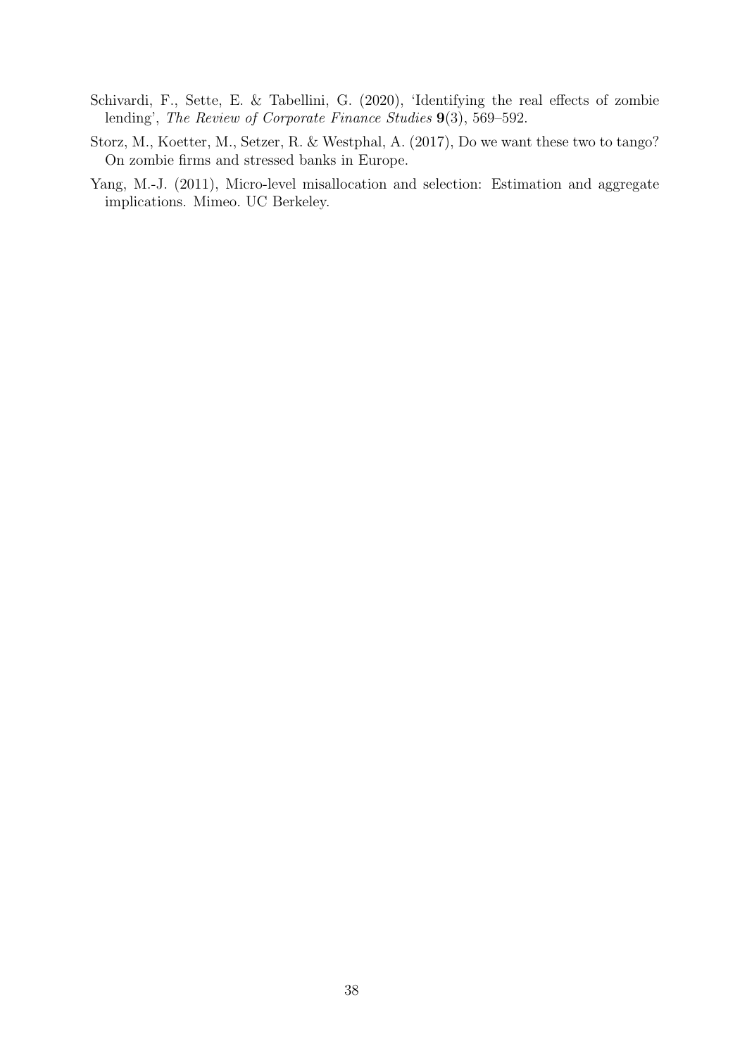Schivardi, F., Sette, E. & Tabellini, G. (2020), 'Identifying the real effects of zombie lending', *The Review of Corporate Finance Studies* **9**(3), 569–592.

Storz, M., Koetter, M., Setzer, R. & Westphal, A. (2017), Do we want these two to tango? On zombie firms and stressed banks in Europe.

Yang, M.-J. (2011), Micro-level misallocation and selection: Estimation and aggregate implications. Mimeo. UC Berkeley.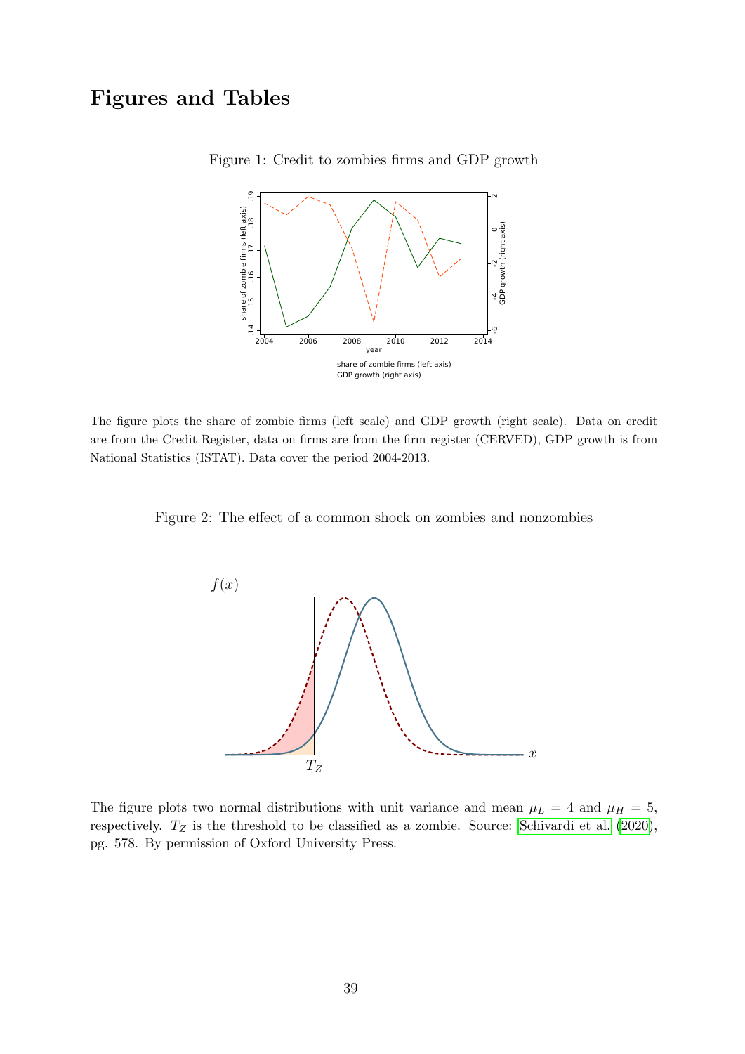# Figures and Tables

Figure 1: Credit to zombies firms and GDP growth

The figure plots the share of zombie firms (left scale) and GDP growth (right scale). Data on credit are from the Credit Register, data on firms are from the firm register (CERVED), GDP growth is from National Statistics (ISTAT). Data cover the period 2004-2013.

Figure 2: The effect of a common shock on zombies and nonzombies

The figure plots two normal distributions with unit variance and mean $\mu_L = 4$ and $\mu_H = 5$, respectively. $T_Z$ is the threshold to be classified as a zombie. Source: Schivardi et al. (2020), pg. 578. By permission of Oxford University Press.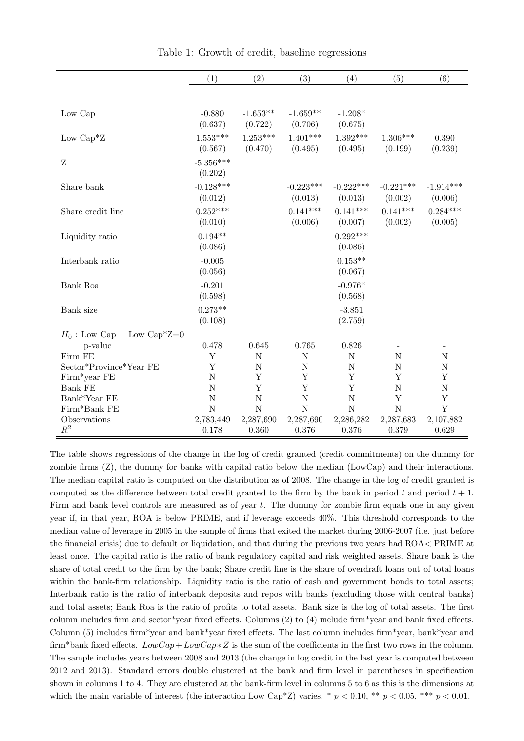Table 1: Growth of credit, baseline regressions

| | (1) | (2) | (3) | (4) | (5) | (6) |
|---|---|---|---|---|---|---|
| Low Cap | -0.880 | -1.653** | -1.659** | -1.208* | | |
| | (0.637) | (0.722) | (0.706) | (0.675) | | |
| Low Cap*Z | 1.553*** | 1.253*** | 1.401*** | 1.392*** | 1.306*** | 0.390 |
| | (0.567) | (0.470) | (0.495) | (0.495) | (0.199) | (0.239) |
| Z | -5.356*** | | | | | |
| | (0.202) | | | | | |
| Share bank | -0.128*** | | -0.223*** | -0.222*** | -0.221*** | -1.914*** |
| | (0.012) | | (0.013) | (0.013) | (0.002) | (0.006) |
| Share credit line | 0.252*** | | 0.141*** | 0.141*** | 0.141*** | 0.284*** |
| | (0.010) | | (0.006) | (0.007) | (0.002) | (0.005) |
| Liquidity ratio | 0.194** | | | 0.292*** | | |
| | (0.086) | | | (0.086) | | |
| Interbank ratio | -0.005 | | | 0.153** | | |
| | (0.056) | | | (0.067) | | |
| Bank Roa | -0.201 | | | -0.976* | | |
| | (0.598) | | | (0.568) | | |
| Bank size | 0.273** | | | -3.851 | | |
| | (0.108) | | | (2.759) | | |
| $H_0$ : Low Cap + Low Cap*Z=0 | | | | | | |
| p-value | 0.478 | 0.645 | 0.765 | 0.826 | - | - |
| Firm FE | Y | N | N | N | N | N |
| Sector*Province*Year FE | Y | N | N | N | N | N |
| Firm*year FE | N | Y | Y | Y | Y | Y |
| Bank FE | N | Y | Y | Y | N | N |
| Bank*Year FE | N | N | N | N | Y | Y |
| Firm*Bank FE | N | N | N | N | N | Y |
| Observations | 2,783,449 | 2,287,690 | 2,287,690 | 2,286,282 | 2,287,683 | 2,107,882 |
| $R^2$ | 0.178 | 0.360 | 0.376 | 0.376 | 0.379 | 0.629 |

The table shows regressions of the change in the log of credit granted (credit commitments) on the dummy for zombie firms (Z), the dummy for banks with capital ratio below the median (LowCap) and their interactions. The median capital ratio is computed on the distribution as of 2008. The change in the log of credit granted is computed as the difference between total credit granted to the firm by the bank in period $t$ and period $t+1$. Firm and bank level controls are measured as of year $t$. The dummy for zombie firm equals one in any given year if, in that year, ROA is below PRIME, and if leverage exceeds 40%. This threshold corresponds to the median value of leverage in 2005 in the sample of firms that exited the market during 2006-2007 (i.e. just before the financial crisis) due to default or liquidation, and that during the previous two years had ROA< PRIME at least once. The capital ratio is the ratio of bank regulatory capital and risk weighted assets. Share bank is the share of total credit to the firm by the bank; Share credit line is the share of overdraft loans out of total loans within the bank-firm relationship. Liquidity ratio is the ratio of cash and government bonds to total assets; Interbank ratio is the ratio of interbank deposits and repos with banks (excluding those with central banks) and total assets; Bank Roa is the ratio of profits to total assets. Bank size is the log of total assets. The first column includes firm and sector*year fixed effects. Columns (2) to (4) include firm*year and bank fixed effects. Column (5) includes firm*year and bank*year fixed effects. The last column includes firm*year, bank*year and firm*bank fixed effects. $LowCap + LowCap * Z$ is the sum of the coefficients in the first two rows in the column. The sample includes years between 2008 and 2013 (the change in log credit in the last year is computed between 2012 and 2013). Standard errors double clustered at the bank and firm level in parentheses in specification shown in columns 1 to 4. They are clustered at the bank-firm level in columns 5 to 6 as this is the dimensions at which the main variable of interest (the interaction Low Cap*Z) varies. * $p < 0.10$, ** $p < 0.05$, *** $p < 0.01$.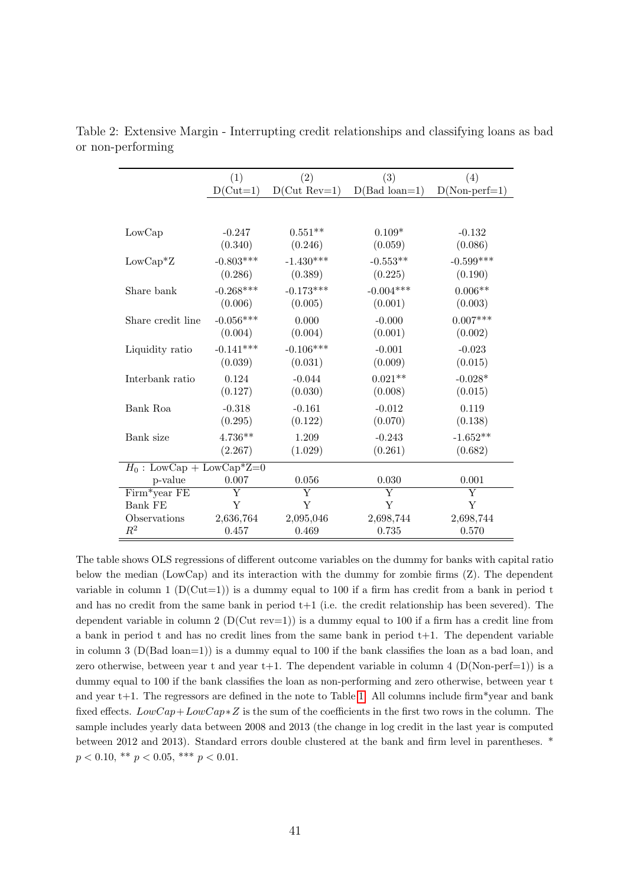Table 2: Extensive Margin - Interrupting credit relationships and classifying loans as bad or non-performing

| | (1) | (2) | (3) | (4) |
|---|---|---|---|---|
| | D(Cut=1) | D(Cut Rev=1) | D(Bad loan=1) | D(Non-perf=1) |
| LowCap | -0.247 | 0.551** | 0.109* | -0.132 |
| | (0.340) | (0.246) | (0.059) | (0.086) |
| LowCap*Z | -0.803*** | -1.430*** | -0.553** | -0.599*** |
| | (0.286) | (0.389) | (0.225) | (0.190) |
| Share bank | -0.268*** | -0.173*** | -0.004*** | 0.006** |
| | (0.006) | (0.005) | (0.001) | (0.003) |
| Share credit line | -0.056*** | 0.000 | -0.000 | 0.007*** |
| | (0.004) | (0.004) | (0.001) | (0.002) |
| Liquidity ratio | -0.141*** | -0.106*** | -0.001 | -0.023 |
| | (0.039) | (0.031) | (0.009) | (0.015) |
| Interbank ratio | 0.124 | -0.044 | 0.021** | -0.028* |
| | (0.127) | (0.030) | (0.008) | (0.015) |
| Bank Roa | -0.318 | -0.161 | -0.012 | 0.119 |
| | (0.295) | (0.122) | (0.070) | (0.138) |
| Bank size | 4.736** | 1.209 | -0.243 | -1.652** |
| | (2.267) | (1.029) | (0.261) | (0.682) |
| $H_0$ : LowCap + LowCap*Z=0 | | | | |
| p-value | 0.007 | 0.056 | 0.030 | 0.001 |
| Firm*year FE | Y | Y | Y | Y |
| Bank FE | Y | Y | Y | Y |
| Observations | 2,636,764 | 2,095,046 | 2,698,744 | 2,698,744 |
| $R^2$ | 0.457 | 0.469 | 0.735 | 0.570 |

The table shows OLS regressions of different outcome variables on the dummy for banks with capital ratio below the median (LowCap) and its interaction with the dummy for zombie firms (Z). The dependent variable in column 1 (D(Cut=1)) is a dummy equal to 100 if a firm has credit from a bank in period t and has no credit from the same bank in period t+1 (i.e. the credit relationship has been severed). The dependent variable in column 2 (D(Cut rev=1)) is a dummy equal to 100 if a firm has a credit line from a bank in period t and has no credit lines from the same bank in period t+1. The dependent variable in column 3 (D(Bad loan=1)) is a dummy equal to 100 if the bank classifies the loan as a bad loan, and zero otherwise, between year t and year t+1. The dependent variable in column 4 (D(Non-perf=1)) is a dummy equal to 100 if the bank classifies the loan as non-performing and zero otherwise, between year t and year t+1. The regressors are defined in the note to Table 1. All columns include firm*year and bank fixed effects. $LowCap + LowCap * Z$ is the sum of the coefficients in the first two rows in the column. The sample includes yearly data between 2008 and 2013 (the change in log credit in the last year is computed between 2012 and 2013). Standard errors double clustered at the bank and firm level in parentheses. * $p < 0.10$, ** $p < 0.05$, *** $p < 0.01$.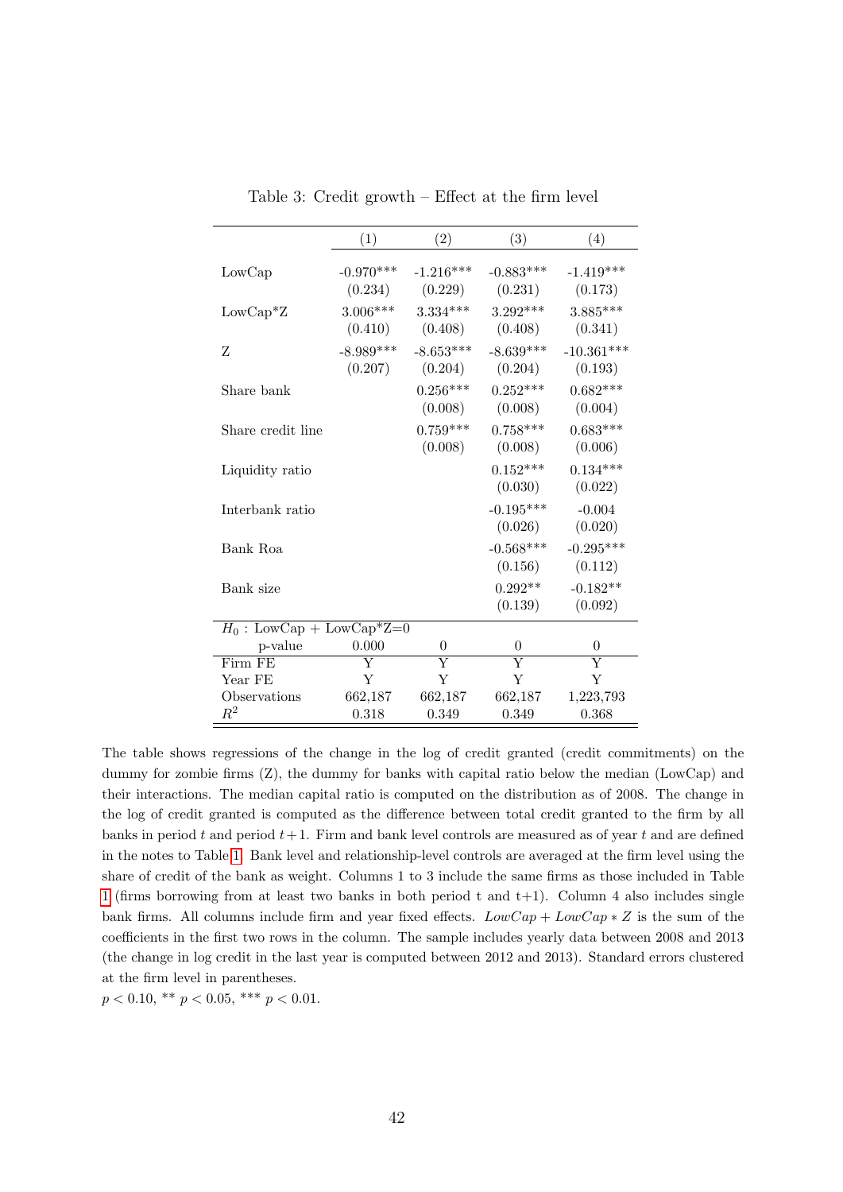Table 3: Credit growth – Effect at the firm level

| | (1) | (2) | (3) | (4) |
|---|---|---|---|---|
| LowCap | -0.970*** | -1.216*** | -0.883*** | -1.419*** |
| | (0.234) | (0.229) | (0.231) | (0.173) |
| LowCap*Z | 3.006*** | 3.334*** | 3.292*** | 3.885*** |
| | (0.410) | (0.408) | (0.408) | (0.341) |
| Z | -8.989*** | -8.653*** | -8.639*** | -10.361*** |
| | (0.207) | (0.204) | (0.204) | (0.193) |
| Share bank | | 0.256*** | 0.252*** | 0.682*** |
| | | (0.008) | (0.008) | (0.004) |
| Share credit line | | 0.759*** | 0.758*** | 0.683*** |
| | | (0.008) | (0.008) | (0.006) |
| Liquidity ratio | | | 0.152*** | 0.134*** |
| | | | (0.030) | (0.022) |
| Interbank ratio | | | -0.195*** | -0.004 |
| | | | (0.026) | (0.020) |
| Bank Roa | | | -0.568*** | -0.295*** |
| | | | (0.156) | (0.112) |
| Bank size | | | 0.292** | -0.182** |
| | | | (0.139) | (0.092) |
| $H_0$ : LowCap + LowCap*Z=0 | | | | |
| p-value | 0.000 | 0 | 0 | 0 |
| Firm FE | Y | Y | Y | Y |
| Year FE | Y | Y | Y | Y |
| Observations | 662,187 | 662,187 | 662,187 | 1,223,793 |
| $R^2$ | 0.318 | 0.349 | 0.349 | 0.368 |

The table shows regressions of the change in the log of credit granted (credit commitments) on the dummy for zombie firms (Z), the dummy for banks with capital ratio below the median (LowCap) and their interactions. The median capital ratio is computed on the distribution as of 2008. The change in the log of credit granted is computed as the difference between total credit granted to the firm by all banks in period $t$ and period $t+1$. Firm and bank level controls are measured as of year $t$ and are defined in the notes to Table 1. Bank level and relationship-level controls are averaged at the firm level using the share of credit of the bank as weight. Columns 1 to 3 include the same firms as those included in Table 1 (firms borrowing from at least two banks in both period t and t+1). Column 4 also includes single bank firms. All columns include firm and year fixed effects. $LowCap + LowCap * Z$ is the sum of the coefficients in the first two rows in the column. The sample includes yearly data between 2008 and 2013 (the change in log credit in the last year is computed between 2012 and 2013). Standard errors clustered at the firm level in parentheses.

$p < 0.10$, ** $p < 0.05$, *** $p < 0.01$.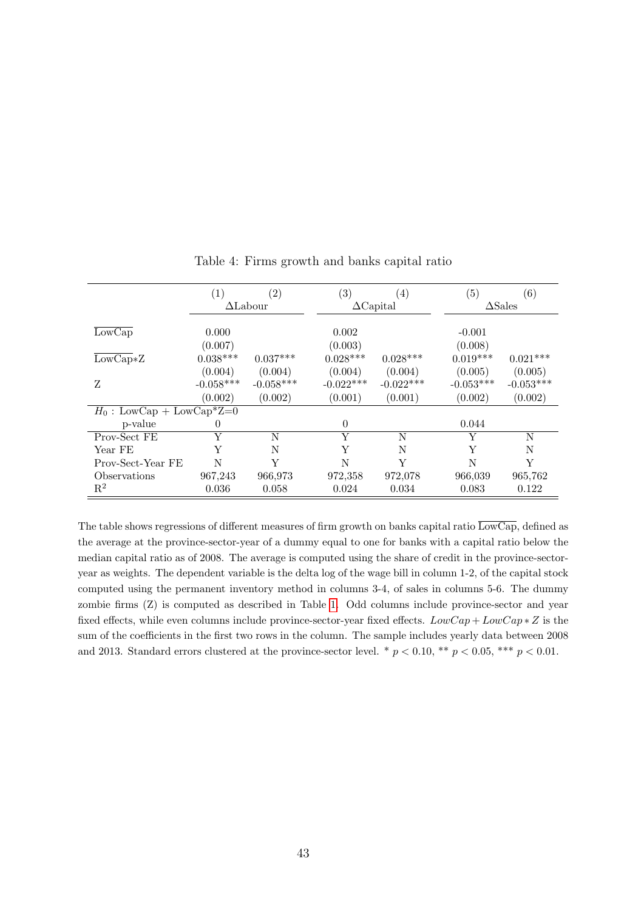Table 4: Firms growth and banks capital ratio

| | (1) | (2) | (3) | (4) | (5) | (6) |
|---|---|---|---|---|---|---|
| | $\Delta$Labour | | $\Delta$Capital | | $\Delta$Sales | |
| $\overline{\text{LowCap}}$ | 0.000 | | 0.002 | | -0.001 | |
| | (0.007) | | (0.003) | | (0.008) | |
| $\overline{\text{LowCap}}$*Z | 0.038*** | 0.037*** | 0.028*** | 0.028*** | 0.019*** | 0.021*** |
| | (0.004) | (0.004) | (0.004) | (0.004) | (0.005) | (0.005) |
| Z | -0.058*** | -0.058*** | -0.022*** | -0.022*** | -0.053*** | -0.053*** |
| | (0.002) | (0.002) | (0.001) | (0.001) | (0.002) | (0.002) |
| $H_0$ : LowCap + LowCap*Z=0 | | | | | | |
| p-value | 0 | | 0 | | 0.044 | |
| Prov-Sect FE | Y | N | Y | N | Y | N |
| Year FE | Y | N | Y | N | Y | N |
| Prov-Sect-Year FE | N | Y | N | Y | N | Y |
| Observations | 967,243 | 966,973 | 972,358 | 972,078 | 966,039 | 965,762 |
| $R^2$ | 0.036 | 0.058 | 0.024 | 0.034 | 0.083 | 0.122 |

The table shows regressions of different measures of firm growth on banks capital ratio $\overline{\text{LowCap}}$, defined as the average at the province-sector-year of a dummy equal to one for banks with a capital ratio below the median capital ratio as of 2008. The average is computed using the share of credit in the province-sector-year as weights. The dependent variable is the delta log of the wage bill in column 1-2, of the capital stock computed using the permanent inventory method in columns 3-4, of sales in columns 5-6. The dummy zombie firms (Z) is computed as described in Table 1. Odd columns include province-sector and year fixed effects, while even columns include province-sector-year fixed effects. $LowCap + LowCap * Z$ is the sum of the coefficients in the first two rows in the column. The sample includes yearly data between 2008 and 2013. Standard errors clustered at the province-sector level. * $p < 0.10$, ** $p < 0.05$, *** $p < 0.01$.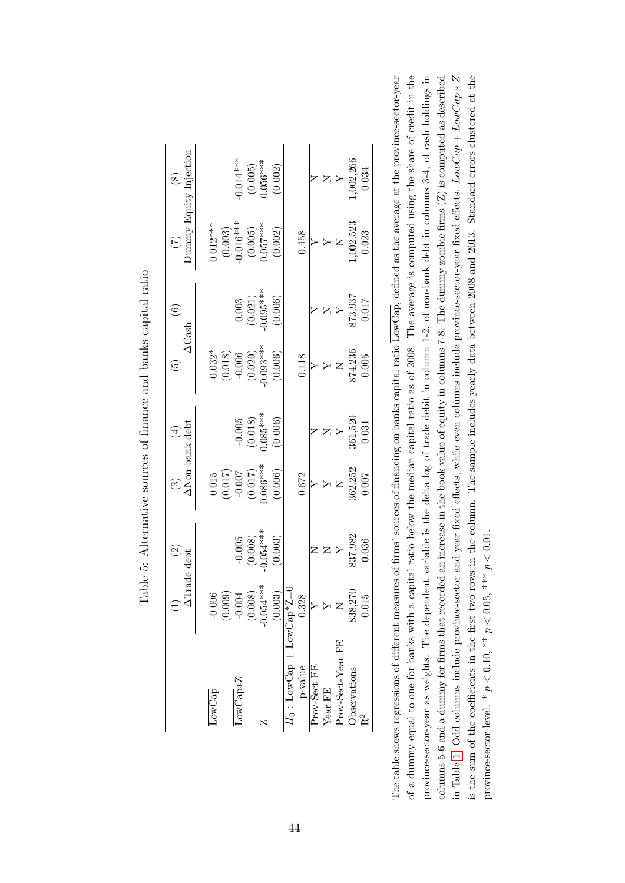Table 5: Alternative sources of finance and banks capital ratio

| | (1) | (2) | (3) | (4) | (5) | (6) | (7) | (8) |
|---|---|---|---|---|---|---|---|---|
| | ΔTrade debt | | ΔNon-bank debt | | ΔCash | | Dummy Equity Injection | |
| $\overline{\text{LowCap}}$ | -0.006 | | 0.015 | | -0.032* | | 0.012*** | |
| | (0.009) | | (0.017) | | (0.018) | | (0.003) | |
| $\overline{\text{LowCap}}$*Z | -0.004 | -0.005 | -0.007 | -0.005 | -0.006 | 0.003 | -0.016*** | -0.014*** |
| | (0.008) | (0.008) | (0.017) | (0.018) | (0.020) | (0.021) | (0.005) | (0.005) |
| Z | -0.054*** | -0.054*** | 0.086*** | 0.085*** | -0.093*** | -0.095*** | 0.057*** | 0.056*** |
| | (0.003) | (0.003) | (0.006) | (0.006) | (0.006) | (0.006) | (0.002) | (0.002) |
| $H_0$ : LowCap + LowCap*Z=0 | | | | | | | | |
| p-value | 0.328 | | 0.672 | | 0.118 | | 0.458 | |
| Prov-Sect FE | Y | N | Y | N | Y | N | Y | N |
| Year FE | Y | N | Y | N | Y | N | Y | N |
| Prov-Sect-Year FE | N | Y | N | Y | N | Y | N | Y |
| Observations | 838,270 | 837,982 | 362,252 | 361,520 | 874,236 | 873,937 | 1,002,523 | 1,002,266 |
| $R^2$ | 0.015 | 0.036 | 0.007 | 0.031 | 0.005 | 0.017 | 0.023 | 0.034 |

The table shows regressions of different measures of firms' sources of financing on banks capital ratio $\overline{\text{LowCap}}$, defined as the average at the province-sector-year of a dummy equal to one for banks with a capital ratio below the median capital ratio as of 2008. The average is computed using the share of credit in the province-sector-year as weights. The dependent variable is the delta log of trade debit in column 1-2, of non-bank debt in columns 3-4, of cash holdings in columns 5-6 and a dummy for firms that recorded an increase in the book value of equity in columns 7-8. The dummy zombie firms (Z) is computed as described in Table 1. Odd columns include province-sector and year fixed effects, while even columns include province-sector-year fixed effects. $LowCap + LowCap * Z$ is the sum of the coefficients in the first two rows in the column. The sample includes yearly data between 2008 and 2013. Standard errors clustered at the province-sector level. * $p < 0.10$, ** $p < 0.05$, *** $p < 0.01$.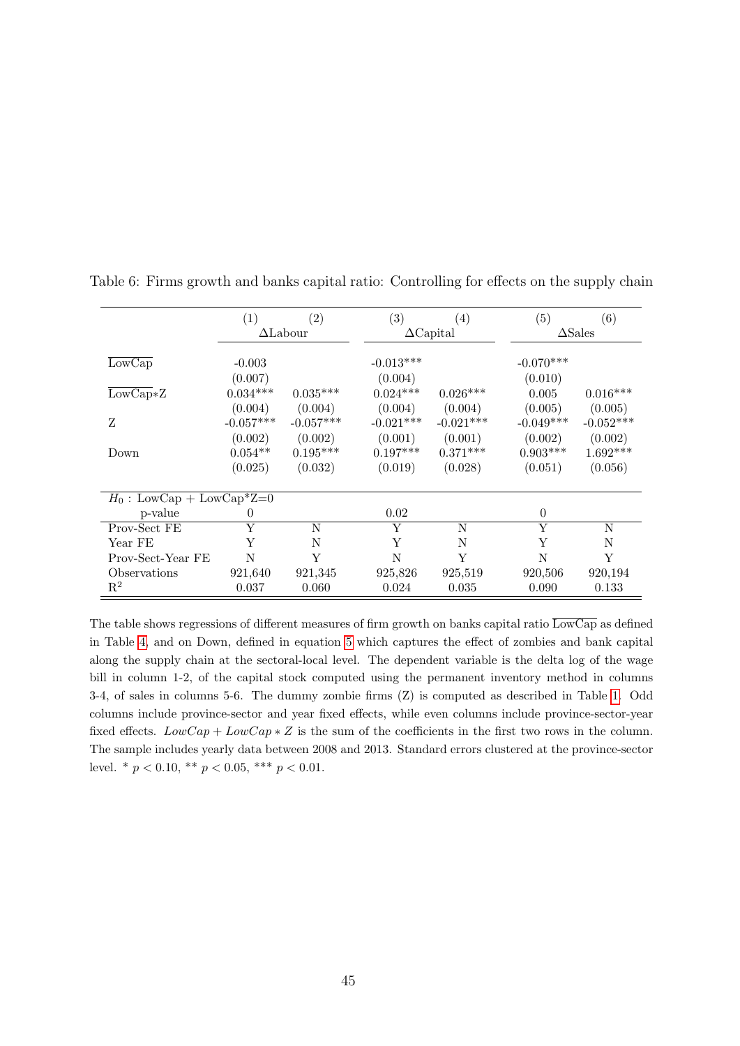Table 6: Firms growth and banks capital ratio: Controlling for effects on the supply chain

| | (1) | (2) | (3) | (4) | (5) | (6) |
|---|---|---|---|---|---|---|
| | ΔLabour | | ΔCapital | | ΔSales | |
| $\overline{\text{LowCap}}$ | -0.003 | | -0.013*** | | -0.070*** | |
| | (0.007) | | (0.004) | | (0.010) | |
| $\overline{\text{LowCap}}$*Z | 0.034*** | 0.035*** | 0.024*** | 0.026*** | 0.005 | 0.016*** |
| | (0.004) | (0.004) | (0.004) | (0.004) | (0.005) | (0.005) |
| Z | -0.057*** | -0.057*** | -0.021*** | -0.021*** | -0.049*** | -0.052*** |
| | (0.002) | (0.002) | (0.001) | (0.001) | (0.002) | (0.002) |
| Down | 0.054** | 0.195*** | 0.197*** | 0.371*** | 0.903*** | 1.692*** |
| | (0.025) | (0.032) | (0.019) | (0.028) | (0.051) | (0.056) |
| $H_0$ : LowCap + LowCap*Z=0 | | | | | | |
| p-value | 0 | | 0.02 | | 0 | |
| Prov-Sect FE | Y | N | Y | N | Y | N |
| Year FE | Y | N | Y | N | Y | N |
| Prov-Sect-Year FE | N | Y | N | Y | N | Y |
| Observations | 921,640 | 921,345 | 925,826 | 925,519 | 920,506 | 920,194 |
| $R^2$ | 0.037 | 0.060 | 0.024 | 0.035 | 0.090 | 0.133 |

The table shows regressions of different measures of firm growth on banks capital ratio $\overline{\text{LowCap}}$ as defined in Table 4, and on Down, defined in equation 5 which captures the effect of zombies and bank capital along the supply chain at the sectoral-local level. The dependent variable is the delta log of the wage bill in column 1-2, of the capital stock computed using the permanent inventory method in columns 3-4, of sales in columns 5-6. The dummy zombie firms (Z) is computed as described in Table 1. Odd columns include province-sector and year fixed effects, while even columns include province-sector-year fixed effects. $LowCap + LowCap * Z$ is the sum of the coefficients in the first two rows in the column. The sample includes yearly data between 2008 and 2013. Standard errors clustered at the province-sector level. * $p < 0.10$, ** $p < 0.05$, *** $p < 0.01$.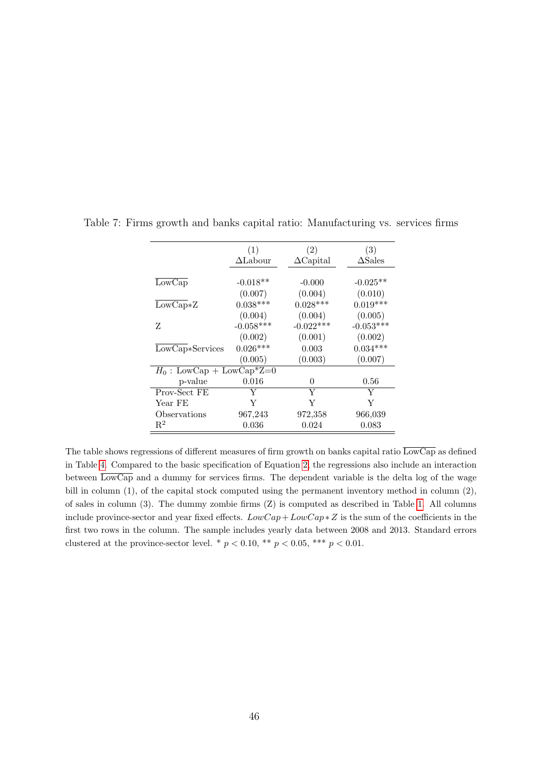Table 7: Firms growth and banks capital ratio: Manufacturing vs. services firms

| | (1) | (2) | (3) |
|---|---|---|---|
| | ΔLabour | ΔCapital | ΔSales |
| $\overline{\text{LowCap}}$ | -0.018** | -0.000 | -0.025** |
| | (0.007) | (0.004) | (0.010) |
| $\overline{\text{LowCap}}$*Z | 0.038*** | 0.028*** | 0.019*** |
| | (0.004) | (0.004) | (0.005) |
| Z | -0.058*** | -0.022*** | -0.053*** |
| | (0.002) | (0.001) | (0.002) |
| $\overline{\text{LowCap}}$*Services | 0.026*** | 0.003 | 0.034*** |
| | (0.005) | (0.003) | (0.007) |
| $H_0$ : LowCap + LowCap*Z=0 | | | |
| p-value | 0.016 | 0 | 0.56 |
| Prov-Sect FE | Y | Y | Y |
| Year FE | Y | Y | Y |
| Observations | 967,243 | 972,358 | 966,039 |
| $R^2$ | 0.036 | 0.024 | 0.083 |

The table shows regressions of different measures of firm growth on banks capital ratio $\overline{\text{LowCap}}$ as defined in Table 4. Compared to the basic specification of Equation 2, the regressions also include an interaction between $\overline{\text{LowCap}}$ and a dummy for services firms. The dependent variable is the delta log of the wage bill in column (1), of the capital stock computed using the permanent inventory method in column (2), of sales in column (3). The dummy zombie firms (Z) is computed as described in Table 1. All columns include province-sector and year fixed effects. $LowCap + LowCap * Z$ is the sum of the coefficients in the first two rows in the column. The sample includes yearly data between 2008 and 2013. Standard errors clustered at the province-sector level. * $p < 0.10$, ** $p < 0.05$, *** $p < 0.01$.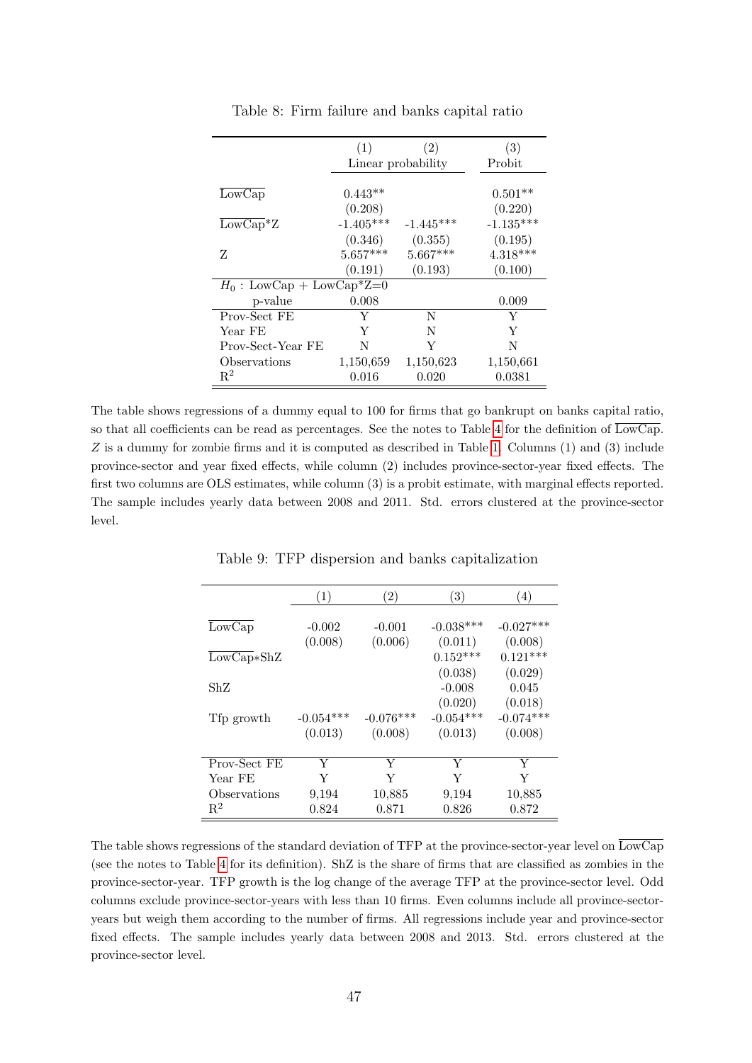Table 8: Firm failure and banks capital ratio

| | (1) | (2) | (3) |
|---|---|---|---|
| | Linear probability | | Probit |
| $\overline{\text{LowCap}}$ | 0.443** | | 0.501** |
| | (0.208) | | (0.220) |
| $\overline{\text{LowCap}}$*Z | -1.405*** | -1.445*** | -1.135*** |
| | (0.346) | (0.355) | (0.195) |
| Z | 5.657*** | 5.667*** | 4.318*** |
| | (0.191) | (0.193) | (0.100) |
| $H_0$ : LowCap + LowCap*Z=0 | | | |
| p-value | 0.008 | | 0.009 |
| Prov-Sect FE | Y | N | Y |
| Year FE | Y | N | Y |
| Prov-Sect-Year FE | N | Y | N |
| Observations | 1,150,659 | 1,150,623 | 1,150,661 |
| $R^2$ | 0.016 | 0.020 | 0.0381 |

The table shows regressions of a dummy equal to 100 for firms that go bankrupt on banks capital ratio, so that all coefficients can be read as percentages. See the notes to Table 4 for the definition of $\overline{\text{LowCap}}$. $Z$ is a dummy for zombie firms and it is computed as described in Table 1. Columns (1) and (3) include province-sector and year fixed effects, while column (2) includes province-sector-year fixed effects. The first two columns are OLS estimates, while column (3) is a probit estimate, with marginal effects reported. The sample includes yearly data between 2008 and 2011. Std. errors clustered at the province-sector level.

Table 9: TFP dispersion and banks capitalization

| | (1) | (2) | (3) | (4) |
|---|---|---|---|---|
| $\overline{\text{LowCap}}$ | -0.002 | -0.001 | -0.038*** | -0.027*** |
| | (0.008) | (0.006) | (0.011) | (0.008) |
| $\overline{\text{LowCap}}$*ShZ | | | 0.152*** | 0.121*** |
| | | | (0.038) | (0.029) |
| ShZ | | | -0.008 | 0.045 |
| | | | (0.020) | (0.018) |
| Tfp growth | -0.054*** | -0.076*** | -0.054*** | -0.074*** |
| | (0.013) | (0.008) | (0.013) | (0.008) |
| Prov-Sect FE | Y | Y | Y | Y |
| Year FE | Y | Y | Y | Y |
| Observations | 9,194 | 10,885 | 9,194 | 10,885 |
| $R^2$ | 0.824 | 0.871 | 0.826 | 0.872 |

The table shows regressions of the standard deviation of TFP at the province-sector-year level on $\overline{\text{LowCap}}$ (see the notes to Table 4 for its definition). ShZ is the share of firms that are classified as zombies in the province-sector-year. TFP growth is the log change of the average TFP at the province-sector level. Odd columns exclude province-sector-years with less than 10 firms. Even columns include all province-sector-years but weigh them according to the number of firms. All regressions include year and province-sector fixed effects. The sample includes yearly data between 2008 and 2013. Std. errors clustered at the province-sector level.